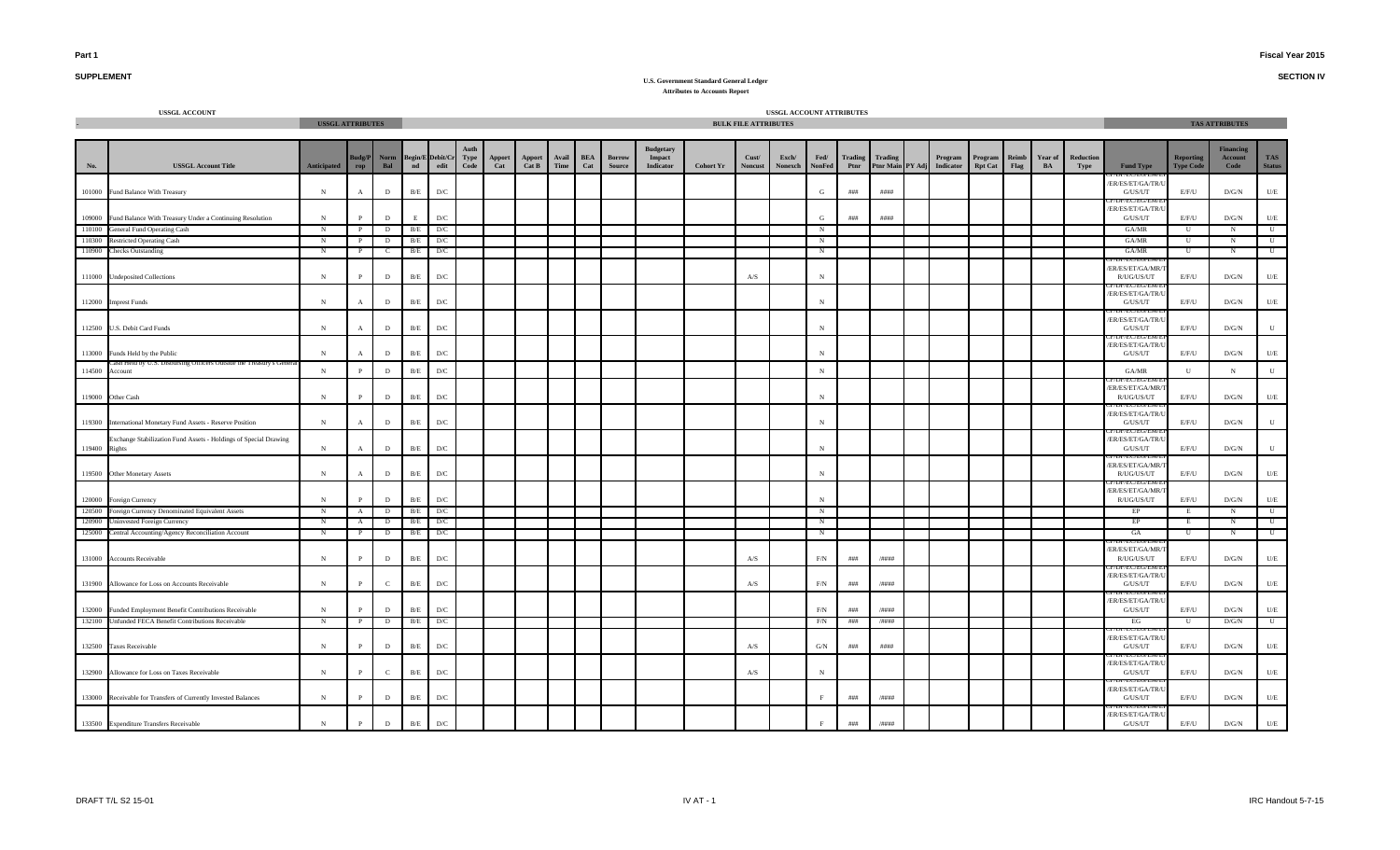Part 1

SUPPLEMENT

Fiscal Year 2015

SECTION IV

## U.S. Government Standard General Ledger
### Attributes to Accounts Report

| USSGL ACCOUNT | | USSGL ATTRIBUTES | | | | | | | | | | | | | USSGL ACCOUNT ATTRIBUTES BULK FILE ATTRIBUTES | | | | | | | | | | | | | | TAS ATTRIBUTES | | | |
|---|---|---|---|---|---|---|---|---|---|---|---|---|---|---|---|---|---|---|---|---|---|---|---|---|---|---|---|---|---|---|---|
| No. | USSGL Account Title | Anticipated | Budg/Prop | Norm Bal | Begin/End | Debit/Credit | Auth Type Code | Apport Cat | Apport Cat B | Avail Time | BEA Cat | Borrow Source | Budgetary Impact Indicator | Cohort Yr | Cust/Noncust | Exch/Nonexch | Fed/NonFed | Trading Ptnr | Trading Ptnr Main | PY Adj | Program Indicator | Program Rpt Cat | Reimb Flag | Year of BA | Reduction Type | Fund Type | Reporting Type Code | Financing Account Code | TAS Status |
| 101000 | Fund Balance With Treasury | N | A | D | B/E | D/C | | | | | | | | | | | G | ### | #### | | | | | | | CF/DF/EC/EG/EM/EP/ER/ES/ET/GA/TR/UG/US/UT | E/F/U | D/G/N | U/E |
| 109000 | Fund Balance With Treasury Under a Continuing Resolution | N | P | D | E | D/C | | | | | | | | | | | G | ### | #### | | | | | | | CF/DF/EC/EG/EM/EP/ER/ES/ET/GA/TR/UG/US/UT | E/F/U | D/G/N | U/E |
| 110100 | General Fund Operating Cash | N | P | D | B/E | D/C | | | | | | | | | | | N | | | | | | | | | GA/MR | U | N | U |
| 110300 | Restricted Operating Cash | N | P | D | B/E | D/C | | | | | | | | | | | N | | | | | | | | | GA/MR | U | N | U |
| 110900 | Checks Outstanding | N | P | C | B/E | D/C | | | | | | | | | | | N | | | | | | | | | GA/MR | U | N | U |
| 111000 | Undeposited Collections | N | P | D | B/E | D/C | | | | | | | | | A/S | | N | | | | | | | | | CF/DF/EC/EG/EM/EP/ER/ES/ET/GA/MR/TR/UG/US/UT | E/F/U | D/G/N | U/E |
| 112000 | Imprest Funds | N | A | D | B/E | D/C | | | | | | | | | | | N | | | | | | | | | CF/DF/EC/EG/EM/EP/ER/ES/ET/GA/TR/UG/US/UT | E/F/U | D/G/N | U/E |
| 112500 | U.S. Debit Card Funds | N | A | D | B/E | D/C | | | | | | | | | | | N | | | | | | | | | CF/DF/EC/EG/EM/EP/ER/ES/ET/GA/TR/UG/US/UT | E/F/U | D/G/N | U |
| 113000 | Funds Held by the Public | N | A | D | B/E | D/C | | | | | | | | | | | N | | | | | | | | | CF/DF/EC/EG/EM/EP/ER/ES/ET/GA/TR/UG/US/UT | E/F/U | D/G/N | U/E |
| 114500 | Cash Held by U.S. Disbursing Officers Outside the Treasury's General Account | N | P | D | B/E | D/C | | | | | | | | | | | N | | | | | | | | | GA/MR | U | N | U |
| 119000 | Other Cash | N | P | D | B/E | D/C | | | | | | | | | | | N | | | | | | | | | CF/DF/EC/EG/EM/EP/ER/ES/ET/GA/MR/TR/UG/US/UT | E/F/U | D/G/N | U/E |
| 119300 | International Monetary Fund Assets - Reserve Position | N | A | D | B/E | D/C | | | | | | | | | | | N | | | | | | | | | CF/DF/EC/EG/EM/EP/ER/ES/ET/GA/TR/UG/US/UT | E/F/U | D/G/N | U |
| 119400 | Exchange Stabilization Fund Assets - Holdings of Special Drawing Rights | N | A | D | B/E | D/C | | | | | | | | | | | N | | | | | | | | | CF/DF/EC/EG/EM/EP/ER/ES/ET/GA/TR/UG/US/UT | E/F/U | D/G/N | U |
| 119500 | Other Monetary Assets | N | A | D | B/E | D/C | | | | | | | | | | | N | | | | | | | | | CF/DF/EC/EG/EM/EP/ER/ES/ET/GA/MR/TR/UG/US/UT | E/F/U | D/G/N | U/E |
| 120000 | Foreign Currency | N | P | D | B/E | D/C | | | | | | | | | | | N | | | | | | | | | CF/DF/EC/EG/EM/EP/ER/ES/ET/GA/MR/TR/UG/US/UT | E/F/U | D/G/N | U/E |
| 120500 | Foreign Currency Denominated Equivalent Assets | N | A | D | B/E | D/C | | | | | | | | | | | N | | | | | | | | | EP | E | N | U |
| 120900 | Uninvested Foreign Currency | N | A | D | B/E | D/C | | | | | | | | | | | N | | | | | | | | | EP | E | N | U |
| 125000 | Central Accounting/Agency Reconciliation Account | N | P | D | B/E | D/C | | | | | | | | | | | N | | | | | | | | | GA | U | N | U |
| 131000 | Accounts Receivable | N | P | D | B/E | D/C | | | | | | | | | A/S | | F/N | ### | /#### | | | | | | | CF/DF/EC/EG/EM/EP/ER/ES/ET/GA/MR/TR/UG/US/UT | E/F/U | D/G/N | U/E |
| 131900 | Allowance for Loss on Accounts Receivable | N | P | C | B/E | D/C | | | | | | | | | A/S | | F/N | ### | /#### | | | | | | | CF/DF/EC/EG/EM/EP/ER/ES/ET/GA/TR/UG/US/UT | E/F/U | D/G/N | U/E |
| 132000 | Funded Employment Benefit Contributions Receivable | N | P | D | B/E | D/C | | | | | | | | | | | F/N | ### | /#### | | | | | | | CF/DF/EC/EG/EM/EP/ER/ES/ET/GA/TR/UG/US/UT | E/F/U | D/G/N | U/E |
| 132100 | Unfunded FECA Benefit Contributions Receivable | N | P | D | B/E | D/C | | | | | | | | | | | F/N | ### | /#### | | | | | | | EG | U | D/G/N | U |
| 132500 | Taxes Receivable | N | P | D | B/E | D/C | | | | | | | | | A/S | | G/N | ### | #### | | | | | | | CF/DF/EC/EG/EM/EP/ER/ES/ET/GA/TR/UG/US/UT | E/F/U | D/G/N | U/E |
| 132900 | Allowance for Loss on Taxes Receivable | N | P | C | B/E | D/C | | | | | | | | | A/S | | N | | | | | | | | | CF/DF/EC/EG/EM/EP/ER/ES/ET/GA/TR/UG/US/UT | E/F/U | D/G/N | U/E |
| 133000 | Receivable for Transfers of Currently Invested Balances | N | P | D | B/E | D/C | | | | | | | | | | | F | ### | /#### | | | | | | | CF/DF/EC/EG/EM/EP/ER/ES/ET/GA/TR/UG/US/UT | E/F/U | D/G/N | U/E |
| 133500 | Expenditure Transfers Receivable | N | P | D | B/E | D/C | | | | | | | | | | | F | ### | /#### | | | | | | | CF/DF/EC/EG/EM/EP/ER/ES/ET/GA/TR/UG/US/UT | E/F/U | D/G/N | U/E |

DRAFT T/L S2 15-01

IRC Handout 5-7-15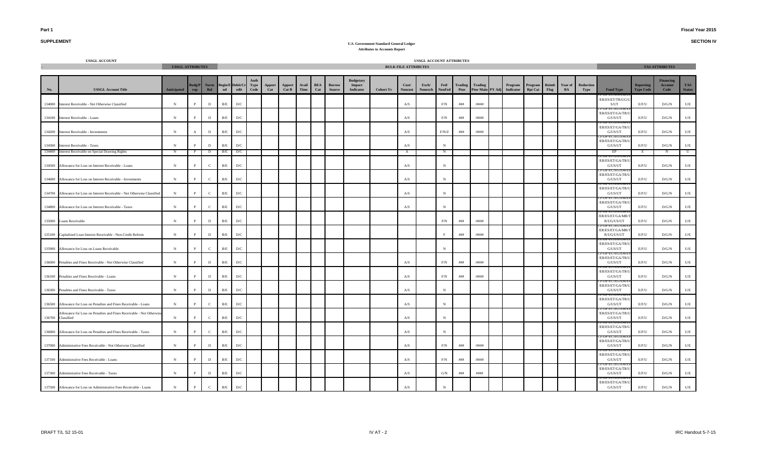**Part 1**

**SUPPLEMENT**

**Fiscal Year 2015**

**SECTION IV**

**U.S. Government Standard General Ledger**
**Attributes to Accounts Report**

| USSGL ACCOUNT | | USSGL ATTRIBUTES | | | | | USSGL ACCOUNT ATTRIBUTES | | | | | | | | BULK FILE ATTRIBUTES | | | | | | | | | | | | | | TAS ATTRIBUTES | | | |
|---|---|---|---|---|---|---|---|---|---|---|---|---|---|---|---|---|---|---|---|---|---|---|---|---|---|---|---|---|---|---|---|
| No. | USSGL Account Title | Anticipated | Budg/Prop | Norm Bal | Begin/End | Debit/Credit | Auth Type Code | Apport Cat | Apport Cat B | Avail Time | BEA Cat | Borrow Source | Budgetary Impact Indicator | Cohort Yr | Cust/Noncust | Exch/Nonexch | Fed/NonFed | Trading Ptnr | Trading Ptnr Main | PY Adj | Program Indicator | Program Rpt Cat | Reimb Flag | Year of BA | Reduction Type | Fund Type | Reporting Type Code | Financing Account Code | TAS Status |
| 134000 | Interest Receivable - Not Otherwise Classified | N | P | D | B/E | D/C | | | | | | | | | A/S | | F/N | ### | /#### | | | | | | | CF/DF/EC/EG/EM/EP/ER/ES/ET/TR/UG/US/UT | E/F/U | D/G/N | U/E |
| 134100 | Interest Receivable - Loans | N | P | D | B/E | D/C | | | | | | | | | A/S | | F/N | ### | /#### | | | | | | | CF/DF/EC/EG/EM/EP/ER/ES/ET/GA/TR/UG/US/UT | E/F/U | D/G/N | U/E |
| 134200 | Interest Receivable - Investments | N | A | D | B/E | D/C | | | | | | | | | A/S | | F/N/Z | ### | /#### | | | | | | | CF/DF/EC/EG/EM/EP/ER/ES/ET/GA/TR/UG/US/UT | E/F/U | D/G/N | U/E |
| 134300 | Interest Receivable - Taxes | N | P | D | B/E | D/C | | | | | | | | | A/S | | N | | | | | | | | | CF/DF/EC/EG/EM/EP/ER/ES/ET/GA/TR/UG/US/UT | E/F/U | D/G/N | U/E |
| 134400 | Interest Receivable on Special Drawing Rights | N | P | D | B/E | D/C | | | | | | | | | A | | N | | | | | | | | | EP | E | N | U |
| 134500 | Allowance for Loss on Interest Receivable - Loans | N | P | C | B/E | D/C | | | | | | | | | A/S | | N | | | | | | | | | CF/DF/EC/EG/EM/EP/ER/ES/ET/GA/TR/UG/US/UT | E/F/U | D/G/N | U/E |
| 134600 | Allowance for Loss on Interest Receivable - Investments | N | P | C | B/E | D/C | | | | | | | | | A/S | | N | | | | | | | | | CF/DF/EC/EG/EM/EP/ER/ES/ET/GA/TR/UG/US/UT | E/F/U | D/G/N | U/E |
| 134700 | Allowance for Loss on Interest Receivable - Not Otherwise Classified | N | P | C | B/E | D/C | | | | | | | | | A/S | | N | | | | | | | | | CF/DF/EC/EG/EM/EP/ER/ES/ET/GA/TR/UG/US/UT | E/F/U | D/G/N | U/E |
| 134800 | Allowance for Loss on Interest Receivable - Taxes | N | P | C | B/E | D/C | | | | | | | | | A/S | | N | | | | | | | | | CF/DF/EC/EG/EM/EP/ER/ES/ET/GA/TR/UG/US/UT | E/F/U | D/G/N | U/E |
| 135000 | Loans Receivable | N | P | D | B/E | D/C | | | | | | | | | | | F/N | ### | /#### | | | | | | | CF/DF/EC/EG/EM/EP/ER/ES/ET/GA/MR/TR/UG/US/UT | E/F/U | D/G/N | U/E |
| 135100 | Capitalized Loan Interest Receivable - Non-Credit Reform | N | P | D | B/E | D/C | | | | | | | | | | | F | ### | /#### | | | | | | | CF/DF/EC/EG/EM/EP/ER/ES/ET/GA/MR/TR/UG/US/UT | E/F/U | D/G/N | U/E |
| 135900 | Allowance for Loss on Loans Receivable | N | P | C | B/E | D/C | | | | | | | | | | | N | | | | | | | | | CF/DF/EC/EG/EM/EP/ER/ES/ET/GA/TR/UG/US/UT | E/F/U | D/G/N | U/E |
| 136000 | Penalties and Fines Receivable - Not Otherwise Classified | N | P | D | B/E | D/C | | | | | | | | | A/S | | F/N | ### | /#### | | | | | | | CF/DF/EC/EG/EM/EP/ER/ES/ET/GA/TR/UG/US/UT | E/F/U | D/G/N | U/E |
| 136100 | Penalties and Fines Receivable - Loans | N | P | D | B/E | D/C | | | | | | | | | A/S | | F/N | ### | /#### | | | | | | | CF/DF/EC/EG/EM/EP/ER/ES/ET/GA/TR/UG/US/UT | E/F/U | D/G/N | U/E |
| 136300 | Penalties and Fines Receivable - Taxes | N | P | D | B/E | D/C | | | | | | | | | A/S | | N | | | | | | | | | CF/DF/EC/EG/EM/EP/ER/ES/ET/GA/TR/UG/US/UT | E/F/U | D/G/N | U/E |
| 136500 | Allowance for Loss on Penalties and Fines Receivable - Loans | N | P | C | B/E | D/C | | | | | | | | | A/S | | N | | | | | | | | | CF/DF/EC/EG/EM/EP/ER/ES/ET/GA/TR/UG/US/UT | E/F/U | D/G/N | U/E |
| 136700 | Allowance for Loss on Penalties and Fines Receivable - Not Otherwise Classified | N | P | C | B/E | D/C | | | | | | | | | A/S | | N | | | | | | | | | CF/DF/EC/EG/EM/EP/ER/ES/ET/GA/TR/UG/US/UT | E/F/U | D/G/N | U/E |
| 136800 | Allowance for Loss on Penalties and Fines Receivable - Taxes | N | P | C | B/E | D/C | | | | | | | | | A/S | | N | | | | | | | | | CF/DF/EC/EG/EM/EP/ER/ES/ET/GA/TR/UG/US/UT | E/F/U | D/G/N | U/E |
| 137000 | Administrative Fees Receivable - Not Otherwise Classified | N | P | D | B/E | D/C | | | | | | | | | A/S | | F/N | ### | /#### | | | | | | | CF/DF/EC/EG/EM/EP/ER/ES/ET/GA/TR/UG/US/UT | E/F/U | D/G/N | U/E |
| 137100 | Administrative Fees Receivable - Loans | N | P | D | B/E | D/C | | | | | | | | | A/S | | F/N | ### | /#### | | | | | | | CF/DF/EC/EG/EM/EP/ER/ES/ET/GA/TR/UG/US/UT | E/F/U | D/G/N | U/E |
| 137300 | Administrative Fees Receivable - Taxes | N | P | D | B/E | D/C | | | | | | | | | A/S | | G/N | ### | #### | | | | | | | CF/DF/EC/EG/EM/EP/ER/ES/ET/GA/TR/UG/US/UT | E/F/U | D/G/N | U/E |
| 137500 | Allowance for Loss on Administrative Fees Receivable - Loans | N | P | C | B/E | D/C | | | | | | | | | A/S | | N | | | | | | | | | CF/DF/EC/EG/EM/EP/ER/ES/ET/GA/TR/UG/US/UT | E/F/U | D/G/N | U/E |

DRAFT T/L S2 15-01

IRC Handout 5-7-15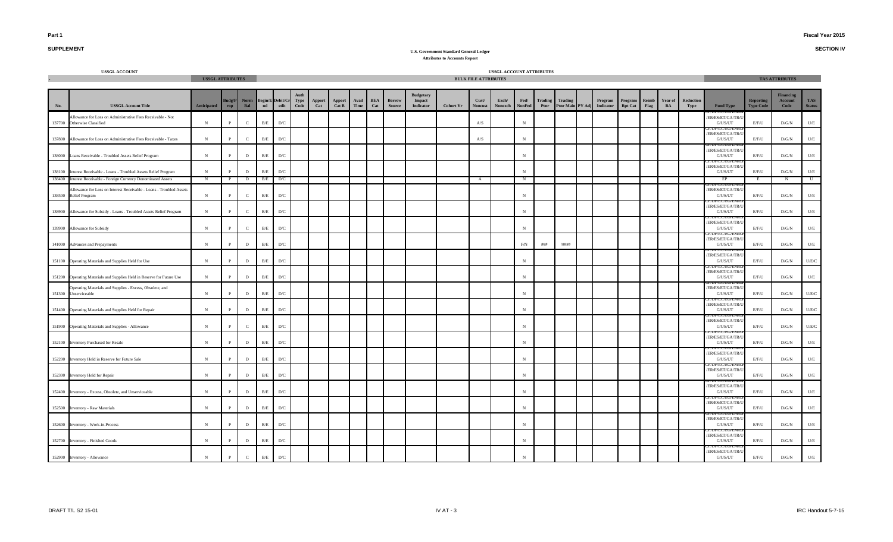**Part 1**

**SUPPLEMENT**

**Fiscal Year 2015**

**SECTION IV**

**U.S. Government Standard General Ledger**
**Attributes to Accounts Report**

| USSGL ACCOUNT | | USSGL ATTRIBUTES | | | | | | | | | | | | BULK FILE ATTRIBUTES | | | | | | | | | | | | | TAS ATTRIBUTES | | | |
|---|---|---|---|---|---|---|---|---|---|---|---|---|---|---|---|---|---|---|---|---|---|---|---|---|---|---|---|---|---|---|
| No. | USSGL Account Title | Anticipated | Budg/Prop | Norm Bal | Begin/End | Debit/Credit | Auth Type Code | Apport Cat | Apport Cat B | Avail Time | BEA Cat | Borrow Source | Budgetary Impact Indicator | Cohort Yr | Cust/Noncust | Exch/Nonexch | Fed/NonFed | Trading Ptnr | Trading Ptnr Main | PY Adj | Program Indicator | Program Rpt Cat | Reimb Flag | Year of BA | Reduction Type | Fund Type | Reporting Type Code | Financing Account Code | TAS Status |
| 137700 | Allowance for Loss on Administrative Fees Receivable - Not Otherwise Classified | N | P | C | B/E | D/C | | | | | | | | | A/S | | N | | | | | | | | | CF/DF/EC/EG/EM/EP/ER/ES/ET/GA/TR/UG/US/UT | E/F/U | D/G/N | U/E |
| 137800 | Allowance for Loss on Administrative Fees Receivable - Taxes | N | P | C | B/E | D/C | | | | | | | | | A/S | | N | | | | | | | | | CF/DF/EC/EG/EM/EP/ER/ES/ET/GA/TR/UG/US/UT | E/F/U | D/G/N | U/E |
| 138000 | Loans Receivable - Troubled Assets Relief Program | N | P | D | B/E | D/C | | | | | | | | | | | N | | | | | | | | | CF/DF/EC/EG/EM/EP/ER/ES/ET/GA/TR/UG/US/UT | E/F/U | D/G/N | U/E |
| 138100 | Interest Receivable - Loans - Troubled Assets Relief Program | N | P | D | B/E | D/C | | | | | | | | | | | N | | | | | | | | | CF/DF/EC/EG/EM/EP/ER/ES/ET/GA/TR/UG/US/UT | E/F/U | D/G/N | U/E |
| 138400 | Interest Receivable - Foreign Currency Denominated Assets | N | P | D | B/E | D/C | | | | | | | | | A | | N | | | | | | | | | EP | E | N | U |
| 138500 | Allowance for Loss on Interest Receivable - Loans - Troubled Assets Relief Program | N | P | C | B/E | D/C | | | | | | | | | | | N | | | | | | | | | CF/DF/EC/EG/EM/EP/ER/ES/ET/GA/TR/UG/US/UT | E/F/U | D/G/N | U/E |
| 138900 | Allowance for Subsidy - Loans - Troubled Assets Relief Program | N | P | C | B/E | D/C | | | | | | | | | | | N | | | | | | | | | CF/DF/EC/EG/EM/EP/ER/ES/ET/GA/TR/UG/US/UT | E/F/U | D/G/N | U/E |
| 139900 | Allowance for Subsidy | N | P | C | B/E | D/C | | | | | | | | | | | N | | | | | | | | | CF/DF/EC/EG/EM/EP/ER/ES/ET/GA/TR/UG/US/UT | E/F/U | D/G/N | U/E |
| 141000 | Advances and Prepayments | N | P | D | B/E | D/C | | | | | | | | | | | F/N | ### | /#### | | | | | | | CF/DF/EC/EG/EM/EP/ER/ES/ET/GA/TR/UG/US/UT | E/F/U | D/G/N | U/E |
| 151100 | Operating Materials and Supplies Held for Use | N | P | D | B/E | D/C | | | | | | | | | | | N | | | | | | | | | CF/DF/EC/EG/EM/EP/ER/ES/ET/GA/TR/UG/US/UT | E/F/U | D/G/N | U/E/C |
| 151200 | Operating Materials and Supplies Held in Reserve for Future Use | N | P | D | B/E | D/C | | | | | | | | | | | N | | | | | | | | | CF/DF/EC/EG/EM/EP/ER/ES/ET/GA/TR/UG/US/UT | E/F/U | D/G/N | U/E |
| 151300 | Operating Materials and Supplies - Excess, Obsolete, and Unserviceable | N | P | D | B/E | D/C | | | | | | | | | | | N | | | | | | | | | CF/DF/EC/EG/EM/EP/ER/ES/ET/GA/TR/UG/US/UT | E/F/U | D/G/N | U/E/C |
| 151400 | Operating Materials and Supplies Held for Repair | N | P | D | B/E | D/C | | | | | | | | | | | N | | | | | | | | | CF/DF/EC/EG/EM/EP/ER/ES/ET/GA/TR/UG/US/UT | E/F/U | D/G/N | U/E/C |
| 151900 | Operating Materials and Supplies - Allowance | N | P | C | B/E | D/C | | | | | | | | | | | N | | | | | | | | | CF/DF/EC/EG/EM/EP/ER/ES/ET/GA/TR/UG/US/UT | E/F/U | D/G/N | U/E/C |
| 152100 | Inventory Purchased for Resale | N | P | D | B/E | D/C | | | | | | | | | | | N | | | | | | | | | CF/DF/EC/EG/EM/EP/ER/ES/ET/GA/TR/UG/US/UT | E/F/U | D/G/N | U/E |
| 152200 | Inventory Held in Reserve for Future Sale | N | P | D | B/E | D/C | | | | | | | | | | | N | | | | | | | | | CF/DF/EC/EG/EM/EP/ER/ES/ET/GA/TR/UG/US/UT | E/F/U | D/G/N | U/E |
| 152300 | Inventory Held for Repair | N | P | D | B/E | D/C | | | | | | | | | | | N | | | | | | | | | CF/DF/EC/EG/EM/EP/ER/ES/ET/GA/TR/UG/US/UT | E/F/U | D/G/N | U/E |
| 152400 | Inventory - Excess, Obsolete, and Unserviceable | N | P | D | B/E | D/C | | | | | | | | | | | N | | | | | | | | | CF/DF/EC/EG/EM/EP/ER/ES/ET/GA/TR/UG/US/UT | E/F/U | D/G/N | U/E |
| 152500 | Inventory - Raw Materials | N | P | D | B/E | D/C | | | | | | | | | | | N | | | | | | | | | CF/DF/EC/EG/EM/EP/ER/ES/ET/GA/TR/UG/US/UT | E/F/U | D/G/N | U/E |
| 152600 | Inventory - Work-in-Process | N | P | D | B/E | D/C | | | | | | | | | | | N | | | | | | | | | CF/DF/EC/EG/EM/EP/ER/ES/ET/GA/TR/UG/US/UT | E/F/U | D/G/N | U/E |
| 152700 | Inventory - Finished Goods | N | P | D | B/E | D/C | | | | | | | | | | | N | | | | | | | | | CF/DF/EC/EG/EM/EP/ER/ES/ET/GA/TR/UG/US/UT | E/F/U | D/G/N | U/E |
| 152900 | Inventory - Allowance | N | P | C | B/E | D/C | | | | | | | | | | | N | | | | | | | | | CF/DF/EC/EG/EM/EP/ER/ES/ET/GA/TR/UG/US/UT | E/F/U | D/G/N | U/E |

DRAFT T/L S2 15-01

IRC Handout 5-7-15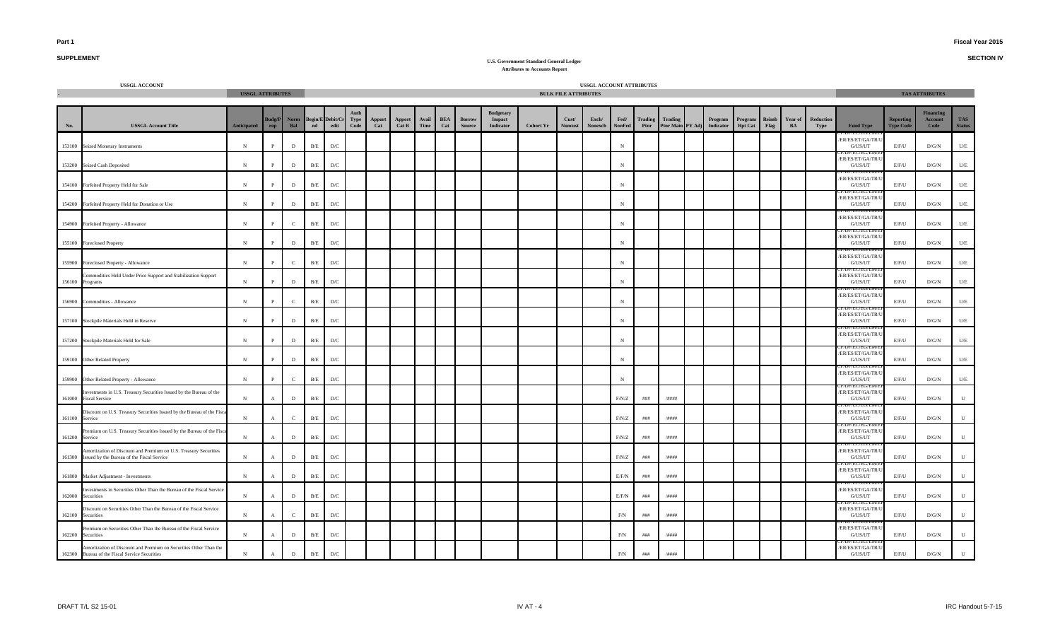**Part 1**

**SUPPLEMENT**

**Fiscal Year 2015**

**SECTION IV**

**U.S. Government Standard General Ledger**
**Attributes to Accounts Report**

| USSGL ACCOUNT | | USSGL ATTRIBUTES | | | | | USSGL ACCOUNT ATTRIBUTES | | | | | | | | | | | BULK FILE ATTRIBUTES | | | | | | | | | | | | TAS ATTRIBUTES | | | |
|---|---|---|---|---|---|---|---|---|---|---|---|---|---|---|---|---|---|---|---|---|---|---|---|---|---|---|---|---|---|---|---|---|---|
| No. | USSGL Account Title | Anticipated | Budg/Prop | Norm Bal | Begin/End | Debit/Credit | Auth Type Code | Apport Cat | Apport Cat B | Avail Time | BEA Cat | Borrow Source | Budgetary Impact Indicator | Cohort Yr | Cust/Noncust | Exch/Nonexch | Fed/NonFed | Trading Ptnr | Trading Ptnr Main | PY Adj | Program Indicator | Program Rpt Cat | Reimb Flag | Year of BA | Reduction Type | Fund Type | Reporting Type Code | Financing Account Code | TAS Status |
| 153100 | Seized Monetary Instruments | N | P | D | B/E | D/C | | | | | | | | | | | N | | | | | | | | | CF/DF/EC/EG/EM/ER/ES/ET/GA/TR/U G/US/UT | E/F/U | D/G/N | U/E |
| 153200 | Seized Cash Deposited | N | P | D | B/E | D/C | | | | | | | | | | | N | | | | | | | | | CF/DF/EC/EG/EM/ER/ES/ET/GA/TR/U G/US/UT | E/F/U | D/G/N | U/E |
| 154100 | Forfeited Property Held for Sale | N | P | D | B/E | D/C | | | | | | | | | | | N | | | | | | | | | CF/DF/EC/EG/EM/ER/ES/ET/GA/TR/U G/US/UT | E/F/U | D/G/N | U/E |
| 154200 | Forfeited Property Held for Donation or Use | N | P | D | B/E | D/C | | | | | | | | | | | N | | | | | | | | | CF/DF/EC/EG/EM/ER/ES/ET/GA/TR/U G/US/UT | E/F/U | D/G/N | U/E |
| 154900 | Forfeited Property - Allowance | N | P | C | B/E | D/C | | | | | | | | | | | N | | | | | | | | | CF/DF/EC/EG/EM/ER/ES/ET/GA/TR/U G/US/UT | E/F/U | D/G/N | U/E |
| 155100 | Foreclosed Property | N | P | D | B/E | D/C | | | | | | | | | | | N | | | | | | | | | CF/DF/EC/EG/EM/ER/ES/ET/GA/TR/U G/US/UT | E/F/U | D/G/N | U/E |
| 155900 | Foreclosed Property - Allowance | N | P | C | B/E | D/C | | | | | | | | | | | N | | | | | | | | | CF/DF/EC/EG/EM/ER/ES/ET/GA/TR/U G/US/UT | E/F/U | D/G/N | U/E |
| 156100 | Commodities Held Under Price Support and Stabilization Support Programs | N | P | D | B/E | D/C | | | | | | | | | | | N | | | | | | | | | CF/DF/EC/EG/EM/ER/ES/ET/GA/TR/U G/US/UT | E/F/U | D/G/N | U/E |
| 156900 | Commodities - Allowance | N | P | C | B/E | D/C | | | | | | | | | | | N | | | | | | | | | CF/DF/EC/EG/EM/ER/ES/ET/GA/TR/U G/US/UT | E/F/U | D/G/N | U/E |
| 157100 | Stockpile Materials Held in Reserve | N | P | D | B/E | D/C | | | | | | | | | | | N | | | | | | | | | CF/DF/EC/EG/EM/ER/ES/ET/GA/TR/U G/US/UT | E/F/U | D/G/N | U/E |
| 157200 | Stockpile Materials Held for Sale | N | P | D | B/E | D/C | | | | | | | | | | | N | | | | | | | | | CF/DF/EC/EG/EM/ER/ES/ET/GA/TR/U G/US/UT | E/F/U | D/G/N | U/E |
| 159100 | Other Related Property | N | P | D | B/E | D/C | | | | | | | | | | | N | | | | | | | | | CF/DF/EC/EG/EM/ER/ES/ET/GA/TR/U G/US/UT | E/F/U | D/G/N | U/E |
| 159900 | Other Related Property - Allowance | N | P | C | B/E | D/C | | | | | | | | | | | N | | | | | | | | | CF/DF/EC/EG/EM/ER/ES/ET/GA/TR/U G/US/UT | E/F/U | D/G/N | U/E |
| 161000 | Investments in U.S. Treasury Securities Issued by the Bureau of the Fiscal Service | N | A | D | B/E | D/C | | | | | | | | | | | F/N/Z | ### | /#### | | | | | | | CF/DF/EC/EG/EM/ER/ES/ET/GA/TR/U G/US/UT | E/F/U | D/G/N | U |
| 161100 | Discount on U.S. Treasury Securities Issued by the Bureau of the Fiscal Service | N | A | C | B/E | D/C | | | | | | | | | | | F/N/Z | ### | /#### | | | | | | | CF/DF/EC/EG/EM/ER/ES/ET/GA/TR/U G/US/UT | E/F/U | D/G/N | U |
| 161200 | Premium on U.S. Treasury Securities Issued by the Bureau of the Fiscal Service | N | A | D | B/E | D/C | | | | | | | | | | | F/N/Z | ### | /#### | | | | | | | CF/DF/EC/EG/EM/ER/ES/ET/GA/TR/U G/US/UT | E/F/U | D/G/N | U |
| 161300 | Amortization of Discount and Premium on U.S. Treasury Securities Issued by the Bureau of the Fiscal Service | N | A | D | B/E | D/C | | | | | | | | | | | F/N/Z | ### | /#### | | | | | | | CF/DF/EC/EG/EM/ER/ES/ET/GA/TR/U G/US/UT | E/F/U | D/G/N | U |
| 161800 | Market Adjustment - Investments | N | A | D | B/E | D/C | | | | | | | | | | | E/F/N | ### | /#### | | | | | | | CF/DF/EC/EG/EM/ER/ES/ET/GA/TR/U G/US/UT | E/F/U | D/G/N | U |
| 162000 | Investments in Securities Other Than the Bureau of the Fiscal Service Securities | N | A | D | B/E | D/C | | | | | | | | | | | E/F/N | ### | /#### | | | | | | | CF/DF/EC/EG/EM/ER/ES/ET/GA/TR/U G/US/UT | E/F/U | D/G/N | U |
| 162100 | Discount on Securities Other Than the Bureau of the Fiscal Service Securities | N | A | C | B/E | D/C | | | | | | | | | | | F/N | ### | /#### | | | | | | | CF/DF/EC/EG/EM/ER/ES/ET/GA/TR/U G/US/UT | E/F/U | D/G/N | U |
| 162200 | Premium on Securities Other Than the Bureau of the Fiscal Service Securities | N | A | D | B/E | D/C | | | | | | | | | | | F/N | ### | /#### | | | | | | | CF/DF/EC/EG/EM/ER/ES/ET/GA/TR/U G/US/UT | E/F/U | D/G/N | U |
| 162300 | Amortization of Discount and Premium on Securities Other Than the Bureau of the Fiscal Service Securities | N | A | D | B/E | D/C | | | | | | | | | | | F/N | ### | /#### | | | | | | | CF/DF/EC/EG/EM/ER/ES/ET/GA/TR/U G/US/UT | E/F/U | D/G/N | U |

DRAFT T/L S2 15-01 IRC Handout 5-7-15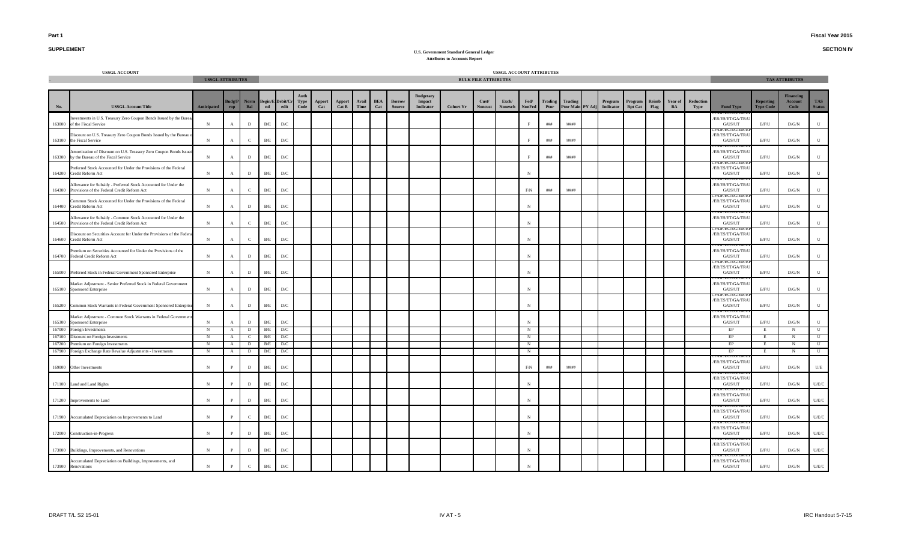**Part 1** **Fiscal Year 2015**

**SUPPLEMENT** **SECTION IV**

**U.S. Government Standard General Ledger**
**Attributes to Accounts Report**

| USSGL ACCOUNT | | USSGL ATTRIBUTES | | | | | | | | | | | | | BULK FILE ATTRIBUTES | | | | | | | | | | | | | | TAS ATTRIBUTES | | | |
|---|---|---|---|---|---|---|---|---|---|---|---|---|---|---|---|---|---|---|---|---|---|---|---|---|---|---|---|---|---|---|---|---|
| No. | USSGL Account Title | Anticipated | Budg/Prop | Norm Bal | Begin/End | Debit/Credit | Auth Type Code | Apport Cat | Apport Cat B | Avail Time | BEA Cat | Borrow Source | Budgetary Impact Indicator | Cohort Yr | Cust/Noncust | Exch/Nonexch | Fed/NonFed | Trading Ptnr | Trading Ptnr Main | PY Adj | Program Indicator | Program Rpt Cat | Reimb Flag | Year of BA | Reduction Type | Fund Type | Reporting Type Code | Financing Account Code | TAS Status |
| 163000 | Investments in U.S. Treasury Zero Coupon Bonds Issued by the Bureau of the Fiscal Service | N | A | D | B/E | D/C | | | | | | | | | | | F | ### | /#### | | | | | | | CF/DF/EC/EG/EM/EP/ER/ES/ET/GA/TR/U G/US/UT | E/F/U | D/G/N | U |
| 163100 | Discount on U.S. Treasury Zero Coupon Bonds Issued by the Bureau of the Fiscal Service | N | A | C | B/E | D/C | | | | | | | | | | | F | ### | /#### | | | | | | | CF/DF/EC/EG/EM/EP/ER/ES/ET/GA/TR/U G/US/UT | E/F/U | D/G/N | U |
| 163300 | Amortization of Discount on U.S. Treasury Zero Coupon Bonds Issued by the Bureau of the Fiscal Service | N | A | D | B/E | D/C | | | | | | | | | | | F | ### | /#### | | | | | | | CF/DF/EC/EG/EM/EP/ER/ES/ET/GA/TR/U G/US/UT | E/F/U | D/G/N | U |
| 164200 | Preferred Stock Accounted for Under the Provisions of the Federal Credit Reform Act | N | A | D | B/E | D/C | | | | | | | | | | | N | | | | | | | | | CF/DF/EC/EG/EM/EP/ER/ES/ET/GA/TR/U G/US/UT | E/F/U | D/G/N | U |
| 164300 | Allowance for Subsidy - Preferred Stock Accounted for Under the Provisions of the Federal Credit Reform Act | N | A | C | B/E | D/C | | | | | | | | | | | F/N | ### | /#### | | | | | | | CF/DF/EC/EG/EM/EP/ER/ES/ET/GA/TR/U G/US/UT | E/F/U | D/G/N | U |
| 164400 | Common Stock Accounted for Under the Provisions of the Federal Credit Reform Act | N | A | D | B/E | D/C | | | | | | | | | | | N | | | | | | | | | CF/DF/EC/EG/EM/EP/ER/ES/ET/GA/TR/U G/US/UT | E/F/U | D/G/N | U |
| 164500 | Allowance for Subsidy - Common Stock Accounted for Under the Provisions of the Federal Credit Reform Act | N | A | C | B/E | D/C | | | | | | | | | | | N | | | | | | | | | CF/DF/EC/EG/EM/EP/ER/ES/ET/GA/TR/U G/US/UT | E/F/U | D/G/N | U |
| 164600 | Discount on Securities Account for Under the Provisions of the Federal Credit Reform Act | N | A | C | B/E | D/C | | | | | | | | | | | N | | | | | | | | | CF/DF/EC/EG/EM/EP/ER/ES/ET/GA/TR/U G/US/UT | E/F/U | D/G/N | U |
| 164700 | Premium on Securities Accounted for Under the Provisions of the Federal Credit Reform Act | N | A | D | B/E | D/C | | | | | | | | | | | N | | | | | | | | | CF/DF/EC/EG/EM/EP/ER/ES/ET/GA/TR/U G/US/UT | E/F/U | D/G/N | U |
| 165000 | Preferred Stock in Federal Government Sponsored Enterprise | N | A | D | B/E | D/C | | | | | | | | | | | N | | | | | | | | | CF/DF/EC/EG/EM/EP/ER/ES/ET/GA/TR/U G/US/UT | E/F/U | D/G/N | U |
| 165100 | Market Adjustment - Senior Preferred Stock in Federal Government Sponsored Enterprise | N | A | D | B/E | D/C | | | | | | | | | | | N | | | | | | | | | CF/DF/EC/EG/EM/EP/ER/ES/ET/GA/TR/U G/US/UT | E/F/U | D/G/N | U |
| 165200 | Common Stock Warrants in Federal Government Sponsored Enterprise | N | A | D | B/E | D/C | | | | | | | | | | | N | | | | | | | | | CF/DF/EC/EG/EM/EP/ER/ES/ET/GA/TR/U G/US/UT | E/F/U | D/G/N | U |
| 165300 | Market Adjustment - Common Stock Warrants in Federal Government Sponsored Enterprise | N | A | D | B/E | D/C | | | | | | | | | | | N | | | | | | | | | CF/DF/EC/EG/EM/EP/ER/ES/ET/GA/TR/U G/US/UT | E/F/U | D/G/N | U |
| 167000 | Foreign Investments | N | A | D | B/E | D/C | | | | | | | | | | | N | | | | | | | | | EP | E | N | U |
| 167100 | Discount on Foreign Investments | N | A | C | B/E | D/C | | | | | | | | | | | N | | | | | | | | | EP | E | N | U |
| 167200 | Premium on Foreign Investments | N | A | D | B/E | D/C | | | | | | | | | | | N | | | | | | | | | EP | E | N | U |
| 167900 | Foreign Exchange Rate Revalue Adjustments - Investments | N | A | D | B/E | D/C | | | | | | | | | | | N | | | | | | | | | EP | E | N | U |
| 169000 | Other Investments | N | P | D | B/E | D/C | | | | | | | | | | | F/N | ### | /#### | | | | | | | CF/DF/EC/EG/EM/EP/ER/ES/ET/GA/TR/U G/US/UT | E/F/U | D/G/N | U/E |
| 171100 | Land and Land Rights | N | P | D | B/E | D/C | | | | | | | | | | | N | | | | | | | | | CF/DF/EC/EG/EM/EP/ER/ES/ET/GA/TR/U G/US/UT | E/F/U | D/G/N | U/E/C |
| 171200 | Improvements to Land | N | P | D | B/E | D/C | | | | | | | | | | | N | | | | | | | | | CF/DF/EC/EG/EM/EP/ER/ES/ET/GA/TR/U G/US/UT | E/F/U | D/G/N | U/E/C |
| 171900 | Accumulated Depreciation on Improvements to Land | N | P | C | B/E | D/C | | | | | | | | | | | N | | | | | | | | | CF/DF/EC/EG/EM/EP/ER/ES/ET/GA/TR/U G/US/UT | E/F/U | D/G/N | U/E/C |
| 172000 | Construction-in-Progress | N | P | D | B/E | D/C | | | | | | | | | | | N | | | | | | | | | CF/DF/EC/EG/EM/EP/ER/ES/ET/GA/TR/U G/US/UT | E/F/U | D/G/N | U/E/C |
| 173000 | Buildings, Improvements, and Renovations | N | P | D | B/E | D/C | | | | | | | | | | | N | | | | | | | | | CF/DF/EC/EG/EM/EP/ER/ES/ET/GA/TR/U G/US/UT | E/F/U | D/G/N | U/E/C |
| 173900 | Accumulated Depreciation on Buildings, Improvements, and Renovations | N | P | C | B/E | D/C | | | | | | | | | | | N | | | | | | | | | CF/DF/EC/EG/EM/EP/ER/ES/ET/GA/TR/U G/US/UT | E/F/U | D/G/N | U/E/C |

DRAFT T/L S2 15-01 IRC Handout 5-7-15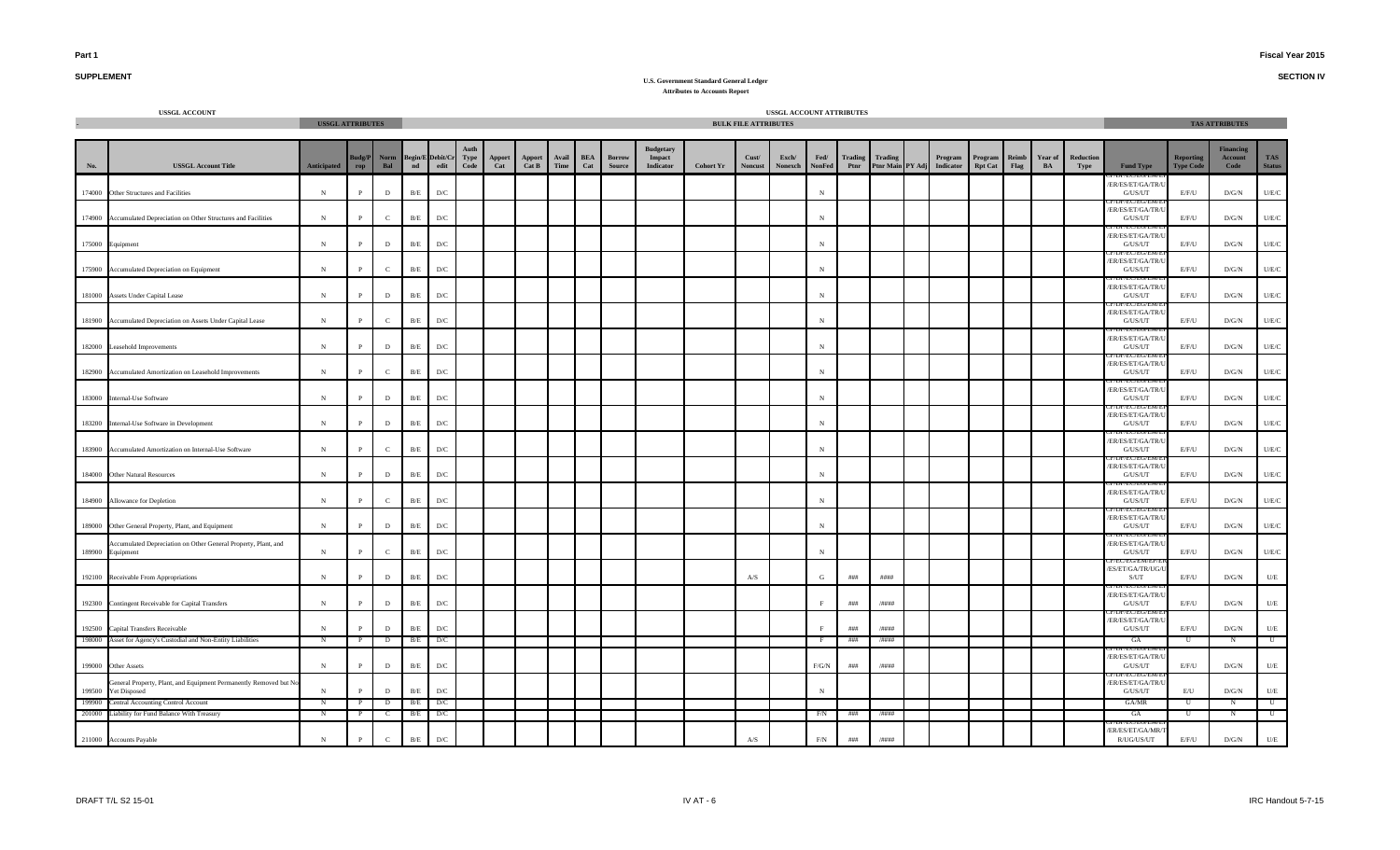**Part 1**

**SUPPLEMENT**

**Fiscal Year 2015**

**SECTION IV**

**U.S. Government Standard General Ledger**
**Attributes to Accounts Report**

| USSGL ACCOUNT | | USSGL ATTRIBUTES | | | | | USSGL ACCOUNT ATTRIBUTES | | | | | | | | | | | | | | | | | | | | | | | TAS ATTRIBUTES | | | |
|---|---|---|---|---|---|---|---|---|---|---|---|---|---|---|---|---|---|---|---|---|---|---|---|---|---|---|---|---|---|---|---|---|---|
| | | | | | | | | | | | | | | | BULK FILE ATTRIBUTES | | | | | | | | | | | | | | | | | | |
| No. | USSGL Account Title | Anticipated | Budg/Prop | Norm Bal | Begin/End | Debit/Credit | Auth Type Code | Apport Cat | Apport Cat B | Avail Time | BEA Cat | Borrow Source | Budgetary Impact Indicator | Cohort Yr | Cust/Noncust | Exch/Nonexch | Fed/NonFed | Trading Ptnr | Trading Ptnr Main | PY Adj | Program Indicator | Program Rpt Cat | Reimb Flag | Year of BA | Reduction Type | Fund Type | Reporting Type Code | Financing Account Code | TAS Status |
| 174000 | Other Structures and Facilities | N | P | D | B/E | D/C | | | | | | | | | | | N | | | | | | | | | CF/DF/EC/EG/EM/EP/ER/ES/ET/GA/TR/UG/US/UT | E/F/U | D/G/N | U/E/C |
| 174900 | Accumulated Depreciation on Other Structures and Facilities | N | P | C | B/E | D/C | | | | | | | | | | | N | | | | | | | | | CF/DF/EC/EG/EM/EP/ER/ES/ET/GA/TR/UG/US/UT | E/F/U | D/G/N | U/E/C |
| 175000 | Equipment | N | P | D | B/E | D/C | | | | | | | | | | | N | | | | | | | | | CF/DF/EC/EG/EM/EP/ER/ES/ET/GA/TR/UG/US/UT | E/F/U | D/G/N | U/E/C |
| 175900 | Accumulated Depreciation on Equipment | N | P | C | B/E | D/C | | | | | | | | | | | N | | | | | | | | | CF/DF/EC/EG/EM/EP/ER/ES/ET/GA/TR/UG/US/UT | E/F/U | D/G/N | U/E/C |
| 181000 | Assets Under Capital Lease | N | P | D | B/E | D/C | | | | | | | | | | | N | | | | | | | | | CF/DF/EC/EG/EM/EP/ER/ES/ET/GA/TR/UG/US/UT | E/F/U | D/G/N | U/E/C |
| 181900 | Accumulated Depreciation on Assets Under Capital Lease | N | P | C | B/E | D/C | | | | | | | | | | | N | | | | | | | | | CF/DF/EC/EG/EM/EP/ER/ES/ET/GA/TR/UG/US/UT | E/F/U | D/G/N | U/E/C |
| 182000 | Leasehold Improvements | N | P | D | B/E | D/C | | | | | | | | | | | N | | | | | | | | | CF/DF/EC/EG/EM/EP/ER/ES/ET/GA/TR/UG/US/UT | E/F/U | D/G/N | U/E/C |
| 182900 | Accumulated Amortization on Leasehold Improvements | N | P | C | B/E | D/C | | | | | | | | | | | N | | | | | | | | | CF/DF/EC/EG/EM/EP/ER/ES/ET/GA/TR/UG/US/UT | E/F/U | D/G/N | U/E/C |
| 183000 | Internal-Use Software | N | P | D | B/E | D/C | | | | | | | | | | | N | | | | | | | | | CF/DF/EC/EG/EM/EP/ER/ES/ET/GA/TR/UG/US/UT | E/F/U | D/G/N | U/E/C |
| 183200 | Internal-Use Software in Development | N | P | D | B/E | D/C | | | | | | | | | | | N | | | | | | | | | CF/DF/EC/EG/EM/EP/ER/ES/ET/GA/TR/UG/US/UT | E/F/U | D/G/N | U/E/C |
| 183900 | Accumulated Amortization on Internal-Use Software | N | P | C | B/E | D/C | | | | | | | | | | | N | | | | | | | | | CF/DF/EC/EG/EM/EP/ER/ES/ET/GA/TR/UG/US/UT | E/F/U | D/G/N | U/E/C |
| 184000 | Other Natural Resources | N | P | D | B/E | D/C | | | | | | | | | | | N | | | | | | | | | CF/DF/EC/EG/EM/EP/ER/ES/ET/GA/TR/UG/US/UT | E/F/U | D/G/N | U/E/C |
| 184900 | Allowance for Depletion | N | P | C | B/E | D/C | | | | | | | | | | | N | | | | | | | | | CF/DF/EC/EG/EM/EP/ER/ES/ET/GA/TR/UG/US/UT | E/F/U | D/G/N | U/E/C |
| 189000 | Other General Property, Plant, and Equipment | N | P | D | B/E | D/C | | | | | | | | | | | N | | | | | | | | | CF/DF/EC/EG/EM/EP/ER/ES/ET/GA/TR/UG/US/UT | E/F/U | D/G/N | U/E/C |
| 189900 | Accumulated Depreciation on Other General Property, Plant, and Equipment | N | P | C | B/E | D/C | | | | | | | | | | | N | | | | | | | | | CF/DF/EC/EG/EM/EP/ER/ES/ET/GA/TR/UG/US/UT | E/F/U | D/G/N | U/E/C |
| 192100 | Receivable From Appropriations | N | P | D | B/E | D/C | | | | | | | | | A/S | | G | ### | #### | | | | | | | CF/EC/EG/EM/EP/ER/ES/ET/GA/TR/UG/US/UT | E/F/U | D/G/N | U/E |
| 192300 | Contingent Receivable for Capital Transfers | N | P | D | B/E | D/C | | | | | | | | | | | F | ### | /#### | | | | | | | CF/DF/EC/EG/EM/EP/ER/ES/ET/GA/TR/UG/US/UT | E/F/U | D/G/N | U/E |
| 192500 | Capital Transfers Receivable | N | P | D | B/E | D/C | | | | | | | | | | | F | ### | /#### | | | | | | | CF/DF/EC/EG/EM/EP/ER/ES/ET/GA/TR/UG/US/UT | E/F/U | D/G/N | U/E |
| 198000 | Asset for Agency's Custodial and Non-Entity Liabilities | N | P | D | B/E | D/C | | | | | | | | | | | F | ### | /#### | | | | | | | GA | U | N | U |
| 199000 | Other Assets | N | P | D | B/E | D/C | | | | | | | | | | | F/G/N | ### | /#### | | | | | | | CF/DF/EC/EG/EM/EP/ER/ES/ET/GA/TR/UG/US/UT | E/F/U | D/G/N | U/E |
| 199500 | General Property, Plant, and Equipment Permanently Removed but Not Yet Disposed | N | P | D | B/E | D/C | | | | | | | | | | | N | | | | | | | | | CF/DF/EC/EG/EM/EP/ER/ES/ET/GA/TR/UG/US/UT | E/U | D/G/N | U/E |
| 199900 | Central Accounting Control Account | N | P | D | B/E | D/C | | | | | | | | | | | | | | | | | | | | GA/MR | U | N | U |
| 201000 | Liability for Fund Balance With Treasury | N | P | C | B/E | D/C | | | | | | | | | | | F/N | ### | /#### | | | | | | | GA | U | N | U |
| 211000 | Accounts Payable | N | P | C | B/E | D/C | | | | | | | | | A/S | | F/N | ### | /#### | | | | | | | CF/DF/EC/EG/EM/EP/ER/ES/ET/GA/MR/TR/UG/US/UT | E/F/U | D/G/N | U/E |

DRAFT T/L S2 15-01 | IV AT - 6 | IRC Handout 5-7-15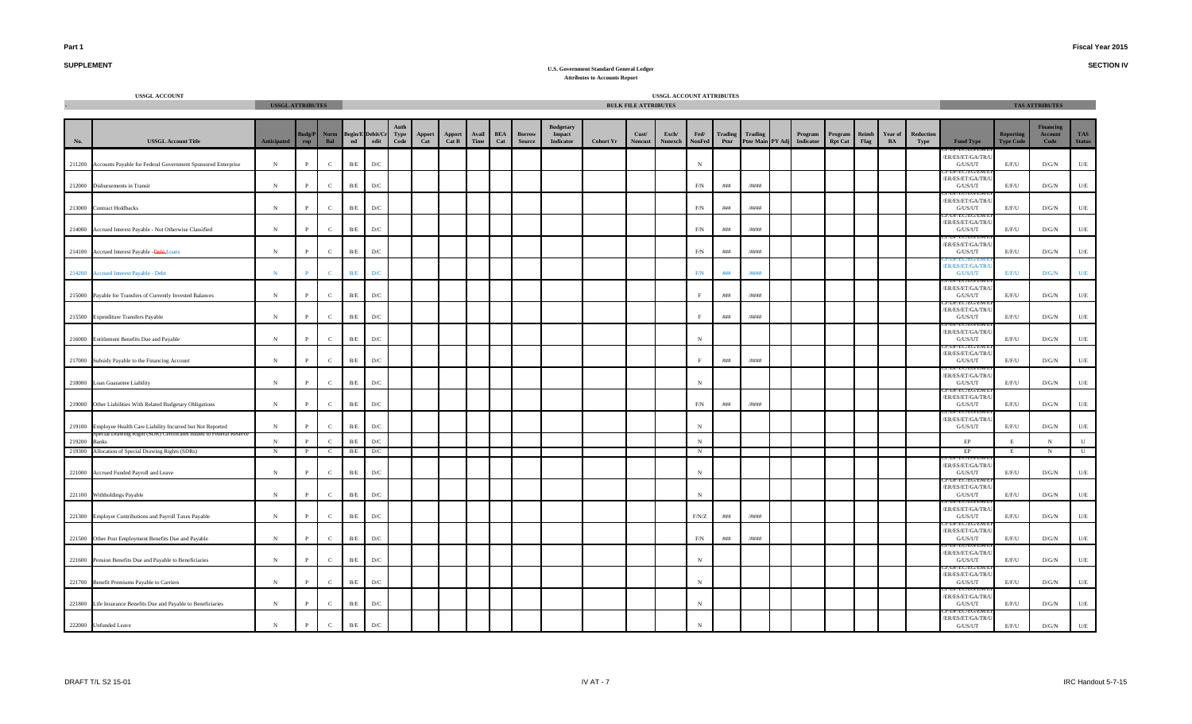**Part 1**

**SUPPLEMENT**

**U.S. Government Standard General Ledger**
**Attributes to Accounts Report**

**Fiscal Year 2015**

**SECTION IV**

| USSGL ACCOUNT | | USSGL ATTRIBUTES | | | | | USSGL ACCOUNT ATTRIBUTES | | | | | | | | | | | | | | | | | | | | | | TAS ATTRIBUTES | | | |
|---|---|---|---|---|---|---|---|---|---|---|---|---|---|---|---|---|---|---|---|---|---|---|---|---|---|---|---|---|---|---|---|---|
| | | | | | | | BULK FILE ATTRIBUTES | | | | | | | | | | | | | | | | | | | | | | | | | |
| No. | USSGL Account Title | Anticipated | Budg/Prop | Norm Bal | Begin/End | Debit/Credit | Auth Type Code | Apport Cat | Apport Cat B | Avail Time | BEA Cat | Borrow Source | Budgetary Impact Indicator | Cohort Yr | Cust/Noncust | Exch/Nonexch | Fed/NonFed | Trading Ptnr | Trading Ptnr Main | PY Adj | Program Indicator | Program Rpt Cat | Reimb Flag | Year of BA | Reduction Type | Fund Type | Reporting Type Code | Financing Account Code | TAS Status |
| 211200 | Accounts Payable for Federal Government Sponsored Enterprise | N | P | C | B/E | D/C | | | | | | | | | | | N | | | | | | | | | CF/DF/EC/EG/EM/EP/ER/ES/ET/GA/TR/U G/US/UT | E/F/U | D/G/N | U/E |
| 212000 | Disbursements in Transit | N | P | C | B/E | D/C | | | | | | | | | | | F/N | ### | /#### | | | | | | | CF/DF/EC/EG/EM/EP/ER/ES/ET/GA/TR/U G/US/UT | E/F/U | D/G/N | U/E |
| 213000 | Contract Holdbacks | N | P | C | B/E | D/C | | | | | | | | | | | F/N | ### | /#### | | | | | | | CF/DF/EC/EG/EM/EP/ER/ES/ET/GA/TR/U G/US/UT | E/F/U | D/G/N | U/E |
| 214000 | Accrued Interest Payable - Not Otherwise Classified | N | P | C | B/E | D/C | | | | | | | | | | | F/N | ### | /#### | | | | | | | CF/DF/EC/EG/EM/EP/ER/ES/ET/GA/TR/U G/US/UT | E/F/U | D/G/N | U/E |
| 214100 | Accrued Interest Payable - ~~Debt~~ Loans | N | P | C | B/E | D/C | | | | | | | | | | | F/N | ### | /#### | | | | | | | CF/DF/EC/EG/EM/EP/ER/ES/ET/GA/TR/U G/US/UT | E/F/U | D/G/N | U/E |
| 214200 | Accrued Interest Payable - Debt | N | P | C | B/E | D/C | | | | | | | | | | | F/N | ### | /#### | | | | | | | CF/DF/EC/EG/EM/EP/ER/ES/ET/GA/TR/U G/US/UT | E/F/U | D/G/N | U/E |
| 215000 | Payable for Transfers of Currently Invested Balances | N | P | C | B/E | D/C | | | | | | | | | | | F | ### | /#### | | | | | | | CF/DF/EC/EG/EM/EP/ER/ES/ET/GA/TR/U G/US/UT | E/F/U | D/G/N | U/E |
| 215500 | Expenditure Transfers Payable | N | P | C | B/E | D/C | | | | | | | | | | | F | ### | /#### | | | | | | | CF/DF/EC/EG/EM/EP/ER/ES/ET/GA/TR/U G/US/UT | E/F/U | D/G/N | U/E |
| 216000 | Entitlement Benefits Due and Payable | N | P | C | B/E | D/C | | | | | | | | | | | N | | | | | | | | | CF/DF/EC/EG/EM/EP/ER/ES/ET/GA/TR/U G/US/UT | E/F/U | D/G/N | U/E |
| 217000 | Subsidy Payable to the Financing Account | N | P | C | B/E | D/C | | | | | | | | | | | F | ### | /#### | | | | | | | CF/DF/EC/EG/EM/EP/ER/ES/ET/GA/TR/U G/US/UT | E/F/U | D/G/N | U/E |
| 218000 | Loan Guarantee Liability | N | P | C | B/E | D/C | | | | | | | | | | | N | | | | | | | | | CF/DF/EC/EG/EM/EP/ER/ES/ET/GA/TR/U G/US/UT | E/F/U | D/G/N | U/E |
| 219000 | Other Liabilities With Related Budgetary Obligations | N | P | C | B/E | D/C | | | | | | | | | | | F/N | ### | /#### | | | | | | | CF/DF/EC/EG/EM/EP/ER/ES/ET/GA/TR/U G/US/UT | E/F/U | D/G/N | U/E |
| 219100 | Employee Health Care Liability Incurred but Not Reported | N | P | C | B/E | D/C | | | | | | | | | | | N | | | | | | | | | CF/DF/EC/EG/EM/EP/ER/ES/ET/GA/TR/U G/US/UT | E/F/U | D/G/N | U/E |
| 219200 | Special Drawing Right (SDR) Certificates Issued to Federal Reserve Banks | N | P | C | B/E | D/C | | | | | | | | | | | N | | | | | | | | | EP | E | N | U |
| 219300 | Allocation of Special Drawing Rights (SDRs) | N | P | C | B/E | D/C | | | | | | | | | | | N | | | | | | | | | EP | E | N | U |
| 221000 | Accrued Funded Payroll and Leave | N | P | C | B/E | D/C | | | | | | | | | | | N | | | | | | | | | CF/DF/EC/EG/EM/EP/ER/ES/ET/GA/TR/U G/US/UT | E/F/U | D/G/N | U/E |
| 221100 | Withholdings Payable | N | P | C | B/E | D/C | | | | | | | | | | | N | | | | | | | | | CF/DF/EC/EG/EM/EP/ER/ES/ET/GA/TR/U G/US/UT | E/F/U | D/G/N | U/E |
| 221300 | Employer Contributions and Payroll Taxes Payable | N | P | C | B/E | D/C | | | | | | | | | | | F/N/Z | ### | /#### | | | | | | | CF/DF/EC/EG/EM/EP/ER/ES/ET/GA/TR/U G/US/UT | E/F/U | D/G/N | U/E |
| 221500 | Other Post Employment Benefits Due and Payable | N | P | C | B/E | D/C | | | | | | | | | | | F/N | ### | /#### | | | | | | | CF/DF/EC/EG/EM/EP/ER/ES/ET/GA/TR/U G/US/UT | E/F/U | D/G/N | U/E |
| 221600 | Pension Benefits Due and Payable to Beneficiaries | N | P | C | B/E | D/C | | | | | | | | | | | N | | | | | | | | | CF/DF/EC/EG/EM/EP/ER/ES/ET/GA/TR/U G/US/UT | E/F/U | D/G/N | U/E |
| 221700 | Benefit Premiums Payable to Carriers | N | P | C | B/E | D/C | | | | | | | | | | | N | | | | | | | | | CF/DF/EC/EG/EM/EP/ER/ES/ET/GA/TR/U G/US/UT | E/F/U | D/G/N | U/E |
| 221800 | Life Insurance Benefits Due and Payable to Beneficiaries | N | P | C | B/E | D/C | | | | | | | | | | | N | | | | | | | | | CF/DF/EC/EG/EM/EP/ER/ES/ET/GA/TR/U G/US/UT | E/F/U | D/G/N | U/E |
| 222000 | Unfunded Leave | N | P | C | B/E | D/C | | | | | | | | | | | N | | | | | | | | | CF/DF/EC/EG/EM/EP/ER/ES/ET/GA/TR/U G/US/UT | E/F/U | D/G/N | U/E |

DRAFT T/L S2 15-01 IV AT - 7 IRC Handout 5-7-15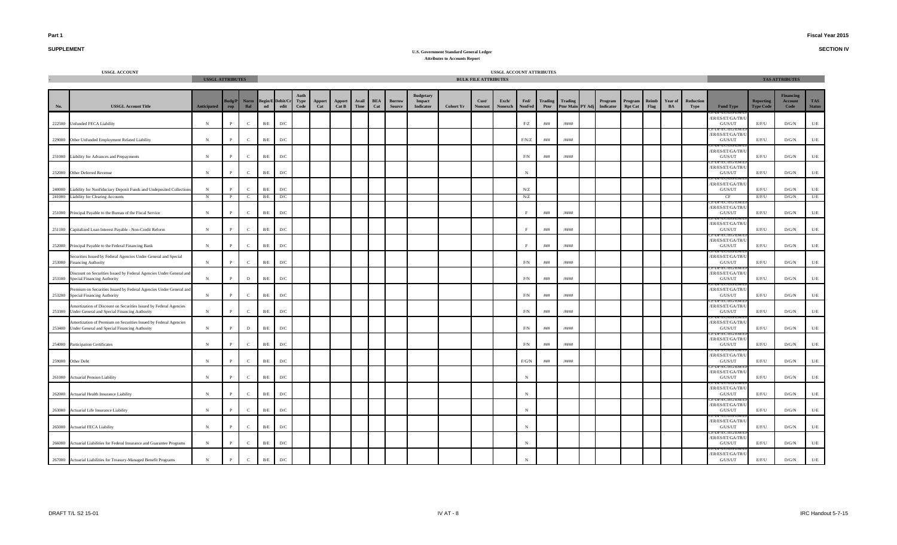**Part 1**

**SUPPLEMENT**

**Fiscal Year 2015**

**SECTION IV**

**U.S. Government Standard General Ledger**
**Attributes to Accounts Report**

| USSGL ACCOUNT | | USSGL ATTRIBUTES | | | | | | | | | | | | USSGL ACCOUNT ATTRIBUTES BULK FILE ATTRIBUTES | | | | | | | | | | | | | | | TAS ATTRIBUTES | | | |
|---|---|---|---|---|---|---|---|---|---|---|---|---|---|---|---|---|---|---|---|---|---|---|---|---|---|---|---|---|---|---|---|
| No. | USSGL Account Title | Anticipated | Budg/Prop | Norm Bal | Begin/End | Debit/Credit | Auth Type Code | Apport Cat | Apport Cat B | Avail Time | BEA Cat | Borrow Source | Budgetary Impact Indicator | Cohort Yr | Cust/Noncust | Exch/Nonexch | Fed/NonFed | Trading Ptnr | Trading Ptnr Main | PY Adj | Program Indicator | Program Rpt Cat | Reimb Flag | Year of BA | Reduction Type | Fund Type | Reporting Type Code | Financing Account Code | TAS Status |
| 222500 | Unfunded FECA Liability | N | P | C | B/E | D/C | | | | | | | | | | | F/Z | ### | /#### | | | | | | | CF/DF/EC/EG/EM/ER/ES/ET/GA/TR/UG/US/UT | E/F/U | D/G/N | U/E |
| 229000 | Other Unfunded Employment Related Liability | N | P | C | B/E | D/C | | | | | | | | | | | F/N/Z | ### | /#### | | | | | | | CF/DF/EC/EG/EM/ER/ES/ET/GA/TR/UG/US/UT | E/F/U | D/G/N | U/E |
| 231000 | Liability for Advances and Prepayments | N | P | C | B/E | D/C | | | | | | | | | | | F/N | ### | /#### | | | | | | | CF/DF/EC/EG/EM/ER/ES/ET/GA/TR/UG/US/UT | E/F/U | D/G/N | U/E |
| 232000 | Other Deferred Revenue | N | P | C | B/E | D/C | | | | | | | | | | | N | | | | | | | | | CF/DF/EC/EG/EM/ER/ES/ET/GA/TR/UG/US/UT | E/F/U | D/G/N | U/E |
| 240000 | Liability for Nonfiduciary Deposit Funds and Undeposited Collections | N | P | C | B/E | D/C | | | | | | | | | | | N/Z | | | | | | | | | CF/DF/EC/EG/EM/ER/ES/ET/GA/TR/UG/US/UT | E/F/U | D/G/N | U/E |
| 241000 | Liability for Clearing Accounts | N | P | C | B/E | D/C | | | | | | | | | | | N/Z | | | | | | | | | CF | E/F/U | D/G/N | U/E |
| 251000 | Principal Payable to the Bureau of the Fiscal Service | N | P | C | B/E | D/C | | | | | | | | | | | F | ### | /#### | | | | | | | CF/DF/EC/EG/EM/ER/ES/ET/GA/TR/UG/US/UT | E/F/U | D/G/N | U/E |
| 251100 | Capitalized Loan Interest Payable - Non-Credit Reform | N | P | C | B/E | D/C | | | | | | | | | | | F | ### | /#### | | | | | | | CF/DF/EC/EG/EM/ER/ES/ET/GA/TR/UG/US/UT | E/F/U | D/G/N | U/E |
| 252000 | Principal Payable to the Federal Financing Bank | N | P | C | B/E | D/C | | | | | | | | | | | F | ### | /#### | | | | | | | CF/DF/EC/EG/EM/ER/ES/ET/GA/TR/UG/US/UT | E/F/U | D/G/N | U/E |
| 253000 | Securities Issued by Federal Agencies Under General and Special Financing Authority | N | P | C | B/E | D/C | | | | | | | | | | | F/N | ### | /#### | | | | | | | CF/DF/EC/EG/EM/ER/ES/ET/GA/TR/UG/US/UT | E/F/U | D/G/N | U/E |
| 253100 | Discount on Securities Issued by Federal Agencies Under General and Special Financing Authority | N | P | D | B/E | D/C | | | | | | | | | | | F/N | ### | /#### | | | | | | | CF/DF/EC/EG/EM/ER/ES/ET/GA/TR/UG/US/UT | E/F/U | D/G/N | U/E |
| 253200 | Premium on Securities Issued by Federal Agencies Under General and Special Financing Authority | N | P | C | B/E | D/C | | | | | | | | | | | F/N | ### | /#### | | | | | | | CF/DF/EC/EG/EM/ER/ES/ET/GA/TR/UG/US/UT | E/F/U | D/G/N | U/E |
| 253300 | Amortization of Discount on Securities Issued by Federal Agencies Under General and Special Financing Authority | N | P | C | B/E | D/C | | | | | | | | | | | F/N | ### | /#### | | | | | | | CF/DF/EC/EG/EM/ER/ES/ET/GA/TR/UG/US/UT | E/F/U | D/G/N | U/E |
| 253400 | Amortization of Premium on Securities Issued by Federal Agencies Under General and Special Financing Authority | N | P | D | B/E | D/C | | | | | | | | | | | F/N | ### | /#### | | | | | | | CF/DF/EC/EG/EM/ER/ES/ET/GA/TR/UG/US/UT | E/F/U | D/G/N | U/E |
| 254000 | Participation Certificates | N | P | C | B/E | D/C | | | | | | | | | | | F/N | ### | /#### | | | | | | | CF/DF/EC/EG/EM/ER/ES/ET/GA/TR/UG/US/UT | E/F/U | D/G/N | U/E |
| 259000 | Other Debt | N | P | C | B/E | D/C | | | | | | | | | | | F/G/N | ### | /#### | | | | | | | CF/DF/EC/EG/EM/ER/ES/ET/GA/TR/UG/US/UT | E/F/U | D/G/N | U/E |
| 261000 | Actuarial Pension Liability | N | P | C | B/E | D/C | | | | | | | | | | | N | | | | | | | | | CF/DF/EC/EG/EM/ER/ES/ET/GA/TR/UG/US/UT | E/F/U | D/G/N | U/E |
| 262000 | Actuarial Health Insurance Liability | N | P | C | B/E | D/C | | | | | | | | | | | N | | | | | | | | | CF/DF/EC/EG/EM/ER/ES/ET/GA/TR/UG/US/UT | E/F/U | D/G/N | U/E |
| 263000 | Actuarial Life Insurance Liability | N | P | C | B/E | D/C | | | | | | | | | | | N | | | | | | | | | CF/DF/EC/EG/EM/ER/ES/ET/GA/TR/UG/US/UT | E/F/U | D/G/N | U/E |
| 265000 | Actuarial FECA Liability | N | P | C | B/E | D/C | | | | | | | | | | | N | | | | | | | | | CF/DF/EC/EG/EM/ER/ES/ET/GA/TR/UG/US/UT | E/F/U | D/G/N | U/E |
| 266000 | Actuarial Liabilities for Federal Insurance and Guarantee Programs | N | P | C | B/E | D/C | | | | | | | | | | | N | | | | | | | | | CF/DF/EC/EG/EM/ER/ES/ET/GA/TR/UG/US/UT | E/F/U | D/G/N | U/E |
| 267000 | Actuarial Liabilities for Treasury-Managed Benefit Programs | N | P | C | B/E | D/C | | | | | | | | | | | N | | | | | | | | | CF/DF/EC/EG/EM/ER/ES/ET/GA/TR/UG/US/UT | E/F/U | D/G/N | U/E |

DRAFT T/L S2 15-01

IRC Handout 5-7-15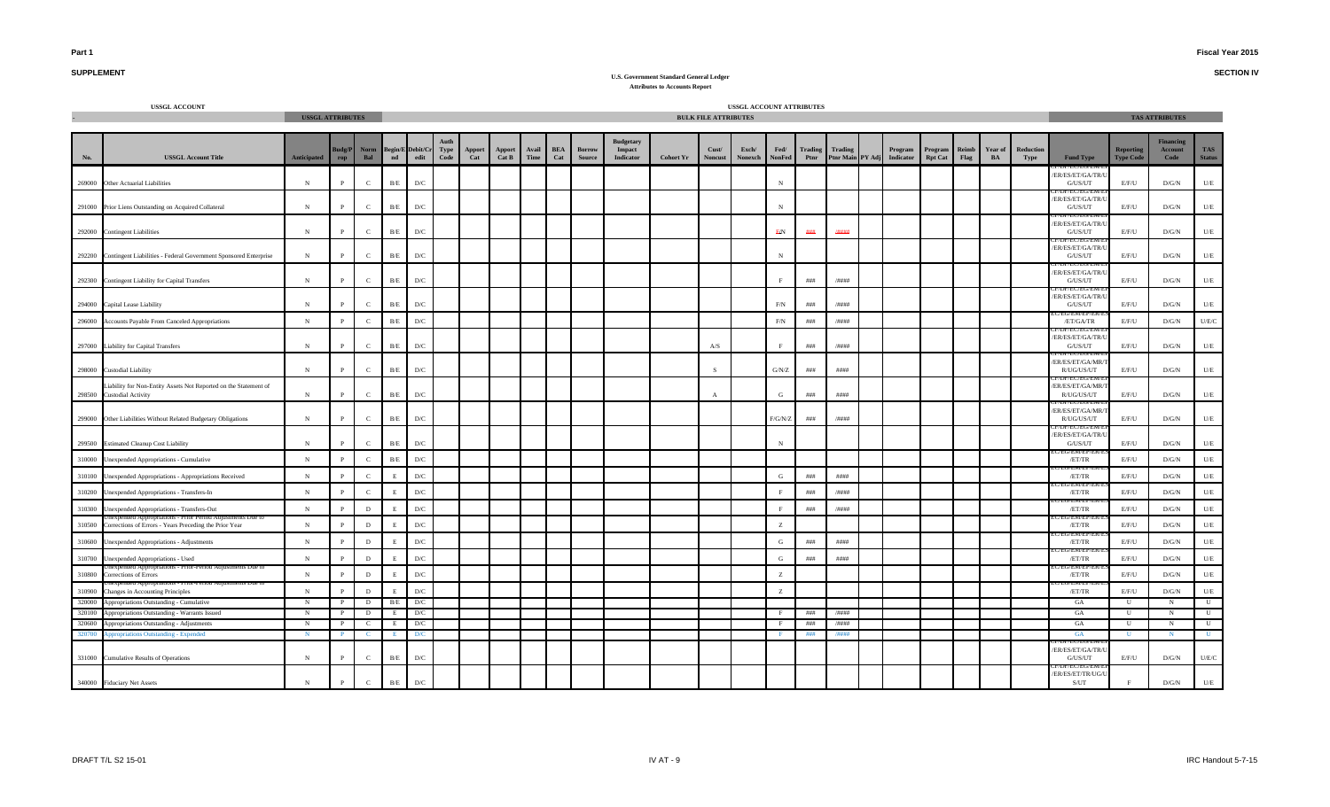**Part 1**

**SUPPLEMENT**

**U.S. Government Standard General Ledger**
**Attributes to Accounts Report**

**Fiscal Year 2015**

**SECTION IV**

| USSGL ACCOUNT | | USSGL ATTRIBUTES | | | | | | | | | | | | BULK FILE ATTRIBUTES | | | | | | | | | | | | | | TAS ATTRIBUTES | | | |
|---|---|---|---|---|---|---|---|---|---|---|---|---|---|---|---|---|---|---|---|---|---|---|---|---|---|---|---|---|---|---|---|
| No. | USSGL Account Title | Anticipated | Budg/Prop | Norm Bal | Begin/End | Debit/Credit | Auth Type Code | Apport Cat | Apport Cat B | Avail Time | BEA Cat | Borrow Source | Budgetary Impact Indicator | Cohort Yr | Cust/Noncust | Exch/Nonexch | Fed/NonFed | Trading Ptnr | Trading Ptnr Main | PY Adj | Program Indicator | Program Rpt Cat | Reimb Flag | Year of BA | Reduction Type | Fund Type | Reporting Type Code | Financing Account Code | TAS Status |
| 269000 | Other Actuarial Liabilities | N | P | C | B/E | D/C | | | | | | | | | | | N | | | | | | | | | CF/DF/EC/EG/EM/EP/ER/ES/ET/GA/TR/UG/US/UT | E/F/U | D/G/N | U/E |
| 291000 | Prior Liens Outstanding on Acquired Collateral | N | P | C | B/E | D/C | | | | | | | | | | | N | | | | | | | | | CF/DF/EC/EG/EM/EP/ER/ES/ET/GA/TR/UG/US/UT | E/F/U | D/G/N | U/E |
| 292000 | Contingent Liabilities | N | P | C | B/E | D/C | | | | | | | | | | | F/N | ### | /#### | | | | | | | CF/DF/EC/EG/EM/EP/ER/ES/ET/GA/TR/UG/US/UT | E/F/U | D/G/N | U/E |
| 292200 | Contingent Liabilities - Federal Government Sponsored Enterprise | N | P | C | B/E | D/C | | | | | | | | | | | N | | | | | | | | | CF/DF/EC/EG/EM/EP/ER/ES/ET/GA/TR/UG/US/UT | E/F/U | D/G/N | U/E |
| 292300 | Contingent Liability for Capital Transfers | N | P | C | B/E | D/C | | | | | | | | | | | F | ### | /#### | | | | | | | CF/DF/EC/EG/EM/EP/ER/ES/ET/GA/TR/UG/US/UT | E/F/U | D/G/N | U/E |
| 294000 | Capital Lease Liability | N | P | C | B/E | D/C | | | | | | | | | | | F/N | ### | /#### | | | | | | | CF/DF/EC/EG/EM/EP/ER/ES/ET/GA/TR/UG/US/UT | E/F/U | D/G/N | U/E |
| 296000 | Accounts Payable From Canceled Appropriations | N | P | C | B/E | D/C | | | | | | | | | | | F/N | ### | /#### | | | | | | | EC/EG/EM/EP/ER/ES/ET/GA/TR | E/F/U | D/G/N | U/E/C |
| 297000 | Liability for Capital Transfers | N | P | C | B/E | D/C | | | | | | | | | A/S | | F | ### | /#### | | | | | | | CF/DF/EC/EG/EM/EP/ER/ES/ET/GA/TR/UG/US/UT | E/F/U | D/G/N | U/E |
| 298000 | Custodial Liability | N | P | C | B/E | D/C | | | | | | | | | S | | G/N/Z | ### | #### | | | | | | | CF/DF/EC/EG/EM/EP/ER/ES/ET/GA/MR/TR/UG/US/UT | E/F/U | D/G/N | U/E |
| 298500 | Liability for Non-Entity Assets Not Reported on the Statement of Custodial Activity | N | P | C | B/E | D/C | | | | | | | | | A | | G | ### | #### | | | | | | | CF/DF/EC/EG/EM/EP/ER/ES/ET/GA/MR/TR/UG/US/UT | E/F/U | D/G/N | U/E |
| 299000 | Other Liabilities Without Related Budgetary Obligations | N | P | C | B/E | D/C | | | | | | | | | | | F/G/N/Z | ### | /#### | | | | | | | CF/DF/EC/EG/EM/EP/ER/ES/ET/GA/MR/TR/UG/US/UT | E/F/U | D/G/N | U/E |
| 299500 | Estimated Cleanup Cost Liability | N | P | C | B/E | D/C | | | | | | | | | | | N | | | | | | | | | CF/DF/EC/EG/EM/EP/ER/ES/ET/GA/TR/UG/US/UT | E/F/U | D/G/N | U/E |
| 310000 | Unexpended Appropriations - Cumulative | N | P | C | B/E | D/C | | | | | | | | | | | | | | | | | | | | EC/EG/EM/EP/ER/ES/ET/TR | E/F/U | D/G/N | U/E |
| 310100 | Unexpended Appropriations - Appropriations Received | N | P | C | E | D/C | | | | | | | | | | | G | ### | #### | | | | | | | EC/EG/EM/EP/ER/ES/ET/TR | E/F/U | D/G/N | U/E |
| 310200 | Unexpended Appropriations - Transfers-In | N | P | C | E | D/C | | | | | | | | | | | F | ### | /#### | | | | | | | EC/EG/EM/EP/ER/ES/ET/TR | E/F/U | D/G/N | U/E |
| 310300 | Unexpended Appropriations - Transfers-Out | N | P | D | E | D/C | | | | | | | | | | | F | ### | /#### | | | | | | | EC/EG/EM/EP/ER/ES/ET/TR | E/F/U | D/G/N | U/E |
| 310500 | Unexpended Appropriations - Prior-Period Adjustments Due to Corrections of Errors - Years Preceding the Prior Year | N | P | D | E | D/C | | | | | | | | | | | Z | | | | | | | | | EC/EG/EM/EP/ER/ES/ET/TR | E/F/U | D/G/N | U/E |
| 310600 | Unexpended Appropriations - Adjustments | N | P | D | E | D/C | | | | | | | | | | | G | ### | #### | | | | | | | EC/EG/EM/EP/ER/ES/ET/TR | E/F/U | D/G/N | U/E |
| 310700 | Unexpended Appropriations - Used | N | P | D | E | D/C | | | | | | | | | | | G | ### | #### | | | | | | | EC/EG/EM/EP/ER/ES/ET/TR | E/F/U | D/G/N | U/E |
| 310800 | Unexpended Appropriations - Prior-Period Adjustments Due to Corrections of Errors | N | P | D | E | D/C | | | | | | | | | | | Z | | | | | | | | | EC/EG/EM/EP/ER/ES/ET/TR | E/F/U | D/G/N | U/E |
| 310900 | Unexpended Appropriations - Prior-Period Adjustments Due to Changes in Accounting Principles | N | P | D | E | D/C | | | | | | | | | | | Z | | | | | | | | | EC/EG/EM/EP/ER/ES/ET/TR | E/F/U | D/G/N | U/E |
| 320000 | Appropriations Outstanding - Cumulative | N | P | D | B/E | D/C | | | | | | | | | | | | | | | | | | | | GA | U | N | U |
| 320100 | Appropriations Outstanding - Warrants Issued | N | P | D | E | D/C | | | | | | | | | | | F | ### | /#### | | | | | | | GA | U | N | U |
| 320600 | Appropriations Outstanding - Adjustments | N | P | C | E | D/C | | | | | | | | | | | F | ### | /#### | | | | | | | GA | U | N | U |
| 320700 | Appropriations Outstanding - Expended | N | P | C | E | D/C | | | | | | | | | | | F | ### | /#### | | | | | | | GA | U | N | U |
| 331000 | Cumulative Results of Operations | N | P | C | B/E | D/C | | | | | | | | | | | | | | | | | | | | CF/DF/EC/EG/EM/EP/ER/ES/ET/GA/TR/UG/US/UT | E/F/U | D/G/N | U/E/C |
| 340000 | Fiduciary Net Assets | N | P | C | B/E | D/C | | | | | | | | | | | | | | | | | | | | CF/DF/EC/EG/EM/EP/ER/ES/ET/TR/UG/US/UT | F | D/G/N | U/E |

DRAFT T/L S2 15-01 IV AT - 9 IRC Handout 5-7-15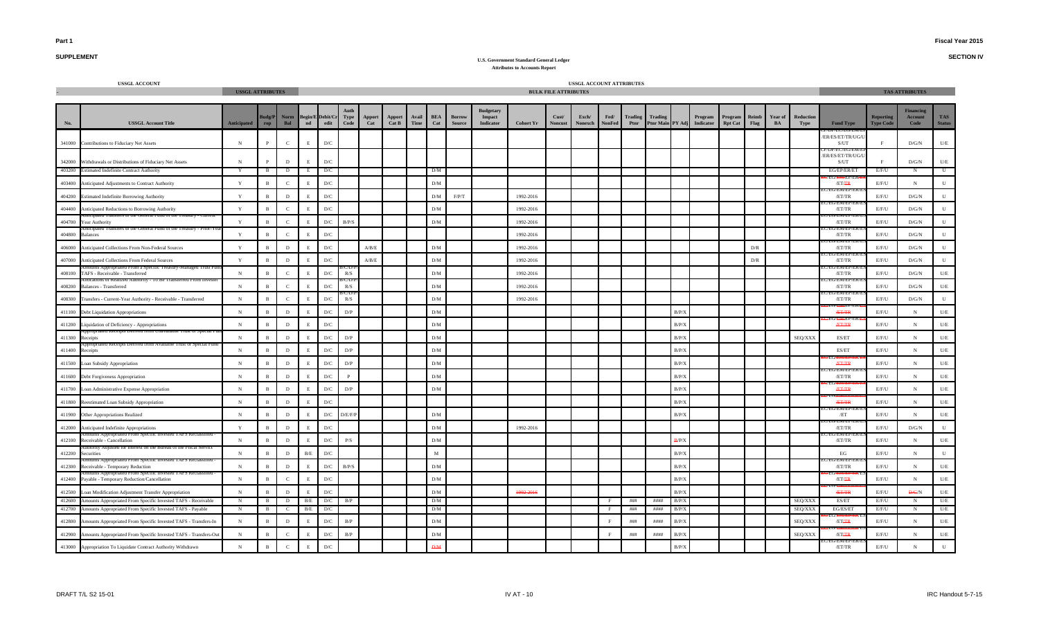**Part 1** — **SUPPLEMENT**

**Fiscal Year 2015** — **SECTION IV**

**U.S. Government Standard General Ledger**
**Attributes to Accounts Report**

| No. | USSGL Account Title | Anticipated | Budg/Prop | Norm Bal | Begin/End | Debit/Credit | Auth Type Code | Apport Cat | Apport Cat B | Avail Time | BEA Cat | Borrow Source | Budgetary Impact Indicator | Cohort Yr | Cust/Noncust | Exch/Nonexch | Fed/NonFed | Trading Ptnr | Trading Ptnr Main | PY Adj | Program Indicator | Program Rpt Cat | Reimb Flag | Year of BA | Reduction Type | Fund Type | Reporting Type Code | Financing Account Code | TAS Status |
|---|---|---|---|---|---|---|---|---|---|---|---|---|---|---|---|---|---|---|---|---|---|---|---|---|---|---|---|---|---|
| 341000 | Contributions to Fiduciary Net Assets | N | P | C | E | D/C | | | | | | | | | | | | | | | | | | | | CF/DF/EC/ES/EM/EP/ER/ES/ET/TR/UG/US/UT | F | D/G/N | U/E |
| 342000 | Withdrawals or Distributions of Fiduciary Net Assets | N | P | D | E | D/C | | | | | | | | | | | | | | | | | | | | CF/DF/EC/EG/EM/EP/ER/ES/ET/TR/UG/US/UT | F | D/G/N | U/E |
| 403200 | Estimated Indefinite Contract Authority | Y | B | D | E | D/C | | | | | D/M | | | | | | | | | | | | | | | EG/EP/ER/ET | E/F/U | N | U |
| 403400 | Anticipated Adjustments to Contract Authority | Y | B | C | E | D/C | | | | | D/M | | | | | | | | | | | | | | | EC/EG/EM/EP/ER/ES/ET/TR | E/F/U | N | U |
| 404200 | Estimated Indefinite Borrowing Authority | Y | B | D | E | D/C | | | | | D/M | F/P/T | | 1992-2016 | | | | | | | | | | | | EC/EG/EM/EP/ER/ES/ET/TR | E/F/U | D/G/N | U |
| 404400 | Anticipated Reductions to Borrowing Authority | Y | B | C | E | D/C | | | | | D/M | | | 1992-2016 | | | | | | | | | | | | EC/EG/EM/EP/ER/ES/ET/TR | E/F/U | D/G/N | U |
| 404700 | Anticipated Transfers of the General Fund of the Treasury - Current-Year Authority | Y | B | C | E | D/C | B/P/S | | | | D/M | | | 1992-2016 | | | | | | | | | | | | EC/EG/EM/EP/ER/ES/ET/TR | E/F/U | D/G/N | U |
| 404800 | Anticipated Transfers of the General Fund of the Treasury - Prior-Year Balances | Y | B | C | E | D/C | | | | | | | | 1992-2016 | | | | | | | | | | | | EC/EG/EM/EP/ER/ES/ET/TR | E/F/U | D/G/N | U |
| 406000 | Anticipated Collections From Non-Federal Sources | Y | B | D | E | D/C | | A/B/E | | | D/M | | | 1992-2016 | | | | | | | | | D/R | | | EC/EG/EM/EP/ER/ES/ET/TR | E/F/U | D/G/N | U |
| 407000 | Anticipated Collections From Federal Sources | Y | B | D | E | D/C | | A/B/E | | | D/M | | | 1992-2016 | | | | | | | | | D/R | | | EC/EG/EM/EP/ER/ES/ET/TR | E/F/U | D/G/N | U |
| 408100 | Amounts Appropriated From a Specific Treasury-Managed Trust Fund TAFS - Receivable - Transferred | N | B | C | E | D/C | B/C/D/P/R/S | | | | D/M | | | 1992-2016 | | | | | | | | | | | | EC/EG/EM/EP/ER/ES/ET/TR | E/F/U | D/G/N | U/E |
| 408200 | Allocations of Realized Authority - To Be Transferred From Invested Balances - Transferred | N | B | C | E | D/C | B/C/D/P/R/S | | | | D/M | | | 1992-2016 | | | | | | | | | | | | EC/EG/EM/EP/ER/ES/ET/TR | E/F/U | D/G/N | U/E |
| 408300 | Transfers - Current-Year Authority - Receivable - Transferred | N | B | C | E | D/C | B/C/D/P/R/S | | | | D/M | | | 1992-2016 | | | | | | | | | | | | EC/EG/EM/EP/ER/ES/ET/TR | E/F/U | D/G/N | U |
| 411100 | Debt Liquidation Appropriations | N | B | D | E | D/C | D/P | | | | D/M | | | | | | | | | B/P/X | | | | | | EC/EG/EM/EP/ER/ES/ET/TR | E/F/U | N | U/E |
| 411200 | Liquidation of Deficiency - Appropriations | N | B | D | E | D/C | | | | | D/M | | | | | | | | | B/P/X | | | | | | EC/EG/EM/EP/ER/ES/ET/TR | E/F/U | N | U/E |
| 411300 | Appropriated Receipts Derived from Unavailable Trust or Special Fund Receipts | N | B | D | E | D/C | D/P | | | | D/M | | | | | | | | | B/P/X | | | | | SEQ/XXX | ES/ET | E/F/U | N | U/E |
| 411400 | Appropriated Receipts Derived from Available Trust or Special Fund Receipts | N | B | D | E | D/C | D/P | | | | D/M | | | | | | | | | B/P/X | | | | | | ES/ET | E/F/U | N | U/E |
| 411500 | Loan Subsidy Appropriation | N | B | D | E | D/C | D/P | | | | D/M | | | | | | | | | B/P/X | | | | | | EC/EG/EM/EP/ER/ES/ET/TR | E/F/U | N | U/E |
| 411600 | Debt Forgiveness Appropriation | N | B | D | E | D/C | P | | | | D/M | | | | | | | | | B/P/X | | | | | | EC/EG/EM/EP/ER/ES/ET/TR | E/F/U | N | U/E |
| 411700 | Loan Administrative Expense Appropriation | N | B | D | E | D/C | D/P | | | | D/M | | | | | | | | | B/P/X | | | | | | EC/EG/EM/EP/ER/ES/ET/TR | E/F/U | N | U/E |
| 411800 | Reestimated Loan Subsidy Appropriation | N | B | D | E | D/C | | | | | | | | | | | | | | B/P/X | | | | | | EC/EG/EM/EP/ER/ES/ET/TR | E/F/U | N | U/E |
| 411900 | Other Appropriations Realized | N | B | D | E | D/C | D/E/F/P | | | | D/M | | | | | | | | | B/P/X | | | | | | EC/EG/EM/EP/ER/ES/ET | E/F/U | N | U/E |
| 412000 | Anticipated Indefinite Appropriations | Y | B | D | E | D/C | | | | | D/M | | | 1992-2016 | | | | | | | | | | | | EC/EG/EM/EP/ER/ES/ET/TR | E/F/U | D/G/N | U |
| 412100 | Amounts Appropriated From Specific Invested TAFS Reclassified - Receivable - Cancellation | N | B | D | E | D/C | P/S | | | | D/M | | | | | | | | | B/P/X | | | | | | EC/EG/EM/EP/ER/ES/ET/TR | E/F/U | N | U/E |
| 412200 | Authority Adjusted for Interest on the Bureau of the Fiscal Service Securities | N | B | D | B/E | D/C | | | | | M | | | | | | | | | B/P/X | | | | | | EG | E/F/U | N | U |
| 412300 | Amounts Appropriated From Specific Invested TAFS Reclassified - Receivable - Temporary Reduction | N | B | D | E | D/C | B/P/S | | | | D/M | | | | | | | | | B/P/X | | | | | | EC/EG/EM/EP/ER/ES/ET/TR | E/F/U | N | U/E |
| 412400 | Amounts Appropriated From Specific Invested TAFS Reclassified - Payable - Temporary Reduction/Cancellation | N | B | C | E | D/C | | | | | D/M | | | | | | | | | B/P/X | | | | | | EC/EG/EM/EP/ER/ES/ET/TR | E/F/U | N | U/E |
| 412500 | Loan Modification Adjustment Transfer Appropriation | N | B | D | E | D/C | | | | | D/M | | | 1992-2016 | | | | | | B/P/X | | | | | | EC/EG/EM/EP/ER/ES/ET/TR | E/F/U | D/G/N | U/E |
| 412600 | Amounts Appropriated From Specific Invested TAFS - Receivable | N | B | D | B/E | D/C | B/P | | | | D/M | | | | | | F | ### | #### | B/P/X | | | | | SEQ/XXX | ES/ET | E/F/U | N | U/E |
| 412700 | Amounts Appropriated From Specific Invested TAFS - Payable | N | B | C | B/E | D/C | | | | | D/M | | | | | | F | ### | #### | B/P/X | | | | | SEQ/XXX | EG/ES/ET | E/F/U | N | U/E |
| 412800 | Amounts Appropriated From Specific Invested TAFS - Transfers-In | N | B | D | E | D/C | B/P | | | | D/M | | | | | | F | ### | #### | B/P/X | | | | | SEQ/XXX | EC/EG/EM/EP/ER/ES/ET/TR | E/F/U | N | U/E |
| 412900 | Amounts Appropriated From Specific Invested TAFS - Transfers-Out | N | B | C | E | D/C | B/P | | | | D/M | | | | | | F | ### | #### | B/P/X | | | | | SEQ/XXX | EC/EG/EM/EP/ER/ES/ET/TR | E/F/U | N | U/E |
| 413000 | Appropriation To Liquidate Contract Authority Withdrawn | N | B | C | E | D/C | | | | | D/M | | | | | | | | | B/P/X | | | | | | EC/EG/EM/EP/ER/ES/ET/TR | E/F/U | N | U |

DRAFT T/L S2 15-01 — IV AT - 10 — IRC Handout 5-7-15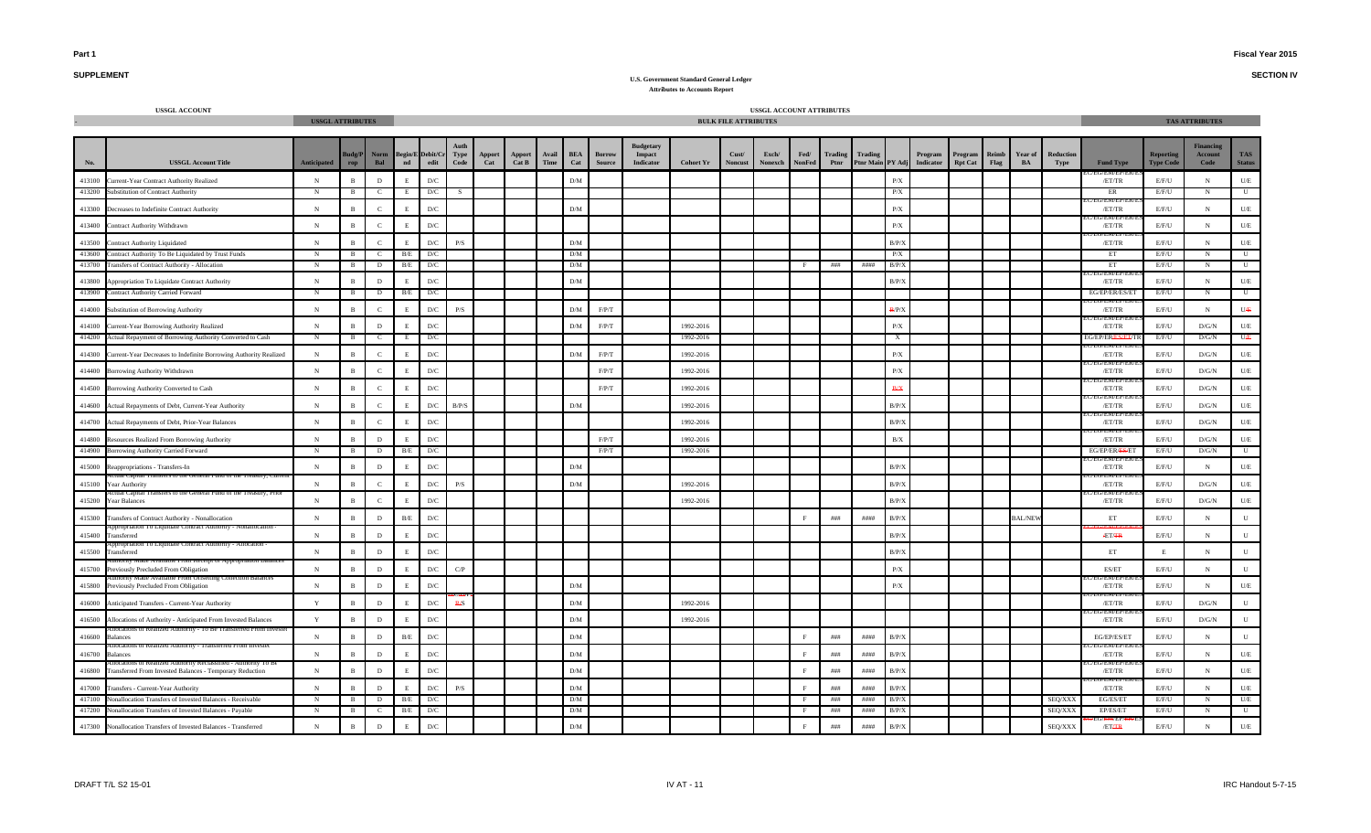**Part 1**

**SUPPLEMENT**

**U.S. Government Standard General Ledger**
**Attributes to Accounts Report**

**Fiscal Year 2015**

**SECTION IV**

| | USSGL ACCOUNT | USSGL ATTRIBUTES | | | | | | | | | | | | BULK FILE ATTRIBUTES | | | | | | | | | | | | | | TAS ATTRIBUTES | | | |
|---|---|---|---|---|---|---|---|---|---|---|---|---|---|---|---|---|---|---|---|---|---|---|---|---|---|---|---|---|---|---|---|
| No. | USSGL Account Title | Anticipated | Budg/Prop | Norm Bal | Begin/End | Debit/Credit | Auth Type Code | Apport Cat | Apport Cat B | Avail Time | BEA Cat | Borrow Source | Budgetary Impact Indicator | Cohort Yr | Cust/ Noncust | Exch/ Nonexch | Fed/ NonFed | Trading Ptnr | Trading Ptnr Main | PY Adj | Program Indicator | Program Rpt Cat | Reimb Flag | Year of BA | Reduction Type | Fund Type | Reporting Type Code | Financing Account Code | TAS Status |
| 413100 | Current-Year Contract Authority Realized | N | B | D | E | D/C | | | | | D/M | | | | | | | | | P/X | | | | | | EG/EM/EP/ER/ES/ET/TR | E/F/U | N | U/E |
| 413200 | Substitution of Contract Authority | N | B | C | E | D/C | S | | | | | | | | | | | | | P/X | | | | | | ER | E/F/U | N | U |
| 413300 | Decreases to Indefinite Contract Authority | N | B | C | E | D/C | | | | | D/M | | | | | | | | | P/X | | | | | | EG/EM/EP/ER/ES/ET/TR | E/F/U | N | U/E |
| 413400 | Contract Authority Withdrawn | N | B | C | E | D/C | | | | | | | | | | | | | | P/X | | | | | | EG/EM/EP/ER/ES/ET/TR | E/F/U | N | U/E |
| 413500 | Contract Authority Liquidated | N | B | C | E | D/C | P/S | | | | D/M | | | | | | | | | B/P/X | | | | | | EG/EM/EP/ER/ES/ET/TR | E/F/U | N | U/E |
| 413600 | Contract Authority To Be Liquidated by Trust Funds | N | B | C | B/E | D/C | | | | | D/M | | | | | | | | | P/X | | | | | | ET | E/F/U | N | U |
| 413700 | Transfers of Contract Authority - Allocation | N | B | D | B/E | D/C | | | | | D/M | | | | | | F | ### | #### | B/P/X | | | | | | ET | E/F/U | N | U |
| 413800 | Appropriation To Liquidate Contract Authority | N | B | D | E | D/C | | | | | D/M | | | | | | | | | B/P/X | | | | | | EG/EM/EP/ER/ES/ET/TR | E/F/U | N | U/E |
| 413900 | Contract Authority Carried Forward | N | B | D | B/E | D/C | | | | | | | | | | | | | | | | | | | | EG/EP/ER/ES/ET | E/F/U | N | U |
| 414000 | Substitution of Borrowing Authority | N | B | C | E | D/C | P/S | | | | D/M | F/P/T | | | | | | | | B/P/X | | | | | | EG/EM/EP/ER/ES/ET/TR | E/F/U | N | U/E |
| 414100 | Current-Year Borrowing Authority Realized | N | B | D | E | D/C | | | | | D/M | F/P/T | | 1992-2016 | | | | | | P/X | | | | | | EG/EM/EP/ER/ES/ET/TR | E/F/U | D/G/N | U/E |
| 414200 | Actual Repayment of Borrowing Authority Converted to Cash | N | B | C | E | D/C | | | | | | | | 1992-2016 | | | | | | X | | | | | | EG/EP/ER/ES/ET/TR | E/F/U | D/G/N | U/E |
| 414300 | Current-Year Decreases to Indefinite Borrowing Authority Realized | N | B | C | E | D/C | | | | | D/M | F/P/T | | 1992-2016 | | | | | | P/X | | | | | | EG/EM/EP/ER/ES/ET/TR | E/F/U | D/G/N | U/E |
| 414400 | Borrowing Authority Withdrawn | N | B | C | E | D/C | | | | | | F/P/T | | 1992-2016 | | | | | | P/X | | | | | | EG/EM/EP/ER/ES/ET/TR | E/F/U | D/G/N | U/E |
| 414500 | Borrowing Authority Converted to Cash | N | B | C | E | D/C | | | | | | F/P/T | | 1992-2016 | | | | | | B/X | | | | | | EG/EM/EP/ER/ES/ET/TR | E/F/U | D/G/N | U/E |
| 414600 | Actual Repayments of Debt, Current-Year Authority | N | B | C | E | D/C | B/P/S | | | | D/M | | | 1992-2016 | | | | | | B/P/X | | | | | | EG/EM/EP/ER/ES/ET/TR | E/F/U | D/G/N | U/E |
| 414700 | Actual Repayments of Debt, Prior-Year Balances | N | B | C | E | D/C | | | | | | | | 1992-2016 | | | | | | B/P/X | | | | | | EG/EM/EP/ER/ES/ET/TR | E/F/U | D/G/N | U/E |
| 414800 | Resources Realized From Borrowing Authority | N | B | D | E | D/C | | | | | | F/P/T | | 1992-2016 | | | | | | B/X | | | | | | EG/EM/EP/ER/ES/ET/TR | E/F/U | D/G/N | U/E |
| 414900 | Borrowing Authority Carried Forward | N | B | D | B/E | D/C | | | | | | F/P/T | | 1992-2016 | | | | | | | | | | | | EG/EP/ER/ES/ET | E/F/U | D/G/N | U |
| 415000 | Reappropriations - Transfers-In | N | B | D | E | D/C | | | | | D/M | | | | | | | | | B/P/X | | | | | | EG/EM/EP/ER/ES/ET/TR | E/F/U | N | U/E |
| 415100 | Actual Capital Transfers to the General Fund of the Treasury, Current-Year Authority | N | B | C | E | D/C | P/S | | | | D/M | | | 1992-2016 | | | | | | B/P/X | | | | | | EG/EM/EP/ER/ES/ET/TR | E/F/U | D/G/N | U/E |
| 415200 | Actual Capital Transfers to the General Fund of the Treasury, Prior-Year Balances | N | B | C | E | D/C | | | | | | | | 1992-2016 | | | | | | B/P/X | | | | | | EG/EM/EP/ER/ES/ET/TR | E/F/U | D/G/N | U/E |
| 415300 | Transfers of Contract Authority - Nonallocation | N | B | D | B/E | D/C | | | | | | | | | | | F | ### | #### | B/P/X | | | | BAL/NEW | | ET | E/F/U | N | U |
| 415400 | Appropriation To Liquidate Contract Authority - Nonallocation - Transferred | N | B | D | E | D/C | | | | | | | | | | | | | | B/P/X | | | | | | ET/TR | E/F/U | N | U |
| 415500 | Appropriation To Liquidate Contract Authority - Allocation - Transferred | N | B | D | E | D/C | | | | | | | | | | | | | | B/P/X | | | | | | ET | E | N | U |
| 415700 | Authority Made Available From Receipt or Appropriation Balances Previously Precluded From Obligation | N | B | D | E | D/C | C/P | | | | | | | | | | | | | P/X | | | | | | ES/ET | E/F/U | N | U |
| 415800 | Authority Made Available From Offsetting Collection Balances Previously Precluded From Obligation | N | B | D | E | D/C | | | | | D/M | | | | | | | | | P/X | | | | | | EG/EM/EP/ER/ES/ET/TR | E/F/U | N | U/E |
| 416000 | Anticipated Transfers - Current-Year Authority | Y | B | D | E | D/C | B/S | | | | D/M | | | 1992-2016 | | | | | | | | | | | | EG/EM/EP/ER/ES/ET/TR | E/F/U | D/G/N | U |
| 416500 | Allocations of Authority - Anticipated From Invested Balances | Y | B | D | E | D/C | | | | | D/M | | | 1992-2016 | | | | | | | | | | | | EG/EM/EP/ER/ES/ET/TR | E/F/U | D/G/N | U |
| 416600 | Allocations of Realized Authority - To Be Transferred From Invested Balances | N | B | D | B/E | D/C | | | | | D/M | | | | | | F | ### | #### | B/P/X | | | | | | EG/EP/ES/ET | E/F/U | N | U |
| 416700 | Allocations of Realized Authority - Transferred From Invested Balances | N | B | D | E | D/C | | | | | D/M | | | | | | F | ### | #### | B/P/X | | | | | | EG/EM/EP/ER/ES/ET/TR | E/F/U | N | U/E |
| 416800 | Allocations of Realized Authority Reclassified - Authority To Be Transferred From Invested Balances - Temporary Reduction | N | B | D | E | D/C | | | | | D/M | | | | | | F | ### | #### | B/P/X | | | | | | EG/EM/EP/ER/ES/ET/TR | E/F/U | N | U/E |
| 417000 | Transfers - Current-Year Authority | N | B | D | E | D/C | P/S | | | | D/M | | | | | | F | ### | #### | B/P/X | | | | | | EG/EM/EP/ER/ES/ET/TR | E/F/U | N | U/E |
| 417100 | Nonallocation Transfers of Invested Balances - Receivable | N | B | D | B/E | D/C | | | | | D/M | | | | | | F | ### | #### | B/P/X | | | | | SEQ/XXX | EG/ES/ET | E/F/U | N | U/E |
| 417200 | Nonallocation Transfers of Invested Balances - Payable | N | B | C | B/E | D/C | | | | | D/M | | | | | | F | ### | #### | B/P/X | | | | | SEQ/XXX | EP/ES/ET | E/F/U | N | U |
| 417300 | Nonallocation Transfers of Invested Balances - Transferred | N | B | D | E | D/C | | | | | D/M | | | | | | F | ### | #### | B/P/X | | | | | SEQ/XXX | EG/EP/ES/ET/TR | E/F/U | N | U/E |

DRAFT T/L S2 15-01

IRC Handout 5-7-15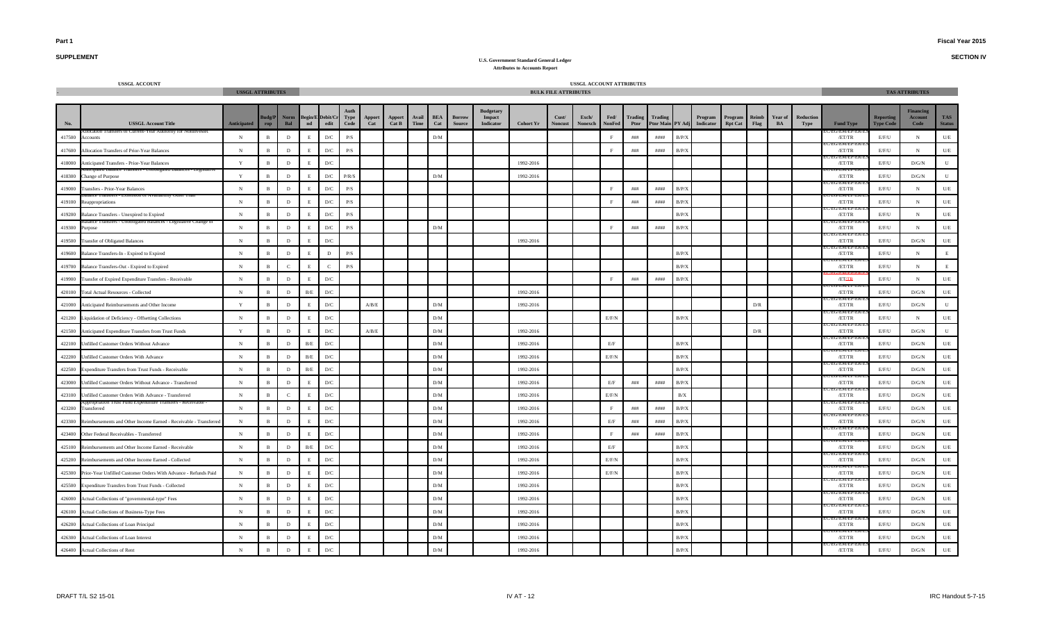**Part 1** — **Fiscal Year 2015**

**SUPPLEMENT** — **SECTION IV**

**U.S. Government Standard General Ledger**
**Attributes to Accounts Report**

| USSGL ACCOUNT | | USSGL ATTRIBUTES | | | | | USSGL ACCOUNT ATTRIBUTES | | | | | | | BULK FILE ATTRIBUTES | | | | | | | | | | | | | TAS ATTRIBUTES | | | |
|---|---|---|---|---|---|---|---|---|---|---|---|---|---|---|---|---|---|---|---|---|---|---|---|---|---|---|---|---|---|---|
| No. | USSGL Account Title | Anticipated | Budg/Prop | Norm Bal | Begin/End | Debit/Credit | Auth Type Code | Apport Cat | Apport Cat B | Avail Time | BEA Cat | Borrow Source | Budgetary Impact Indicator | Cohort Yr | Cust/Noncust | Exch/Nonexch | Fed/NonFed | Trading Ptnr | Trading Ptnr Main | PY Adj | Program Indicator | Program Rpt Cat | Reimb Flag | Year of BA | Reduction Type | Fund Type | Reporting Type Code | Financing Account Code | TAS Status |
| 417500 | Allocation Transfers of Current-Year Authority for Noninvested Accounts | N | B | D | E | D/C | P/S | | | | D/M | | | | | | F | ### | #### | B/P/X | | | | | | EC/EG/EM/EP/ER/ES/ET/TR | E/F/U | N | U/E |
| 417600 | Allocation Transfers of Prior-Year Balances | N | B | D | E | D/C | P/S | | | | | | | | | | F | ### | #### | B/P/X | | | | | | EC/EG/EM/EP/ER/ES/ET/TR | E/F/U | N | U/E |
| 418000 | Anticipated Transfers - Prior-Year Balances | Y | B | D | E | D/C | | | | | | | | 1992-2016 | | | | | | | | | | | | EC/EG/EM/EP/ER/ES/ET/TR | E/F/U | D/G/N | U |
| 418300 | Anticipated Balance Transfers - Unobligated Balances - Legislative Change of Purpose | Y | B | D | E | D/C | P/R/S | | | | D/M | | | 1992-2016 | | | | | | | | | | | | EC/EG/EM/EP/ER/ES/ET/TR | E/F/U | D/G/N | U |
| 419000 | Transfers - Prior-Year Balances | N | B | D | E | D/C | P/S | | | | | | | | | | F | ### | #### | B/P/X | | | | | | EC/EG/EM/EP/ER/ES/ET/TR | E/F/U | N | U/E |
| 419100 | Balance Transfers - Extension of Availability Other Than Reappropriations | N | B | D | E | D/C | P/S | | | | | | | | | | F | ### | #### | B/P/X | | | | | | EC/EG/EM/EP/ER/ES/ET/TR | E/F/U | N | U/E |
| 419200 | Balance Transfers - Unexpired to Expired | N | B | D | E | D/C | P/S | | | | | | | | | | | | | B/P/X | | | | | | EC/EG/EM/EP/ER/ES/ET/TR | E/F/U | N | U/E |
| 419300 | Balance Transfers - Unobligated Balances - Legislative Change of Purpose | N | B | D | E | D/C | P/S | | | | D/M | | | | | | F | ### | #### | B/P/X | | | | | | EC/EG/EM/EP/ER/ES/ET/TR | E/F/U | N | U/E |
| 419500 | Transfer of Obligated Balances | N | B | D | E | D/C | | | | | | | | 1992-2016 | | | | | | | | | | | | EC/EG/EM/EP/ER/ES/ET/TR | E/F/U | D/G/N | U/E |
| 419600 | Balance Transfers-In - Expired to Expired | N | B | D | E | D | P/S | | | | | | | | | | | | | B/P/X | | | | | | EC/EG/EM/EP/ER/ES/ET/TR | E/F/U | N | E |
| 419700 | Balance Transfers-Out - Expired to Expired | N | B | C | E | C | P/S | | | | | | | | | | | | | B/P/X | | | | | | EC/EG/EM/EP/ER/ES/ET/TR | E/F/U | N | E |
| 419900 | Transfer of Expired Expenditure Transfers - Receivable | N | B | D | E | D/C | | | | | | | | | | | F | ### | #### | B/P/X | | | | | | EC/EG/EM/EP/ER/ES/ET/TR | E/F/U | N | U/E |
| 420100 | Total Actual Resources - Collected | N | B | D | B/E | D/C | | | | | | | | 1992-2016 | | | | | | | | | | | | EC/EG/EM/EP/ER/ES/ET/TR | E/F/U | D/G/N | U/E |
| 421000 | Anticipated Reimbursements and Other Income | Y | B | D | E | D/C | | A/B/E | | | D/M | | | 1992-2016 | | | | | | | | | D/R | | | EC/EG/EM/EP/ER/ES/ET/TR | E/F/U | D/G/N | U |
| 421200 | Liquidation of Deficiency - Offsetting Collections | N | B | D | E | D/C | | | | | D/M | | | | | | E/F/N | | | B/P/X | | | | | | EC/EG/EM/EP/ER/ES/ET/TR | E/F/U | N | U/E |
| 421500 | Anticipated Expenditure Transfers from Trust Funds | Y | B | D | E | D/C | | A/B/E | | | D/M | | | 1992-2016 | | | | | | | | | D/R | | | EC/EG/EM/EP/ER/ES/ET/TR | E/F/U | D/G/N | U |
| 422100 | Unfilled Customer Orders Without Advance | N | B | D | B/E | D/C | | | | | D/M | | | 1992-2016 | | | E/F | | | B/P/X | | | | | | EC/EG/EM/EP/ER/ES/ET/TR | E/F/U | D/G/N | U/E |
| 422200 | Unfilled Customer Orders With Advance | N | B | D | B/E | D/C | | | | | D/M | | | 1992-2016 | | | E/F/N | | | B/P/X | | | | | | EC/EG/EM/EP/ER/ES/ET/TR | E/F/U | D/G/N | U/E |
| 422500 | Expenditure Transfers from Trust Funds - Receivable | N | B | D | B/E | D/C | | | | | D/M | | | 1992-2016 | | | | | | B/P/X | | | | | | EC/EG/EM/EP/ER/ES/ET/TR | E/F/U | D/G/N | U/E |
| 423000 | Unfilled Customer Orders Without Advance - Transferred | N | B | D | E | D/C | | | | | D/M | | | 1992-2016 | | | E/F | ### | #### | B/P/X | | | | | | EC/EG/EM/EP/ER/ES/ET/TR | E/F/U | D/G/N | U/E |
| 423100 | Unfilled Customer Orders With Advance - Transferred | N | B | C | E | D/C | | | | | D/M | | | 1992-2016 | | | E/F/N | | | B/X | | | | | | EC/EG/EM/EP/ER/ES/ET/TR | E/F/U | D/G/N | U/E |
| 423200 | Appropriation Trust Fund Expenditure Transfers - Receivable - Transferred | N | B | D | E | D/C | | | | | D/M | | | 1992-2016 | | | F | ### | #### | B/P/X | | | | | | EC/EG/EM/EP/ER/ES/ET/TR | E/F/U | D/G/N | U/E |
| 423300 | Reimbursements and Other Income Earned - Receivable - Transferred | N | B | D | E | D/C | | | | | D/M | | | 1992-2016 | | | E/F | ### | #### | B/P/X | | | | | | EC/EG/EM/EP/ER/ES/ET/TR | E/F/U | D/G/N | U/E |
| 423400 | Other Federal Receivables - Transferred | N | B | D | E | D/C | | | | | D/M | | | 1992-2016 | | | F | ### | #### | B/P/X | | | | | | EC/EG/EM/EP/ER/ES/ET/TR | E/F/U | D/G/N | U/E |
| 425100 | Reimbursements and Other Income Earned - Receivable | N | B | D | B/E | D/C | | | | | D/M | | | 1992-2016 | | | E/F | | | B/P/X | | | | | | EC/EG/EM/EP/ER/ES/ET/TR | E/F/U | D/G/N | U/E |
| 425200 | Reimbursements and Other Income Earned - Collected | N | B | D | E | D/C | | | | | D/M | | | 1992-2016 | | | E/F/N | | | B/P/X | | | | | | EC/EG/EM/EP/ER/ES/ET/TR | E/F/U | D/G/N | U/E |
| 425300 | Prior-Year Unfilled Customer Orders With Advance - Refunds Paid | N | B | D | E | D/C | | | | | D/M | | | 1992-2016 | | | E/F/N | | | B/P/X | | | | | | EC/EG/EM/EP/ER/ES/ET/TR | E/F/U | D/G/N | U/E |
| 425500 | Expenditure Transfers from Trust Funds - Collected | N | B | D | E | D/C | | | | | D/M | | | 1992-2016 | | | | | | B/P/X | | | | | | EC/EG/EM/EP/ER/ES/ET/TR | E/F/U | D/G/N | U/E |
| 426000 | Actual Collections of "governmental-type" Fees | N | B | D | E | D/C | | | | | D/M | | | 1992-2016 | | | | | | B/P/X | | | | | | EC/EG/EM/EP/ER/ES/ET/TR | E/F/U | D/G/N | U/E |
| 426100 | Actual Collections of Business-Type Fees | N | B | D | E | D/C | | | | | D/M | | | 1992-2016 | | | | | | B/P/X | | | | | | EC/EG/EM/EP/ER/ES/ET/TR | E/F/U | D/G/N | U/E |
| 426200 | Actual Collections of Loan Principal | N | B | D | E | D/C | | | | | D/M | | | 1992-2016 | | | | | | B/P/X | | | | | | EC/EG/EM/EP/ER/ES/ET/TR | E/F/U | D/G/N | U/E |
| 426300 | Actual Collections of Loan Interest | N | B | D | E | D/C | | | | | D/M | | | 1992-2016 | | | | | | B/P/X | | | | | | EC/EG/EM/EP/ER/ES/ET/TR | E/F/U | D/G/N | U/E |
| 426400 | Actual Collections of Rent | N | B | D | E | D/C | | | | | D/M | | | 1992-2016 | | | | | | B/P/X | | | | | | EC/EG/EM/EP/ER/ES/ET/TR | E/F/U | D/G/N | U/E |

DRAFT T/L S2 15-01 — IV AT - 12 — IRC Handout 5-7-15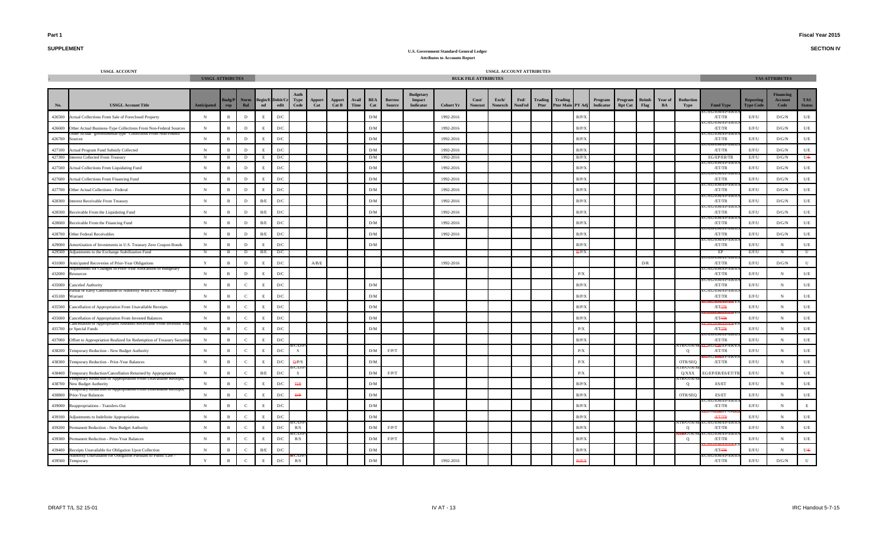**Part 1** **Fiscal Year 2015**

**SUPPLEMENT** **SECTION IV**

**U.S. Government Standard General Ledger**
**Attributes to Accounts Report**

| USSGL ACCOUNT | | USSGL ATTRIBUTES | | | | | BULK FILE ATTRIBUTES | | | | | | | | | | | | | | | | | | | | | | TAS ATTRIBUTES | | | |
|---|---|---|---|---|---|---|---|---|---|---|---|---|---|---|---|---|---|---|---|---|---|---|---|---|---|---|---|---|---|---|---|
| No. | USSGL Account Title | Anticipated | Budg/Prop | Norm Bal | Begin/End | Debit/Credit | Auth Type Code | Apport Cat | Apport Cat B | Avail Time | BEA Cat | Borrow Source | Budgetary Impact Indicator | Cohort Yr | Cust/Noncust | Exch/Nonexch | Fed/NonFed | Trading Ptnr | Trading Ptnr Main | PY Adj | Program Indicator | Program Rpt Cat | Reimb Flag | Year of BA | Reduction Type | Fund Type | Reporting Type Code | Financing Account Code | TAS Status |
| 426500 | Actual Collections From Sale of Foreclosed Property | N | B | D | E | D/C | | | | | D/M | | | 1992-2016 | | | | | | B/P/X | | | | | | EG/EP/ER/ES/ET/TR | E/F/U | D/G/N | U/E |
| 426600 | Other Actual Business-Type Collections From Non-Federal Sources | N | B | D | E | D/C | | | | | D/M | | | 1992-2016 | | | | | | B/P/X | | | | | | EG/EP/ER/ES/ET/TR | E/F/U | D/G/N | U/E |
| 426700 | Other Actual "governmental-type" Collections From Non-Federal Sources | N | B | D | E | D/C | | | | | D/M | | | 1992-2016 | | | | | | B/P/X | | | | | | EG/EP/ER/ES/ET/TR | E/F/U | D/G/N | U/E |
| 427100 | Actual Program Fund Subsidy Collected | N | B | D | E | D/C | | | | | D/M | | | 1992-2016 | | | | | | B/P/X | | | | | | EG/EP/ER/ES/ET/TR | E/F/U | D/G/N | U/E |
| 427300 | Interest Collected From Treasury | N | B | D | E | D/C | | | | | D/M | | | 1992-2016 | | | | | | B/P/X | | | | | | EG/EP/ER/TR | E/F/U | D/G/N | U/E |
| 427500 | Actual Collections From Liquidating Fund | N | B | D | E | D/C | | | | | D/M | | | 1992-2016 | | | | | | B/P/X | | | | | | EG/EP/ER/ES/ET/TR | E/F/U | D/G/N | U/E |
| 427600 | Actual Collections From Financing Fund | N | B | D | E | D/C | | | | | D/M | | | 1992-2016 | | | | | | B/P/X | | | | | | EG/EP/ER/ES/ET/TR | E/F/U | D/G/N | U/E |
| 427700 | Other Actual Collections - Federal | N | B | D | E | D/C | | | | | D/M | | | 1992-2016 | | | | | | B/P/X | | | | | | EG/EP/ER/ES/ET/TR | E/F/U | D/G/N | U/E |
| 428300 | Interest Receivable From Treasury | N | B | D | B/E | D/C | | | | | D/M | | | 1992-2016 | | | | | | B/P/X | | | | | | EG/EP/ER/ES/ET/TR | E/F/U | D/G/N | U/E |
| 428500 | Receivable From the Liquidating Fund | N | B | D | B/E | D/C | | | | | D/M | | | 1992-2016 | | | | | | B/P/X | | | | | | EG/EP/ER/ES/ET/TR | E/F/U | D/G/N | U/E |
| 428600 | Receivable From the Financing Fund | N | B | D | B/E | D/C | | | | | D/M | | | 1992-2016 | | | | | | B/P/X | | | | | | EG/EP/ER/ES/ET/TR | E/F/U | D/G/N | U/E |
| 428700 | Other Federal Receivables | N | B | D | B/E | D/C | | | | | D/M | | | 1992-2016 | | | | | | B/P/X | | | | | | EG/EP/ER/ES/ET/TR | E/F/U | D/G/N | U/E |
| 429000 | Amortization of Investments in U.S. Treasury Zero Coupon Bonds | N | B | D | E | D/C | | | | | D/M | | | | | | | | | B/P/X | | | | | | EG/EP/ER/ES/ET/TR | E/F/U | N | U/E |
| 429500 | Adjustments to the Exchange Stabilization Fund | N | B | D | B/E | D/C | | | | | | | | | | | | | | E/P/X | | | | | | EP | E/F/U | N | U |
| 431000 | Anticipated Recoveries of Prior-Year Obligations | Y | B | D | E | D/C | | A/B/E | | | | | | 1992-2016 | | | | | | | | | D/R | | | EG/EP/ER/ES/ET/TR | E/F/U | D/G/N | U |
| 432000 | Adjustments for Changes in Prior-Year Allocations of Budgetary Resources | N | B | D | E | D/C | | | | | | | | | | | | | | P/X | | | | | | EG/EP/ER/ES/ET/TR | E/F/U | N | U/E |
| 435000 | Canceled Authority | N | B | C | E | D/C | | | | | D/M | | | | | | | | | B/P/X | | | | | | EG/EP/ER/ES/ET/TR | E/F/U | N | U/E |
| 435100 | Partial or Early Cancellation of Authority With a U.S. Treasury Warrant | N | B | C | E | D/C | | | | | D/M | | | | | | | | | B/P/X | | | | | | EG/EP/ER/ES/ET/TR | E/F/U | N | U/E |
| 435500 | Cancellation of Appropriation From Unavailable Receipts | N | B | C | E | D/C | | | | | D/M | | | | | | | | | B/P/X | | | | | | EG/EP/ER/ES/ET/TR | E/F/U | N | U/E |
| 435600 | Cancellation of Appropriation From Invested Balances | N | B | C | E | D/C | | | | | D/M | | | | | | | | | B/P/X | | | | | | EG/EP/ER/ES/ET/TR | E/F/U | N | U/E |
| 435700 | Cancellation of Appropriated Amounts Receivable From Invested Trust or Special Funds | N | B | C | E | D/C | | | | | D/M | | | | | | | | | P/X | | | | | | EG/EP/ER/ES/ET/TR | E/F/U | N | U/E |
| 437000 | Offset to Appropriation Realized for Redemption of Treasury Securities | N | B | C | E | D/C | | | | | | | | | | | | | | B/P/X | | | | | | EG/EP/ER/ES/ET/TR | E/F/U | N | U/E |
| 438200 | Temporary Reduction - New Budget Authority | N | B | C | E | D/C | B/C/D/P/S | | | | D/M | F/P/T | | | | | | | | P/X | | | | | ATB/OTR/SEQ | EG/EP/ER/ES/ET/TR | E/F/U | N | U/E |
| 438300 | Temporary Reduction - Prior-Year Balances | N | B | C | E | D/C | D/P/S | | | | D/M | | | | | | | | | P/X | | | | | OTR/SEQ | EG/EP/ER/ES/ET/TR | E/F/U | N | U/E |
| 438400 | Temporary Reduction/Cancellation Returned by Appropriation | N | B | C | B/E | D/C | B/C/D/P/S | | | | D/M | F/P/T | | | | | | | | P/X | | | | | ATB/OTR/SEQ/XXX | EG/EP/ER/ES/ET/TR | E/F/U | N | U/E |
| 438700 | Temporary Reduction of Appropriation From Unavailable Receipts, New Budget Authority | N | B | C | E | D/C | D/P | | | | D/M | | | | | | | | | B/P/X | | | | | ATB/OTR/SEQ | ES/ET | E/F/U | N | U/E |
| 438800 | Temporary Reduction of Appropriation From Unavailable Receipts, Prior-Year Balances | N | B | C | E | D/C | D/P | | | | D/M | | | | | | | | | B/P/X | | | | | OTR/SEQ | ES/ET | E/F/U | N | U/E |
| 439000 | Reappropriations - Transfers-Out | N | B | C | E | D/C | | | | | D/M | | | | | | | | | B/P/X | | | | | | EG/EP/ER/ES/ET/TR | E/F/U | N | E |
| 439100 | Adjustments to Indefinite Appropriations | N | B | C | E | D/C | | | | | D/M | | | | | | | | | B/P/X | | | | | | EG/EP/ER/ES/ET/TR | E/F/U | N | U/E |
| 439200 | Permanent Reduction - New Budget Authority | N | B | C | E | D/C | B/C/D/P/R/S | | | | D/M | F/P/T | | | | | | | | B/P/X | | | | | ATB/OTR/SEQ | EG/EP/ER/ES/ET/TR | E/F/U | N | U/E |
| 439300 | Permanent Reduction - Prior-Year Balances | N | B | C | E | D/C | B/C/D/P/R/S | | | | D/M | F/P/T | | | | | | | | B/P/X | | | | | ATB/OTR/SEQ | EG/EP/ER/ES/ET/TR | E/F/U | N | U/E |
| 439400 | Receipts Unavailable for Obligation Upon Collection | N | B | C | B/E | D/C | | | | | D/M | | | | | | | | | B/P/X | | | | | | EG/EP/ER/ES/ET/TR | E/F/U | N | U/E |
| 439500 | Authority Unavailable for Obligation Pursuant to Public Law - Temporary | Y | B | C | E | D/C | B/C/D/P/R/S | | | | D/M | | | 1992-2016 | | | | | | B/P/X | | | | | | EG/EP/ER/ES/ET/TR | E/F/U | D/G/N | U |

DRAFT T/L S2 15-01 IV AT - 13 IRC Handout 5-7-15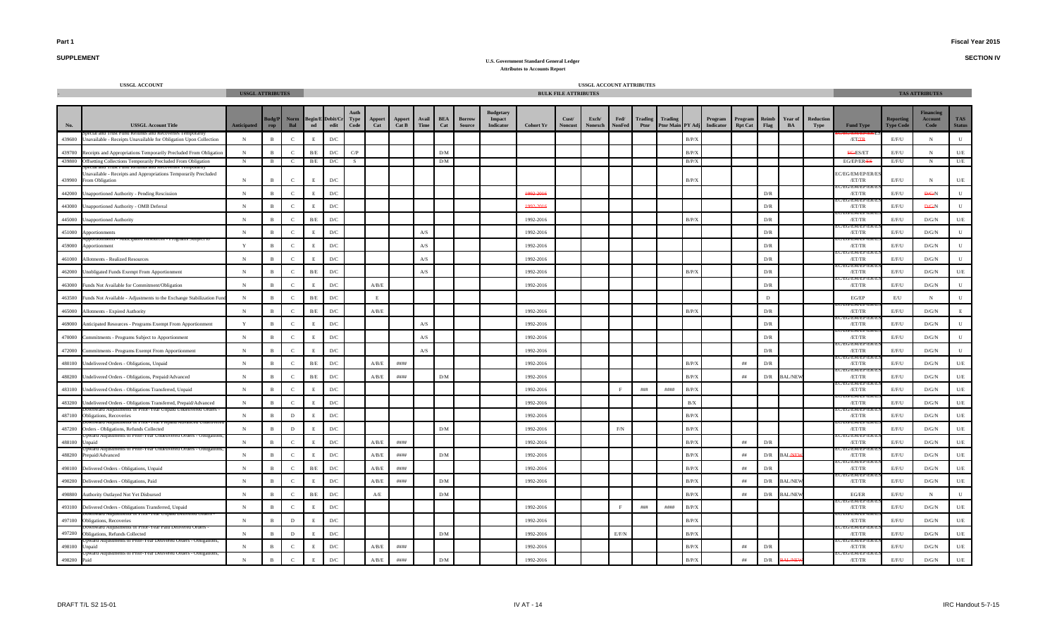**Part 1** **Fiscal Year 2015**

**SUPPLEMENT** **SECTION IV**

**U.S. Government Standard General Ledger**
**Attributes to Accounts Report**

| USSGL ACCOUNT | | USSGL ATTRIBUTES | | | | | | | | | | | | BULK FILE ATTRIBUTES | | | | | | | | | | | | | | | TAS ATTRIBUTES | | | |
|---|---|---|---|---|---|---|---|---|---|---|---|---|---|---|---|---|---|---|---|---|---|---|---|---|---|---|---|---|---|---|---|---|
| No. | USSGL Account Title | Anticipated | Budg/Prop | Norm Bal | Begin/End | Debit/Credit | Auth Type Code | Apport Cat | Apport Cat B | Avail Time | BEA Cat | Borrow Source | Budgetary Impact Indicator | Cohort Yr | Cust/ Noncust | Exch/ Nonexch | Fed/ NonFed | Trading Ptnr | Trading Ptnr Main | PY Adj | Program Indicator | Program Rpt Cat | Reimb Flag | Year of BA | Reduction Type | Fund Type | Reporting Type Code | Financing Account Code | TAS Status |
| 439600 | Special and Trust Fund Refunds and Recoveries Temporarily Unavailable - Receipts Unavailable for Obligation Upon Collection | N | B | C | E | D/C | | | | | | | | | | | | | | B/P/X | | | | | | EC/EG/EM/EP/ER/ES/ET/TR | E/F/U | N | U |
| 439700 | Receipts and Appropriations Temporarily Precluded From Obligation | N | B | C | B/E | D/C | C/P | | | | D/M | | | | | | | | | B/P/X | | | | | | EC/ES/ET | E/F/U | N | U/E |
| 439800 | Offsetting Collections Temporarily Precluded From Obligation | N | B | C | B/E | D/C | S | | | | D/M | | | | | | | | | B/P/X | | | | | | EG/EP/ER/ES | E/F/U | N | U/E |
| 439900 | Special and Trust Fund Refunds and Recoveries Temporarily Unavailable - Receipts and Appropriations Temporarily Precluded From Obligation | N | B | C | E | D/C | | | | | | | | | | | | | | B/P/X | | | | | | EC/EG/EM/EP/ER/ES/ET/TR | E/F/U | N | U/E |
| 442000 | Unapportioned Authority - Pending Rescission | N | B | C | E | D/C | | | | | | | | 1992-2016 | | | | | | | | | D/R | | | EC/EG/EM/EP/ER/ES/ET/TR | E/F/U | D/G/N | U |
| 443000 | Unapportioned Authority - OMB Deferral | N | B | C | E | D/C | | | | | | | | 1992-2016 | | | | | | | | | D/R | | | EC/EG/EM/EP/ER/ES/ET/TR | E/F/U | D/G/N | U |
| 445000 | Unapportioned Authority | N | B | C | B/E | D/C | | | | | | | | 1992-2016 | | | | | | B/P/X | | | D/R | | | EC/EG/EM/EP/ER/ES/ET/TR | E/F/U | D/G/N | U/E |
| 451000 | Apportionments | N | B | C | E | D/C | | | | A/S | | | | 1992-2016 | | | | | | | | | D/R | | | EC/EG/EM/EP/ER/ES/ET/TR | E/F/U | D/G/N | U |
| 459000 | Apportionments - Anticipated Resources - Programs Subject to Apportionment | Y | B | C | E | D/C | | | | A/S | | | | 1992-2016 | | | | | | | | | D/R | | | EC/EG/EM/EP/ER/ES/ET/TR | E/F/U | D/G/N | U |
| 461000 | Allotments - Realized Resources | N | B | C | E | D/C | | | | A/S | | | | 1992-2016 | | | | | | | | | D/R | | | EC/EG/EM/EP/ER/ES/ET/TR | E/F/U | D/G/N | U |
| 462000 | Unobligated Funds Exempt From Apportionment | N | B | C | B/E | D/C | | | | A/S | | | | 1992-2016 | | | | | | B/P/X | | | D/R | | | EC/EG/EM/EP/ER/ES/ET/TR | E/F/U | D/G/N | U/E |
| 463000 | Funds Not Available for Commitment/Obligation | N | B | C | E | D/C | | A/B/E | | | | | | 1992-2016 | | | | | | | | | D/R | | | EC/EG/EM/EP/ER/ES/ET/TR | E/F/U | D/G/N | U |
| 463500 | Funds Not Available - Adjustments to the Exchange Stabilization Fund | N | B | C | B/E | D/C | | E | | | | | | | | | | | | | | | D | | | EG/EP | E/U | N | U |
| 465000 | Allotments - Expired Authority | N | B | C | B/E | D/C | | A/B/E | | | | | | 1992-2016 | | | | | | B/P/X | | | D/R | | | EC/EG/EM/EP/ER/ES/ET/TR | E/F/U | D/G/N | E |
| 469000 | Anticipated Resources - Programs Exempt From Apportionment | Y | B | C | E | D/C | | | | A/S | | | | 1992-2016 | | | | | | | | | D/R | | | EC/EG/EM/EP/ER/ES/ET/TR | E/F/U | D/G/N | U |
| 470000 | Commitments - Programs Subject to Apportionment | N | B | C | E | D/C | | | | A/S | | | | 1992-2016 | | | | | | | | | D/R | | | EC/EG/EM/EP/ER/ES/ET/TR | E/F/U | D/G/N | U |
| 472000 | Commitments - Programs Exempt From Apportionment | N | B | C | E | D/C | | | | A/S | | | | 1992-2016 | | | | | | | | | D/R | | | EC/EG/EM/EP/ER/ES/ET/TR | E/F/U | D/G/N | U |
| 480100 | Undelivered Orders - Obligations, Unpaid | N | B | C | B/E | D/C | | A/B/E | #### | | | | | 1992-2016 | | | | | | B/P/X | | ## | D/R | | | EC/EG/EM/EP/ER/ES/ET/TR | E/F/U | D/G/N | U/E |
| 480200 | Undelivered Orders - Obligations, Prepaid/Advanced | N | B | C | B/E | D/C | | A/B/E | #### | | D/M | | | 1992-2016 | | | | | | B/P/X | | ## | D/R | BAL/NEW | | EC/EG/EM/EP/ER/ES/ET/TR | E/F/U | D/G/N | U/E |
| 483100 | Undelivered Orders - Obligations Transferred, Unpaid | N | B | C | E | D/C | | | | | | | | 1992-2016 | | | F | ### | #### | B/P/X | | | | | | EC/EG/EM/EP/ER/ES/ET/TR | E/F/U | D/G/N | U/E |
| 483200 | Undelivered Orders - Obligations Transferred, Prepaid/Advanced | N | B | C | E | D/C | | | | | | | | 1992-2016 | | | | | | B/X | | | | | | EC/EG/EM/EP/ER/ES/ET/TR | E/F/U | D/G/N | U/E |
| 487100 | Downward Adjustments of Prior-Year Unpaid Undelivered Orders - Obligations, Recoveries | N | B | D | E | D/C | | | | | | | | 1992-2016 | | | | | | B/P/X | | | | | | EC/EG/EM/EP/ER/ES/ET/TR | E/F/U | D/G/N | U/E |
| 487200 | Downward Adjustments of Prior-Year Prepaid/Advanced Undelivered Orders - Obligations, Refunds Collected | N | B | D | E | D/C | | | | | D/M | | | 1992-2016 | | | F/N | | | B/P/X | | | | | | EC/EG/EM/EP/ER/ES/ET/TR | E/F/U | D/G/N | U/E |
| 488100 | Upward Adjustments of Prior-Year Undelivered Orders - Obligations, Unpaid | N | B | C | E | D/C | | A/B/E | #### | | | | | 1992-2016 | | | | | | B/P/X | | ## | D/R | | | EC/EG/EM/EP/ER/ES/ET/TR | E/F/U | D/G/N | U/E |
| 488200 | Upward Adjustments of Prior-Year Undelivered Orders - Obligations, Prepaid/Advanced | N | B | C | E | D/C | | A/B/E | #### | | D/M | | | 1992-2016 | | | | | | B/P/X | | ## | D/R | BAL/NEW | | EC/EG/EM/EP/ER/ES/ET/TR | E/F/U | D/G/N | U/E |
| 490100 | Delivered Orders - Obligations, Unpaid | N | B | C | B/E | D/C | | A/B/E | #### | | | | | 1992-2016 | | | | | | B/P/X | | ## | D/R | | | EC/EG/EM/EP/ER/ES/ET/TR | E/F/U | D/G/N | U/E |
| 490200 | Delivered Orders - Obligations, Paid | N | B | C | E | D/C | | A/B/E | #### | | D/M | | | 1992-2016 | | | | | | B/P/X | | ## | D/R | BAL/NEW | | EC/EG/EM/EP/ER/ES/ET/TR | E/F/U | D/G/N | U/E |
| 490800 | Authority Outlayed Not Yet Disbursed | N | B | C | B/E | D/C | | A/E | | | D/M | | | | | | | | | B/P/X | | ## | D/R | BAL/NEW | | EG/ER | E/F/U | N | U |
| 493100 | Delivered Orders - Obligations Transferred, Unpaid | N | B | C | E | D/C | | | | | | | | 1992-2016 | | | F | ### | #### | B/P/X | | | | | | EC/EG/EM/EP/ER/ES/ET/TR | E/F/U | D/G/N | U/E |
| 497100 | Downward Adjustments of Prior-Year Unpaid Delivered Orders - Obligations, Recoveries | N | B | D | E | D/C | | | | | | | | 1992-2016 | | | | | | B/P/X | | | | | | EC/EG/EM/EP/ER/ES/ET/TR | E/F/U | D/G/N | U/E |
| 497200 | Downward Adjustments of Prior-Year Paid Delivered Orders - Obligations, Refunds Collected | N | B | D | E | D/C | | | | | D/M | | | 1992-2016 | | | E/F/N | | | B/P/X | | | | | | EC/EG/EM/EP/ER/ES/ET/TR | E/F/U | D/G/N | U/E |
| 498100 | Upward Adjustments of Prior-Year Delivered Orders - Obligations, Unpaid | N | B | C | E | D/C | | A/B/E | #### | | | | | 1992-2016 | | | | | | B/P/X | | ## | D/R | | | EC/EG/EM/EP/ER/ES/ET/TR | E/F/U | D/G/N | U/E |
| 498200 | Upward Adjustments of Prior-Year Delivered Orders - Obligations, Paid | N | B | C | E | D/C | | A/B/E | #### | | D/M | | | 1992-2016 | | | | | | B/P/X | | ## | D/R | BAL/NEW | | EC/EG/EM/EP/ER/ES/ET/TR | E/F/U | D/G/N | U/E |

DRAFT T/L S2 15-01 IV AT - 14 IRC Handout 5-7-15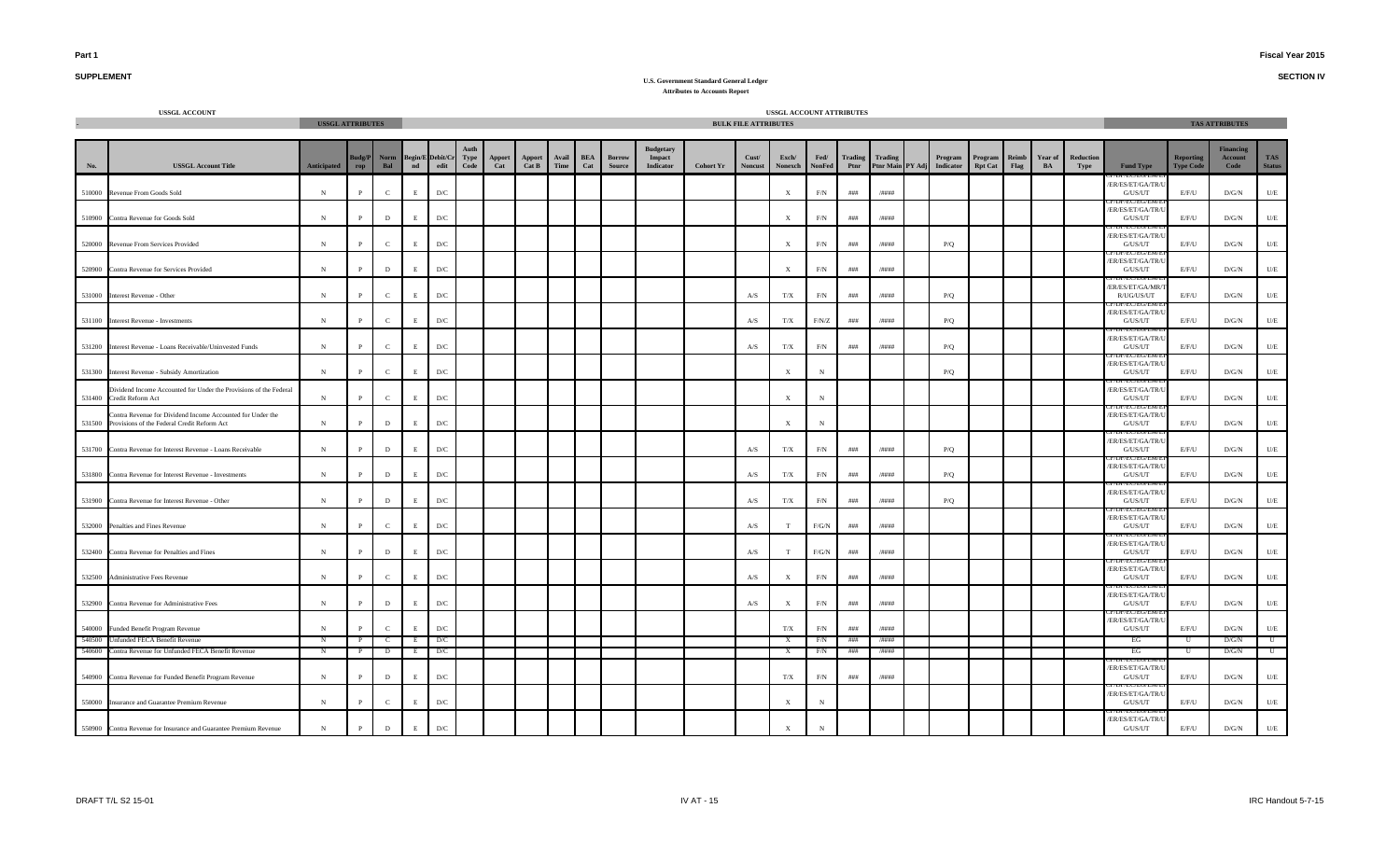**Part 1**

**SUPPLEMENT**

**U.S. Government Standard General Ledger**
**Attributes to Accounts Report**

**Fiscal Year 2015**

**SECTION IV**

| USSGL ACCOUNT | | USSGL ATTRIBUTES | | | | | USSGL ACCOUNT ATTRIBUTES | | | | | | | | BULK FILE ATTRIBUTES | | | | | | | | | | | | | | TAS ATTRIBUTES | | | |
|---|---|---|---|---|---|---|---|---|---|---|---|---|---|---|---|---|---|---|---|---|---|---|---|---|---|---|---|---|---|---|---|---|
| No. | USSGL Account Title | Anticipated | Budg/Prop | Norm Bal | Begin/End | Debit/Credit | Auth Type Code | Apport Cat | Apport Cat B | Avail Time | BEA Cat | Borrow Source | Budgetary Impact Indicator | Cohort Yr | Cust/Noncust | Exch/Nonexch | Fed/NonFed | Trading Ptnr | Trading Ptnr Main | PY Adj | Program Indicator | Program Rpt Cat | Reimb Flag | Year of BA | Reduction Type | Fund Type | Reporting Type Code | Financing Account Code | TAS Status |
| 510000 | Revenue From Goods Sold | N | P | C | E | D/C | | | | | | | | | | X | F/N | ### | /#### | | | | | | | CF/DF/EC/EG/EM/ER/ES/ET/GA/TR/UG/US/UT | E/F/U | D/G/N | U/E |
| 510900 | Contra Revenue for Goods Sold | N | P | D | E | D/C | | | | | | | | | | X | F/N | ### | /#### | | | | | | | CF/DF/EC/EG/EM/ER/ES/ET/GA/TR/UG/US/UT | E/F/U | D/G/N | U/E |
| 520000 | Revenue From Services Provided | N | P | C | E | D/C | | | | | | | | | | X | F/N | ### | /#### | | P/Q | | | | | CF/DF/EC/EG/EM/ER/ES/ET/GA/TR/UG/US/UT | E/F/U | D/G/N | U/E |
| 520900 | Contra Revenue for Services Provided | N | P | D | E | D/C | | | | | | | | | | X | F/N | ### | /#### | | | | | | | CF/DF/EC/EG/EM/ER/ES/ET/GA/TR/UG/US/UT | E/F/U | D/G/N | U/E |
| 531000 | Interest Revenue - Other | N | P | C | E | D/C | | | | | | | | | A/S | T/X | F/N | ### | /#### | | P/Q | | | | | CF/DF/EC/EG/EM/ER/ES/ET/GA/MR/TR/UG/US/UT | E/F/U | D/G/N | U/E |
| 531100 | Interest Revenue - Investments | N | P | C | E | D/C | | | | | | | | | A/S | T/X | F/N/Z | ### | /#### | | P/Q | | | | | CF/DF/EC/EG/EM/ER/ES/ET/GA/TR/UG/US/UT | E/F/U | D/G/N | U/E |
| 531200 | Interest Revenue - Loans Receivable/Uninvested Funds | N | P | C | E | D/C | | | | | | | | | A/S | T/X | F/N | ### | /#### | | P/Q | | | | | CF/DF/EC/EG/EM/ER/ES/ET/GA/TR/UG/US/UT | E/F/U | D/G/N | U/E |
| 531300 | Interest Revenue - Subsidy Amortization | N | P | C | E | D/C | | | | | | | | | | X | N | | | | P/Q | | | | | CF/DF/EC/EG/EM/ER/ES/ET/GA/TR/UG/US/UT | E/F/U | D/G/N | U/E |
| 531400 | Dividend Income Accounted for Under the Provisions of the Federal Credit Reform Act | N | P | C | E | D/C | | | | | | | | | | X | N | | | | | | | | | CF/DF/EC/EG/EM/ER/ES/ET/GA/TR/UG/US/UT | E/F/U | D/G/N | U/E |
| 531500 | Contra Revenue for Dividend Income Accounted for Under the Provisions of the Federal Credit Reform Act | N | P | D | E | D/C | | | | | | | | | | X | N | | | | | | | | | CF/DF/EC/EG/EM/ER/ES/ET/GA/TR/UG/US/UT | E/F/U | D/G/N | U/E |
| 531700 | Contra Revenue for Interest Revenue - Loans Receivable | N | P | D | E | D/C | | | | | | | | | A/S | T/X | F/N | ### | /#### | | P/Q | | | | | CF/DF/EC/EG/EM/ER/ES/ET/GA/TR/UG/US/UT | E/F/U | D/G/N | U/E |
| 531800 | Contra Revenue for Interest Revenue - Investments | N | P | D | E | D/C | | | | | | | | | A/S | T/X | F/N | ### | /#### | | P/Q | | | | | CF/DF/EC/EG/EM/ER/ES/ET/GA/TR/UG/US/UT | E/F/U | D/G/N | U/E |
| 531900 | Contra Revenue for Interest Revenue - Other | N | P | D | E | D/C | | | | | | | | | A/S | T/X | F/N | ### | /#### | | P/Q | | | | | CF/DF/EC/EG/EM/ER/ES/ET/GA/TR/UG/US/UT | E/F/U | D/G/N | U/E |
| 532000 | Penalties and Fines Revenue | N | P | C | E | D/C | | | | | | | | | A/S | T | F/G/N | ### | /#### | | | | | | | CF/DF/EC/EG/EM/ER/ES/ET/GA/TR/UG/US/UT | E/F/U | D/G/N | U/E |
| 532400 | Contra Revenue for Penalties and Fines | N | P | D | E | D/C | | | | | | | | | A/S | T | F/G/N | ### | /#### | | | | | | | CF/DF/EC/EG/EM/ER/ES/ET/GA/TR/UG/US/UT | E/F/U | D/G/N | U/E |
| 532500 | Administrative Fees Revenue | N | P | C | E | D/C | | | | | | | | | A/S | X | F/N | ### | /#### | | | | | | | CF/DF/EC/EG/EM/ER/ES/ET/GA/TR/UG/US/UT | E/F/U | D/G/N | U/E |
| 532900 | Contra Revenue for Administrative Fees | N | P | D | E | D/C | | | | | | | | | A/S | X | F/N | ### | /#### | | | | | | | CF/DF/EC/EG/EM/ER/ES/ET/GA/TR/UG/US/UT | E/F/U | D/G/N | U/E |
| 540000 | Funded Benefit Program Revenue | N | P | C | E | D/C | | | | | | | | | | T/X | F/N | ### | /#### | | | | | | | CF/DF/EC/EG/EM/ER/ES/ET/GA/TR/UG/US/UT | E/F/U | D/G/N | U/E |
| 540500 | Unfunded FECA Benefit Revenue | N | P | C | E | D/C | | | | | | | | | | X | F/N | ### | /#### | | | | | | | EG | U | D/G/N | U |
| 540600 | Contra Revenue for Unfunded FECA Benefit Revenue | N | P | D | E | D/C | | | | | | | | | | X | F/N | ### | /#### | | | | | | | EG | U | D/G/N | U |
| 540900 | Contra Revenue for Funded Benefit Program Revenue | N | P | D | E | D/C | | | | | | | | | | T/X | F/N | ### | /#### | | | | | | | CF/DF/EC/EG/EM/ER/ES/ET/GA/TR/UG/US/UT | E/F/U | D/G/N | U/E |
| 550000 | Insurance and Guarantee Premium Revenue | N | P | C | E | D/C | | | | | | | | | | X | N | | | | | | | | | CF/DF/EC/EG/EM/ER/ES/ET/GA/TR/UG/US/UT | E/F/U | D/G/N | U/E |
| 550900 | Contra Revenue for Insurance and Guarantee Premium Revenue | N | P | D | E | D/C | | | | | | | | | | X | N | | | | | | | | | CF/DF/EC/EG/EM/ER/ES/ET/GA/TR/UG/US/UT | E/F/U | D/G/N | U/E |

DRAFT T/L S2 15-01

IRC Handout 5-7-15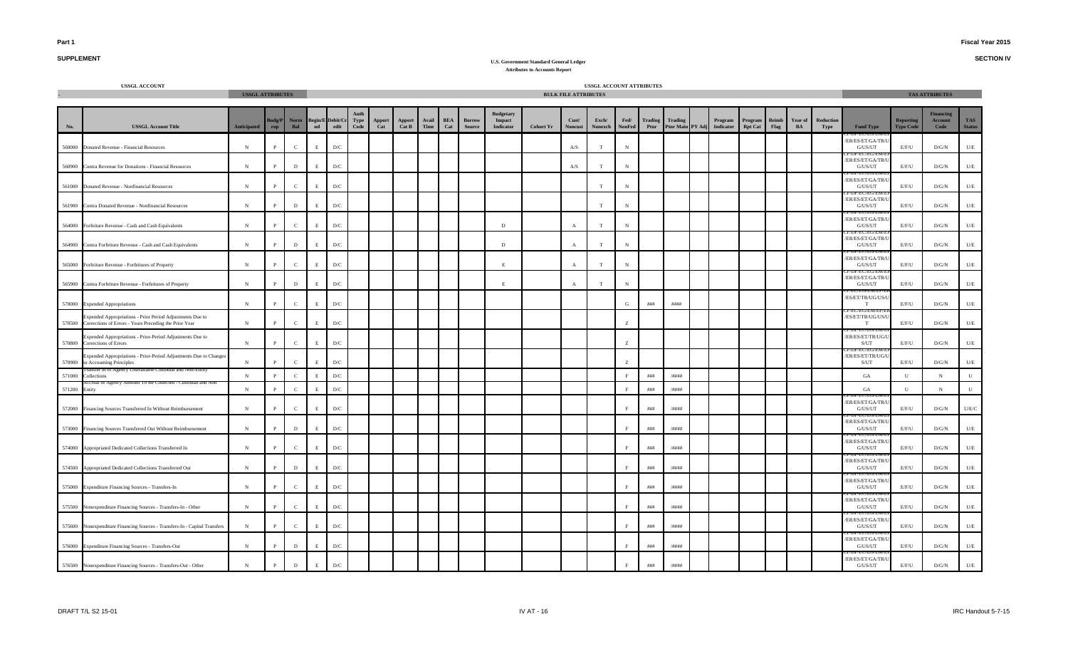**Part 1**

**SUPPLEMENT**

**Fiscal Year 2015**

**SECTION IV**

**U.S. Government Standard General Ledger**
**Attributes to Accounts Report**

| USSGL ACCOUNT | | USSGL ACCOUNT ATTRIBUTES | | | | | | | | | | | | | | | | | | | | | | | | | | | | | |
|---|---|---|---|---|---|---|---|---|---|---|---|---|---|---|---|---|---|---|---|---|---|---|---|---|---|---|---|---|---|---|---|
| | | USSGL ATTRIBUTES | | | | | | | | | | | | BULK FILE ATTRIBUTES | | | | | | | | | | | | | TAS ATTRIBUTES | | | | |
| No. | USSGL Account Title | Anticipated | Budg/Prop | Norm Bal | Begin/End | Debit/Credit | Auth Type Code | Apport Cat | Apport Cat B | Avail Time | BEA Cat | Borrow Source | Budgetary Impact Indicator | Cohort Yr | Cust/Noncust | Exch/Nonexch | Fed/NonFed | Trading Ptnr | Trading Ptnr Main | PY Adj | Program Indicator | Program Rpt Cat | Reimb Flag | Year of BA | Reduction Type | Fund Type | Reporting Type Code | Financing Account Code | TAS Status |
| 560000 | Donated Revenue - Financial Resources | N | P | C | E | D/C | | | | | | | | | A/S | T | N | | | | | | | | | CF/DF/EC/EG/EM/EP/ER/ES/ET/GA/TR/UG/US/UT | E/F/U | D/G/N | U/E |
| 560900 | Contra Revenue for Donations - Financial Resources | N | P | D | E | D/C | | | | | | | | | A/S | T | N | | | | | | | | | CF/DF/EC/EG/EM/EP/ER/ES/ET/GA/TR/UG/US/UT | E/F/U | D/G/N | U/E |
| 561000 | Donated Revenue - Nonfinancial Resources | N | P | C | E | D/C | | | | | | | | | | T | N | | | | | | | | | CF/DF/EC/EG/EM/EP/ER/ES/ET/GA/TR/UG/US/UT | E/F/U | D/G/N | U/E |
| 561900 | Contra Donated Revenue - Nonfinancial Resources | N | P | D | E | D/C | | | | | | | | | | T | N | | | | | | | | | CF/DF/EC/EG/EM/EP/ER/ES/ET/GA/TR/UG/US/UT | E/F/U | D/G/N | U/E |
| 564000 | Forfeiture Revenue - Cash and Cash Equivalents | N | P | C | E | D/C | | | | | | | D | | A | T | N | | | | | | | | | CF/DF/EC/EG/EM/EP/ER/ES/ET/GA/TR/UG/US/UT | E/F/U | D/G/N | U/E |
| 564900 | Contra Forfeiture Revenue - Cash and Cash Equivalents | N | P | D | E | D/C | | | | | | | D | | A | T | N | | | | | | | | | CF/DF/EC/EG/EM/EP/ER/ES/ET/GA/TR/UG/US/UT | E/F/U | D/G/N | U/E |
| 565000 | Forfeiture Revenue - Forfeitures of Property | N | P | C | E | D/C | | | | | | | E | | A | T | N | | | | | | | | | CF/DF/EC/EG/EM/EP/ER/ES/ET/GA/TR/UG/US/UT | E/F/U | D/G/N | U/E |
| 565900 | Contra Forfeiture Revenue - Forfeitures of Property | N | P | D | E | D/C | | | | | | | E | | A | T | N | | | | | | | | | CF/DF/EC/EG/EM/EP/ER/ES/ET/GA/TR/UG/US/UT | E/F/U | D/G/N | U/E |
| 570000 | Expended Appropriations | N | P | C | E | D/C | | | | | | | | | | | G | ### | #### | | | | | | | CF/EC/EG/EM/EP/ER/ES/ET/TR/UG/US/UT | E/F/U | D/G/N | U/E |
| 570500 | Expended Appropriations - Prior Period Adjustments Due to Corrections of Errors - Years Preceding the Prior Year | N | P | C | E | D/C | | | | | | | | | | | Z | | | | | | | | | CF/EC/EG/EM/EP/ER/ES/ET/TR/UG/US/UT | E/F/U | D/G/N | U/E |
| 570800 | Expended Appropriations - Prior-Period Adjustments Due to Corrections of Errors | N | P | C | E | D/C | | | | | | | | | | | Z | | | | | | | | | CF/DF/EC/EG/EM/EP/ER/ES/ET/TR/UG/US/UT | E/F/U | D/G/N | U/E |
| 570900 | Expended Appropriations - Prior-Period Adjustments Due to Changes in Accounting Principles | N | P | C | E | D/C | | | | | | | | | | | Z | | | | | | | | | CF/DF/EC/EG/EM/EP/ER/ES/ET/TR/UG/US/UT | E/F/U | D/G/N | U/E |
| 571000 | Transfer In of Agency Unavailable Custodial and Non-Entity Collections | N | P | C | E | D/C | | | | | | | | | | | F | ### | /#### | | | | | | | GA | U | N | U |
| 571200 | Accrual of Agency Amount To Be Collected - Custodial and Non Entity | N | P | C | E | D/C | | | | | | | | | | | F | ### | /#### | | | | | | | GA | U | N | U |
| 572000 | Financing Sources Transferred In Without Reimbursement | N | P | C | E | D/C | | | | | | | | | | | F | ### | /#### | | | | | | | CF/DF/EC/EG/EM/EP/ER/ES/ET/GA/TR/UG/US/UT | E/F/U | D/G/N | U/E/C |
| 573000 | Financing Sources Transferred Out Without Reimbursement | N | P | D | E | D/C | | | | | | | | | | | F | ### | /#### | | | | | | | CF/DF/EC/EG/EM/EP/ER/ES/ET/GA/TR/UG/US/UT | E/F/U | D/G/N | U/E |
| 574000 | Appropriated Dedicated Collections Transferred In | N | P | C | E | D/C | | | | | | | | | | | F | ### | /#### | | | | | | | CF/DF/EC/EG/EM/EP/ER/ES/ET/GA/TR/UG/US/UT | E/F/U | D/G/N | U/E |
| 574500 | Appropriated Dedicated Collections Transferred Out | N | P | D | E | D/C | | | | | | | | | | | F | ### | /#### | | | | | | | CF/DF/EC/EG/EM/EP/ER/ES/ET/GA/TR/UG/US/UT | E/F/U | D/G/N | U/E |
| 575000 | Expenditure Financing Sources - Transfers-In | N | P | C | E | D/C | | | | | | | | | | | F | ### | /#### | | | | | | | CF/DF/EC/EG/EM/EP/ER/ES/ET/GA/TR/UG/US/UT | E/F/U | D/G/N | U/E |
| 575500 | Nonexpenditure Financing Sources - Transfers-In - Other | N | P | C | E | D/C | | | | | | | | | | | F | ### | /#### | | | | | | | CF/DF/EC/EG/EM/EP/ER/ES/ET/GA/TR/UG/US/UT | E/F/U | D/G/N | U/E |
| 575600 | Nonexpenditure Financing Sources - Transfers-In - Capital Transfers | N | P | C | E | D/C | | | | | | | | | | | F | ### | /#### | | | | | | | CF/DF/EC/EG/EM/EP/ER/ES/ET/GA/TR/UG/US/UT | E/F/U | D/G/N | U/E |
| 576000 | Expenditure Financing Sources - Transfers-Out | N | P | D | E | D/C | | | | | | | | | | | F | ### | /#### | | | | | | | CF/DF/EC/EG/EM/EP/ER/ES/ET/GA/TR/UG/US/UT | E/F/U | D/G/N | U/E |
| 576500 | Nonexpenditure Financing Sources - Transfers-Out - Other | N | P | D | E | D/C | | | | | | | | | | | F | ### | /#### | | | | | | | CF/DF/EC/EG/EM/EP/ER/ES/ET/GA/TR/UG/US/UT | E/F/U | D/G/N | U/E |

DRAFT T/L S2 15-01

IRC Handout 5-7-15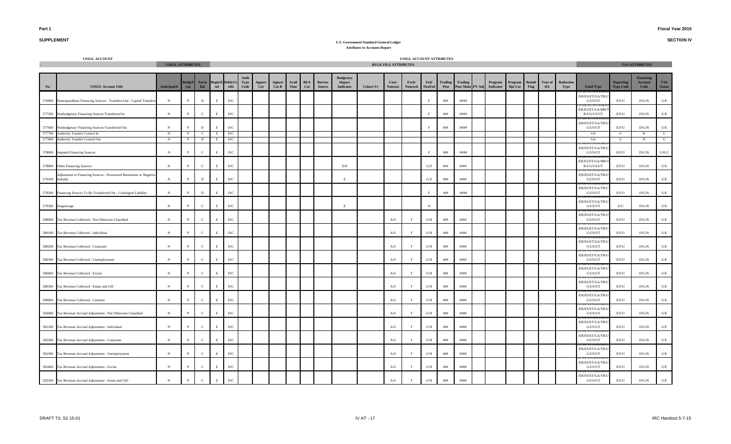**Part 1**

**SUPPLEMENT**

**Fiscal Year 2015**

**SECTION IV**

**U.S. Government Standard General Ledger**
**Attributes to Accounts Report**

| USSGL ACCOUNT | | USSGL ATTRIBUTES | | | | | USSGL ACCOUNT ATTRIBUTES | | | | | | | | BULK FILE ATTRIBUTES | | | | | | | | | | | | | | TAS ATTRIBUTES | | | |
|---|---|---|---|---|---|---|---|---|---|---|---|---|---|---|---|---|---|---|---|---|---|---|---|---|---|---|---|---|---|---|---|---|
| No. | USSGL Account Title | Anticipated | Budg/Prop | Norm Bal | Begin/End | Debit/Credit | Auth Type Code | Apport Cat | Apport Cat B | Avail Time | BEA Cat | Borrow Source | Budgetary Impact Indicator | Cohort Yr | Cust/Noncust | Exch/Nonexch | Fed/NonFed | Trading Ptnr | Trading Ptnr Main | PY Adj | Program Indicator | Program Rpt Cat | Reimb Flag | Year of BA | Reduction Type | Fund Type | Reporting Type Code | Financing Account Code | TAS Status |
| 576600 | Nonexpenditure Financing Sources - Transfers-Out - Capital Transfers | N | P | D | E | D/C | | | | | | | | | | | F | ### | /#### | | | | | | | G/T/DF/EC/ES/ET/GA/TR/U/G/US/UT | E/F/U | D/G/N | U/E |
| 577500 | Nonbudgetary Financing Sources Transferred In | N | P | C | E | D/C | | | | | | | | | | | F | ### | /#### | | | | | | | G/T/DF/EC/EG/EM/ER/ES/ET/GA/MR/T/R/UG/US/UT | E/F/U | D/G/N | U/E |
| 577600 | Nonbudgetary Financing Sources Transferred Out | N | P | D | E | D/C | | | | | | | | | | | F | ### | /#### | | | | | | | G/T/DF/EC/ES/ET/GA/TR/U/G/US/UT | E/F/U | D/G/N | U/E |
| 577700 | Authority Transfer Control In | N | P | C | E | D/C | | | | | | | | | | | | | | | | | | | | GA | U | N | U |
| 577800 | Authority Transfer Control Out | N | P | D | E | D/C | | | | | | | | | | | | | | | | | | | | GA | U | N | U |
| 578000 | Imputed Financing Sources | N | P | C | E | D/C | | | | | | | | | | | F | ### | /#### | | | | | | | G/T/DF/EC/ES/ET/GA/TR/U/G/US/UT | E/F/U | D/G/N | U/E/C |
| 579000 | Other Financing Sources | N | P | C | E | D/C | | | | | | | D/E | | | | G/Z | ### | #### | | | | | | | G/T/DF/EC/EG/EM/ER/ES/ET/GA/MR/T/R/UG/US/UT | E/F/U | D/G/N | U/E |
| 579100 | Adjustment to Financing Sources - Downward Reestimate or Negative Subsidy | N | P | D | E | D/C | | | | | | | E | | | | G/Z | ### | #### | | | | | | | G/T/DF/EC/ES/ET/GA/TR/U/G/US/UT | E/F/U | D/G/N | U/E |
| 579200 | Financing Sources To Be Transferred Out - Contingent Liability | N | P | D | E | D/C | | | | | | | | | | | F | ### | /#### | | | | | | | G/T/DF/EC/ES/ET/GA/TR/U/G/US/UT | E/F/U | D/G/N | U/E |
| 579500 | Seigniorage | N | P | C | E | D/C | | | | | | | E | | | | N | | | | | | | | | G/T/DF/EC/ES/ET/GA/TR/U/G/US/UT | E/U | D/G/N | U/E |
| 580000 | Tax Revenue Collected - Not Otherwise Classified | N | P | C | E | D/C | | | | | | | | | A/S | T | G/N | ### | #### | | | | | | | G/T/DF/EC/ES/ET/GA/TR/U/G/US/UT | E/F/U | D/G/N | U/E |
| 580100 | Tax Revenue Collected - Individual | N | P | C | E | D/C | | | | | | | | | A/S | T | G/N | ### | #### | | | | | | | G/T/DF/EC/ES/ET/GA/TR/U/G/US/UT | E/F/U | D/G/N | U/E |
| 580200 | Tax Revenue Collected - Corporate | N | P | C | E | D/C | | | | | | | | | A/S | T | G/N | ### | #### | | | | | | | G/T/DF/EC/ES/ET/GA/TR/U/G/US/UT | E/F/U | D/G/N | U/E |
| 580300 | Tax Revenue Collected - Unemployment | N | P | C | E | D/C | | | | | | | | | A/S | T | G/N | ### | #### | | | | | | | G/T/DF/EC/ES/ET/GA/TR/U/G/US/UT | E/F/U | D/G/N | U/E |
| 580400 | Tax Revenue Collected - Excise | N | P | C | E | D/C | | | | | | | | | A/S | T | G/N | ### | #### | | | | | | | G/T/DF/EC/ES/ET/GA/TR/U/G/US/UT | E/F/U | D/G/N | U/E |
| 580500 | Tax Revenue Collected - Estate and Gift | N | P | C | E | D/C | | | | | | | | | A/S | T | G/N | ### | #### | | | | | | | G/T/DF/EC/ES/ET/GA/TR/U/G/US/UT | E/F/U | D/G/N | U/E |
| 580600 | Tax Revenue Collected - Customs | N | P | C | E | D/C | | | | | | | | | A/S | T | G/N | ### | #### | | | | | | | G/T/DF/EC/ES/ET/GA/TR/U/G/US/UT | E/F/U | D/G/N | U/E |
| 582000 | Tax Revenue Accrual Adjustment - Not Otherwise Classified | N | P | C | E | D/C | | | | | | | | | A/S | T | G/N | ### | #### | | | | | | | G/T/DF/EC/ES/ET/GA/TR/U/G/US/UT | E/F/U | D/G/N | U/E |
| 582100 | Tax Revenue Accrual Adjustment - Individual | N | P | C | E | D/C | | | | | | | | | A/S | T | G/N | ### | #### | | | | | | | G/T/DF/EC/ES/ET/GA/TR/U/G/US/UT | E/F/U | D/G/N | U/E |
| 582200 | Tax Revenue Accrual Adjustment - Corporate | N | P | C | E | D/C | | | | | | | | | A/S | T | G/N | ### | #### | | | | | | | G/T/DF/EC/ES/ET/GA/TR/U/G/US/UT | E/F/U | D/G/N | U/E |
| 582300 | Tax Revenue Accrual Adjustment - Unemployment | N | P | C | E | D/C | | | | | | | | | A/S | T | G/N | ### | #### | | | | | | | G/T/DF/EC/ES/ET/GA/TR/U/G/US/UT | E/F/U | D/G/N | U/E |
| 582400 | Tax Revenue Accrual Adjustment - Excise | N | P | C | E | D/C | | | | | | | | | A/S | T | G/N | ### | #### | | | | | | | G/T/DF/EC/ES/ET/GA/TR/U/G/US/UT | E/F/U | D/G/N | U/E |
| 582500 | Tax Revenue Accrual Adjustment - Estate and Gift | N | P | C | E | D/C | | | | | | | | | A/S | T | G/N | ### | #### | | | | | | | G/T/DF/EC/ES/ET/GA/TR/U/G/US/UT | E/F/U | D/G/N | U/E |

DRAFT T/L S2 15-01

IRC Handout 5-7-15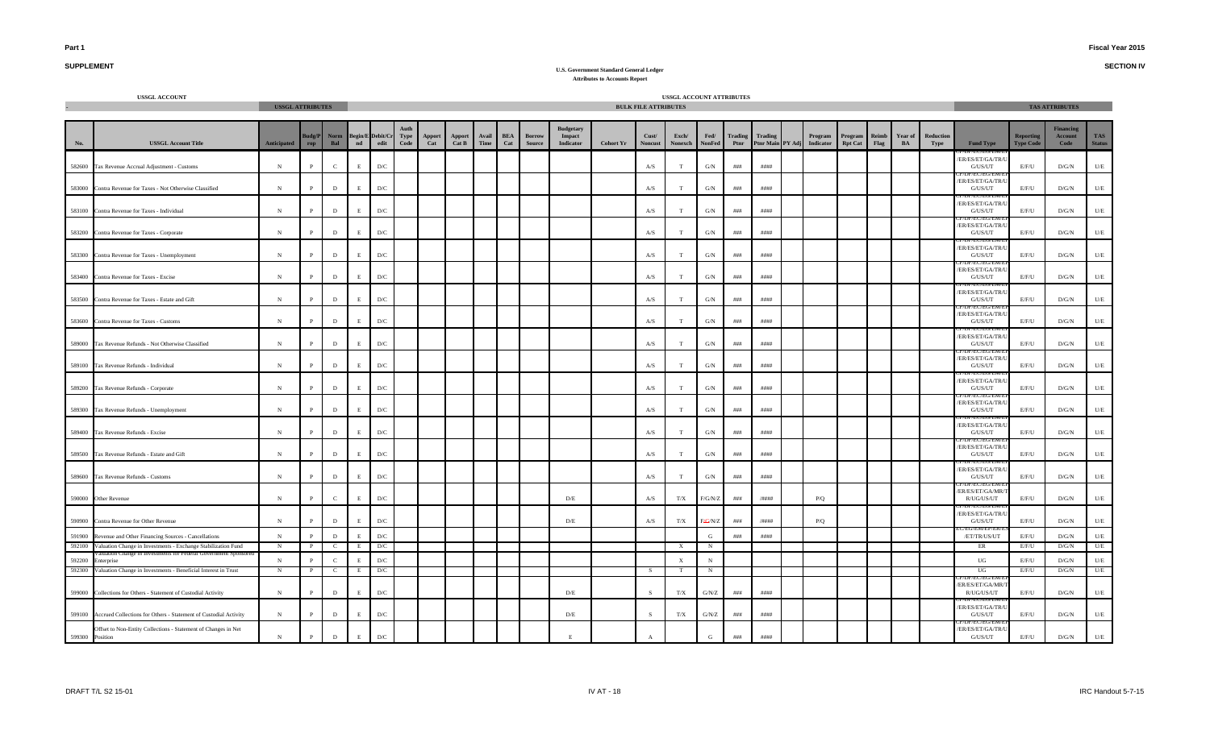**Part 1** **Fiscal Year 2015**

**SUPPLEMENT** **SECTION IV**

**U.S. Government Standard General Ledger**
**Attributes to Accounts Report**

| USSGL ACCOUNT | | USSGL ATTRIBUTES | | | | | | | | | | | BULK FILE ATTRIBUTES | | | | | | | | | | | | | | TAS ATTRIBUTES | | | |
|---|---|---|---|---|---|---|---|---|---|---|---|---|---|---|---|---|---|---|---|---|---|---|---|---|---|---|---|---|---|---|
| No. | USSGL Account Title | Anticipated | Budg/Prop | Norm Bal | Begin/End | Debit/Credit | Auth Type Code | Apport Cat | Apport Cat B | Avail Time | BEA Cat | Borrow Source | Budgetary Impact Indicator | Cohort Yr | Cust/Noncust | Exch/Nonexch | Fed/NonFed | Trading Ptnr | Trading Ptnr Main | PY Adj | Program Indicator | Program Rpt Cat | Reimb Flag | Year of BA | Reduction Type | Fund Type | Reporting Type Code | Financing Account Code | TAS Status |
| 582600 | Tax Revenue Accrual Adjustment - Customs | N | P | C | E | D/C | | | | | | | | | A/S | T | G/N | ### | #### | | | | | | | CF/DF/EC/EG/EM/ER/ES/ET/GA/TR/UG/US/UT | E/F/U | D/G/N | U/E |
| 583000 | Contra Revenue for Taxes - Not Otherwise Classified | N | P | D | E | D/C | | | | | | | | | A/S | T | G/N | ### | #### | | | | | | | CF/DF/EC/EG/EM/ER/ES/ET/GA/TR/UG/US/UT | E/F/U | D/G/N | U/E |
| 583100 | Contra Revenue for Taxes - Individual | N | P | D | E | D/C | | | | | | | | | A/S | T | G/N | ### | #### | | | | | | | CF/DF/EC/EG/EM/ER/ES/ET/GA/TR/UG/US/UT | E/F/U | D/G/N | U/E |
| 583200 | Contra Revenue for Taxes - Corporate | N | P | D | E | D/C | | | | | | | | | A/S | T | G/N | ### | #### | | | | | | | CF/DF/EC/EG/EM/ER/ES/ET/GA/TR/UG/US/UT | E/F/U | D/G/N | U/E |
| 583300 | Contra Revenue for Taxes - Unemployment | N | P | D | E | D/C | | | | | | | | | A/S | T | G/N | ### | #### | | | | | | | CF/DF/EC/EG/EM/ER/ES/ET/GA/TR/UG/US/UT | E/F/U | D/G/N | U/E |
| 583400 | Contra Revenue for Taxes - Excise | N | P | D | E | D/C | | | | | | | | | A/S | T | G/N | ### | #### | | | | | | | CF/DF/EC/EG/EM/ER/ES/ET/GA/TR/UG/US/UT | E/F/U | D/G/N | U/E |
| 583500 | Contra Revenue for Taxes - Estate and Gift | N | P | D | E | D/C | | | | | | | | | A/S | T | G/N | ### | #### | | | | | | | CF/DF/EC/EG/EM/ER/ES/ET/GA/TR/UG/US/UT | E/F/U | D/G/N | U/E |
| 583600 | Contra Revenue for Taxes - Customs | N | P | D | E | D/C | | | | | | | | | A/S | T | G/N | ### | #### | | | | | | | CF/DF/EC/EG/EM/ER/ES/ET/GA/TR/UG/US/UT | E/F/U | D/G/N | U/E |
| 589000 | Tax Revenue Refunds - Not Otherwise Classified | N | P | D | E | D/C | | | | | | | | | A/S | T | G/N | ### | #### | | | | | | | CF/DF/EC/EG/EM/ER/ES/ET/GA/TR/UG/US/UT | E/F/U | D/G/N | U/E |
| 589100 | Tax Revenue Refunds - Individual | N | P | D | E | D/C | | | | | | | | | A/S | T | G/N | ### | #### | | | | | | | CF/DF/EC/EG/EM/ER/ES/ET/GA/TR/UG/US/UT | E/F/U | D/G/N | U/E |
| 589200 | Tax Revenue Refunds - Corporate | N | P | D | E | D/C | | | | | | | | | A/S | T | G/N | ### | #### | | | | | | | CF/DF/EC/EG/EM/ER/ES/ET/GA/TR/UG/US/UT | E/F/U | D/G/N | U/E |
| 589300 | Tax Revenue Refunds - Unemployment | N | P | D | E | D/C | | | | | | | | | A/S | T | G/N | ### | #### | | | | | | | CF/DF/EC/EG/EM/ER/ES/ET/GA/TR/UG/US/UT | E/F/U | D/G/N | U/E |
| 589400 | Tax Revenue Refunds - Excise | N | P | D | E | D/C | | | | | | | | | A/S | T | G/N | ### | #### | | | | | | | CF/DF/EC/EG/EM/ER/ES/ET/GA/TR/UG/US/UT | E/F/U | D/G/N | U/E |
| 589500 | Tax Revenue Refunds - Estate and Gift | N | P | D | E | D/C | | | | | | | | | A/S | T | G/N | ### | #### | | | | | | | CF/DF/EC/EG/EM/ER/ES/ET/GA/TR/UG/US/UT | E/F/U | D/G/N | U/E |
| 589600 | Tax Revenue Refunds - Customs | N | P | D | E | D/C | | | | | | | | | A/S | T | G/N | ### | #### | | | | | | | CF/DF/EC/EG/EM/ER/ES/ET/GA/TR/UG/US/UT | E/F/U | D/G/N | U/E |
| 590000 | Other Revenue | N | P | C | E | D/C | | | | | | | D/E | | A/S | T/X | F/G/N/Z | ### | /#### | | P/Q | | | | | CF/DF/EC/EG/EM/ER/ES/ET/GA/MR/TR/UG/US/UT | E/F/U | D/G/N | U/E |
| 590900 | Contra Revenue for Other Revenue | N | P | D | E | D/C | | | | | | | D/E | | A/S | T/X | F/G/N/Z | ### | /#### | | P/Q | | | | | CF/DF/EC/EG/EM/ER/ES/ET/GA/TR/UG/US/UT | E/F/U | D/G/N | U/E |
| 591900 | Revenue and Other Financing Sources - Cancellations | N | P | D | E | D/C | | | | | | | | | | | G | ### | #### | | | | | | | EC/EG/EM/EP/ER/ES/ET/TR/US/UT | E/F/U | D/G/N | U/E |
| 592100 | Valuation Change in Investments - Exchange Stabilization Fund | N | P | C | E | D/C | | | | | | | | | | X | N | | | | | | | | | ER | E/F/U | D/G/N | U/E |
| 592200 | Valuation Change in Investments for Federal Government Sponsored Enterprise | N | P | C | E | D/C | | | | | | | | | | X | N | | | | | | | | | UG | E/F/U | D/G/N | U/E |
| 592300 | Valuation Change in Investments - Beneficial Interest in Trust | N | P | C | E | D/C | | | | | | | | | S | T | N | | | | | | | | | UG | E/F/U | D/G/N | U/E |
| 599000 | Collections for Others - Statement of Custodial Activity | N | P | D | E | D/C | | | | | | | D/E | | S | T/X | G/N/Z | ### | #### | | | | | | | CF/DF/EC/EG/EM/ER/ES/ET/GA/MR/TR/UG/US/UT | E/F/U | D/G/N | U/E |
| 599100 | Accrued Collections for Others - Statement of Custodial Activity | N | P | D | E | D/C | | | | | | | D/E | | S | T/X | G/N/Z | ### | #### | | | | | | | CF/DF/EC/EG/EM/ER/ES/ET/GA/TR/UG/US/UT | E/F/U | D/G/N | U/E |
| 599300 | Offset to Non-Entity Collections - Statement of Changes in Net Position | N | P | D | E | D/C | | | | | | | E | | A | | G | ### | #### | | | | | | | CF/DF/EC/EG/EM/ER/ES/ET/GA/TR/UG/US/UT | E/F/U | D/G/N | U/E |

DRAFT T/L S2 15-01 IV AT - 18 IRC Handout 5-7-15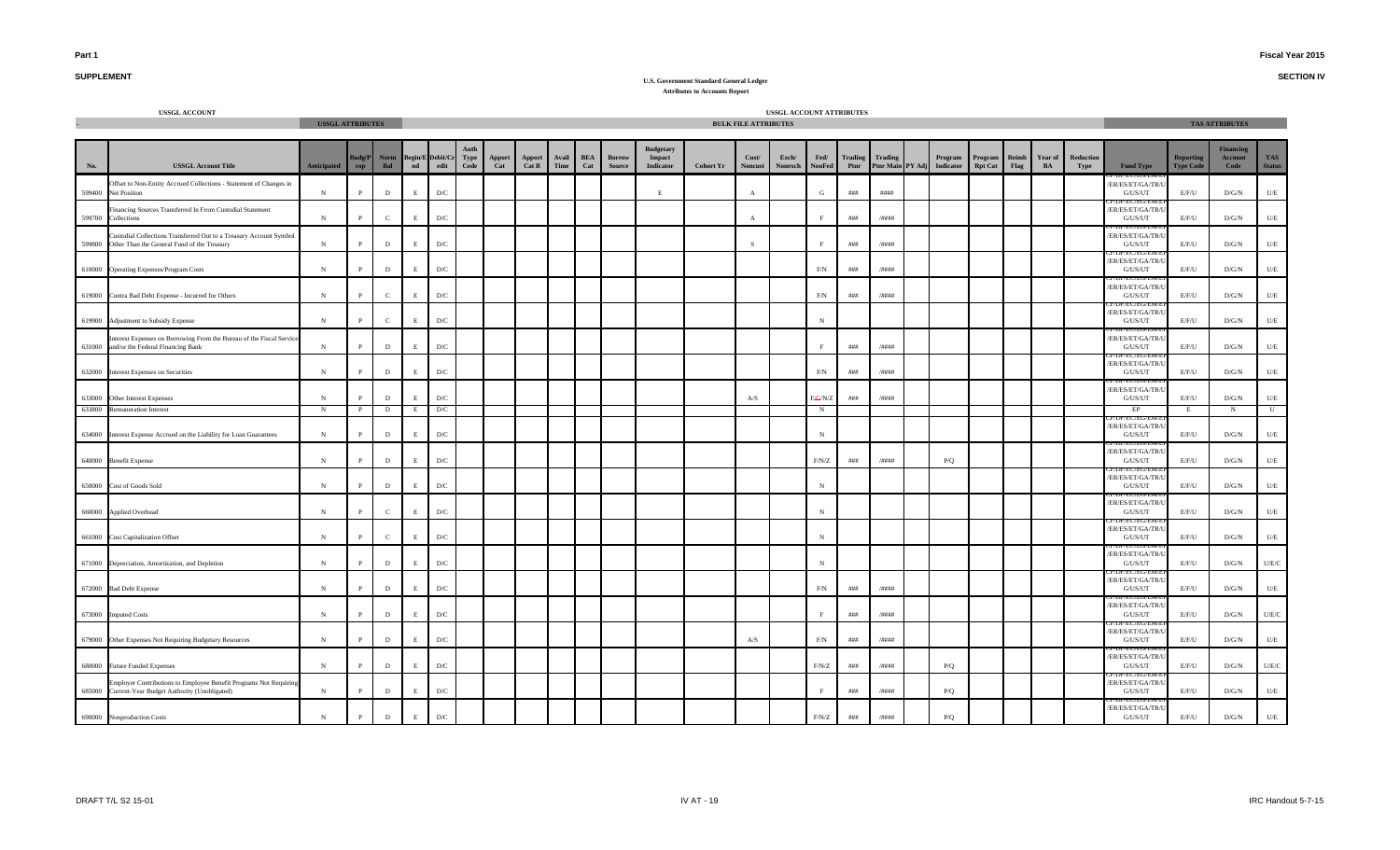**Part 1**

**SUPPLEMENT**

**Fiscal Year 2015**

**SECTION IV**

**U.S. Government Standard General Ledger**
**Attributes to Accounts Report**

| USSGL ACCOUNT | | USSGL ATTRIBUTES | | | | | | | | | | | USSGL ACCOUNT ATTRIBUTES | | BULK FILE ATTRIBUTES | | | | | | | | | | | | | TAS ATTRIBUTES | | | |
|---|---|---|---|---|---|---|---|---|---|---|---|---|---|---|---|---|---|---|---|---|---|---|---|---|---|---|---|---|---|---|---|
| No. | USSGL Account Title | Anticipated | Budg/Prop | Norm Bal | Begin/End | Debit/Credit | Auth Type Code | Apport Cat | Apport Cat B | Avail Time | BEA Cat | Borrow Source | Budgetary Impact Indicator | Cohort Yr | Cust/Noncust | Exch/Nonexch | Fed/NonFed | Trading Ptnr | Trading Ptnr Main | PY Adj | Program Indicator | Program Rpt Cat | Reimb Flag | Year of BA | Reduction Type | Fund Type | Reporting Type Code | Financing Account Code | TAS Status |
| 599400 | Offset to Non-Entity Accrued Collections - Statement of Changes in Net Position | N | P | D | E | D/C | | | | | | | E | | A | | G | ### | #### | | | | | | | CF/DF/EC/EG/EM/EP/ER/ES/ET/GA/TR/U G/US/UT | E/F/U | D/G/N | U/E |
| 599700 | Financing Sources Transferred In From Custodial Statement Collections | N | P | C | E | D/C | | | | | | | | | A | | F | ### | /#### | | | | | | | CF/DF/EC/EG/EM/EP/ER/ES/ET/GA/TR/U G/US/UT | E/F/U | D/G/N | U/E |
| 599800 | Custodial Collections Transferred Out to a Treasury Account Symbol Other Than the General Fund of the Treasury | N | P | D | E | D/C | | | | | | | | | S | | F | ### | /#### | | | | | | | CF/DF/EC/EG/EM/EP/ER/ES/ET/GA/TR/U G/US/UT | E/F/U | D/G/N | U/E |
| 610000 | Operating Expenses/Program Costs | N | P | D | E | D/C | | | | | | | | | | | F/N | ### | /#### | | | | | | | CF/DF/EC/EG/EM/EP/ER/ES/ET/GA/TR/U G/US/UT | E/F/U | D/G/N | U/E |
| 619000 | Contra Bad Debt Expense - Incurred for Others | N | P | C | E | D/C | | | | | | | | | | | F/N | ### | /#### | | | | | | | CF/DF/EC/EG/EM/EP/ER/ES/ET/GA/TR/U G/US/UT | E/F/U | D/G/N | U/E |
| 619900 | Adjustment to Subsidy Expense | N | P | C | E | D/C | | | | | | | | | | | N | | | | | | | | | CF/DF/EC/EG/EM/EP/ER/ES/ET/GA/TR/U G/US/UT | E/F/U | D/G/N | U/E |
| 631000 | Interest Expenses on Borrowing From the Bureau of the Fiscal Service and/or the Federal Financing Bank | N | P | D | E | D/C | | | | | | | | | | | F | ### | /#### | | | | | | | CF/DF/EC/EG/EM/EP/ER/ES/ET/GA/TR/U G/US/UT | E/F/U | D/G/N | U/E |
| 632000 | Interest Expenses on Securities | N | P | D | E | D/C | | | | | | | | | | | F/N | ### | /#### | | | | | | | CF/DF/EC/EG/EM/EP/ER/ES/ET/GA/TR/U G/US/UT | E/F/U | D/G/N | U/E |
| 633000 | Other Interest Expenses | N | P | D | E | D/C | | | | | | | | | A/S | | F/G/N/Z | ### | /#### | | | | | | | CF/DF/EC/EG/EM/EP/ER/ES/ET/GA/TR/U G/US/UT | E/F/U | D/G/N | U/E |
| 633800 | Remuneration Interest | N | P | D | E | D/C | | | | | | | | | | | N | | | | | | | | | EP | E | N | U |
| 634000 | Interest Expense Accrued on the Liability for Loan Guarantees | N | P | D | E | D/C | | | | | | | | | | | N | | | | | | | | | CF/DF/EC/EG/EM/EP/ER/ES/ET/GA/TR/U G/US/UT | E/F/U | D/G/N | U/E |
| 640000 | Benefit Expense | N | P | D | E | D/C | | | | | | | | | | | F/N/Z | ### | /#### | | P/Q | | | | | CF/DF/EC/EG/EM/EP/ER/ES/ET/GA/TR/U G/US/UT | E/F/U | D/G/N | U/E |
| 650000 | Cost of Goods Sold | N | P | D | E | D/C | | | | | | | | | | | N | | | | | | | | | CF/DF/EC/EG/EM/EP/ER/ES/ET/GA/TR/U G/US/UT | E/F/U | D/G/N | U/E |
| 660000 | Applied Overhead | N | P | C | E | D/C | | | | | | | | | | | N | | | | | | | | | CF/DF/EC/EG/EM/EP/ER/ES/ET/GA/TR/U G/US/UT | E/F/U | D/G/N | U/E |
| 661000 | Cost Capitalization Offset | N | P | C | E | D/C | | | | | | | | | | | N | | | | | | | | | CF/DF/EC/EG/EM/EP/ER/ES/ET/GA/TR/U G/US/UT | E/F/U | D/G/N | U/E |
| 671000 | Depreciation, Amortization, and Depletion | N | P | D | E | D/C | | | | | | | | | | | N | | | | | | | | | CF/DF/EC/EG/EM/EP/ER/ES/ET/GA/TR/U G/US/UT | E/F/U | D/G/N | U/E/C |
| 672000 | Bad Debt Expense | N | P | D | E | D/C | | | | | | | | | | | F/N | ### | /#### | | | | | | | CF/DF/EC/EG/EM/EP/ER/ES/ET/GA/TR/U G/US/UT | E/F/U | D/G/N | U/E |
| 673000 | Imputed Costs | N | P | D | E | D/C | | | | | | | | | | | F | ### | /#### | | | | | | | CF/DF/EC/EG/EM/EP/ER/ES/ET/GA/TR/U G/US/UT | E/F/U | D/G/N | U/E/C |
| 679000 | Other Expenses Not Requiring Budgetary Resources | N | P | D | E | D/C | | | | | | | | | A/S | | F/N | ### | /#### | | | | | | | CF/DF/EC/EG/EM/EP/ER/ES/ET/GA/TR/U G/US/UT | E/F/U | D/G/N | U/E |
| 680000 | Future Funded Expenses | N | P | D | E | D/C | | | | | | | | | | | F/N/Z | ### | /#### | | P/Q | | | | | CF/DF/EC/EG/EM/EP/ER/ES/ET/GA/TR/U G/US/UT | E/F/U | D/G/N | U/E/C |
| 685000 | Employer Contributions to Employee Benefit Programs Not Requiring Current-Year Budget Authority (Unobligated) | N | P | D | E | D/C | | | | | | | | | | | F | ### | /#### | | P/Q | | | | | CF/DF/EC/EG/EM/EP/ER/ES/ET/GA/TR/U G/US/UT | E/F/U | D/G/N | U/E |
| 690000 | Nonproduction Costs | N | P | D | E | D/C | | | | | | | | | | | F/N/Z | ### | /#### | | P/Q | | | | | CF/DF/EC/EG/EM/EP/ER/ES/ET/GA/TR/U G/US/UT | E/F/U | D/G/N | U/E |

DRAFT T/L S2 15-01 | IV AT - 19 | IRC Handout 5-7-15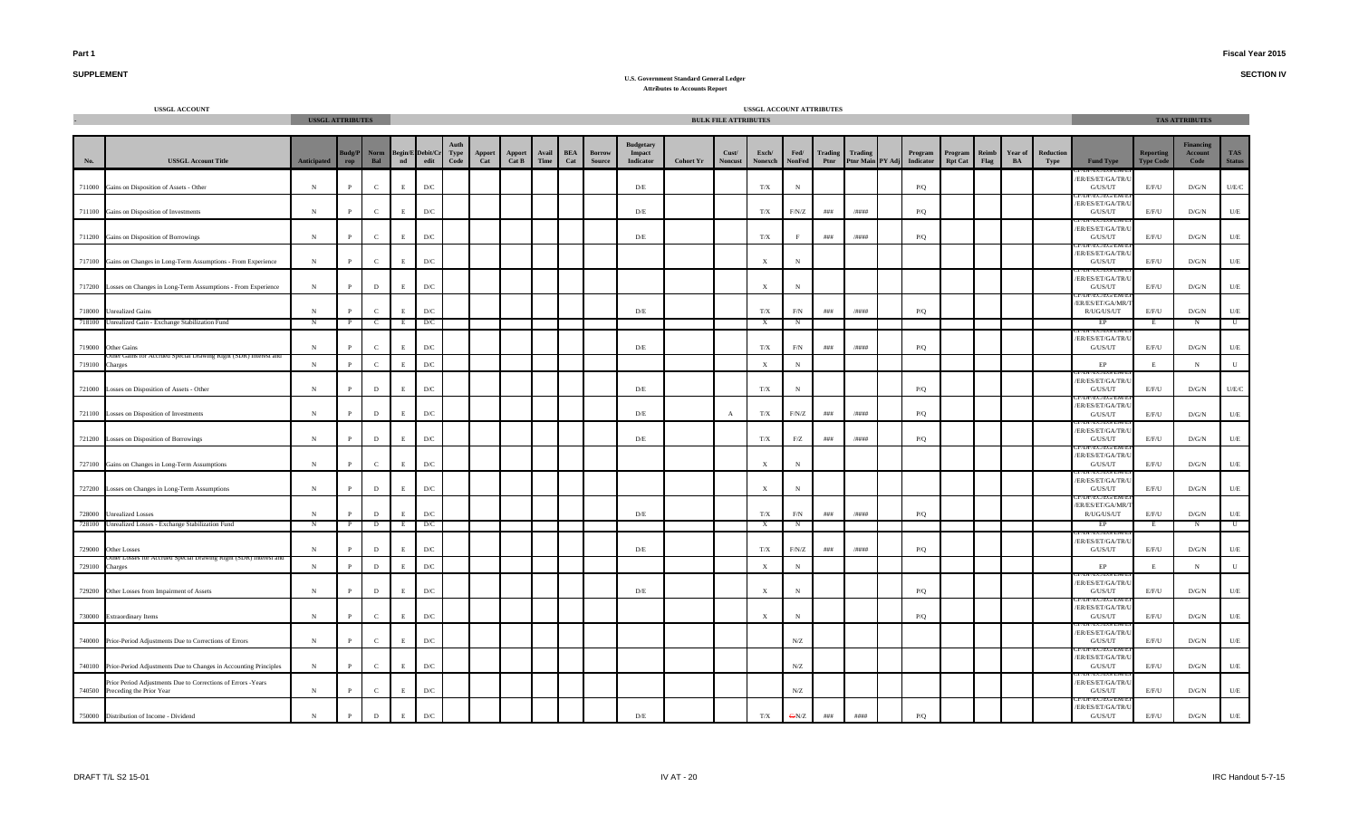**SUPPLEMENT**

**U.S. Government Standard General Ledger**
**Attributes to Accounts Report**

**SECTION IV**

| No. | USSGL Account Title | Anticipated | Budg/Prop | Norm Bal | Begin/End | Debit/Credit | Auth Type Code | Apport Cat | Apport Cat B | Avail Time | BEA Cat | Borrow Source | Budgetary Impact Indicator | Cohort Yr | Cust/Noncust | Exch/Nonexch | Fed/NonFed | Trading Ptnr | Trading Ptnr Main | PY Adj | Program Indicator | Program Rpt Cat | Reimb Flag | Year of BA | Reduction Type | Fund Type | Reporting Type Code | Financing Account Code | TAS Status |
|---|---|---|---|---|---|---|---|---|---|---|---|---|---|---|---|---|---|---|---|---|---|---|---|---|---|---|---|---|---|
| 711000 | Gains on Disposition of Assets - Other | N | P | C | E | D/C | | | | | | | D/E | | | T/X | N | | | | P/Q | | | | | CF/DF/EC/EG/EM/ER/ES/ET/GA/TR/U G/US/UT | E/F/U | D/G/N | U/E/C |
| 711100 | Gains on Disposition of Investments | N | P | C | E | D/C | | | | | | | D/E | | | T/X | F/N/Z | ### | /#### | | P/Q | | | | | CF/DF/EC/EG/EM/ER/ES/ET/GA/TR/U G/US/UT | E/F/U | D/G/N | U/E |
| 711200 | Gains on Disposition of Borrowings | N | P | C | E | D/C | | | | | | | D/E | | | T/X | F | ### | /#### | | P/Q | | | | | CF/DF/EC/EG/EM/ER/ES/ET/GA/TR/U G/US/UT | E/F/U | D/G/N | U/E |
| 717100 | Gains on Changes in Long-Term Assumptions - From Experience | N | P | C | E | D/C | | | | | | | | | | X | N | | | | | | | | | CF/DF/EC/EG/EM/ER/ES/ET/GA/TR/U G/US/UT | E/F/U | D/G/N | U/E |
| 717200 | Losses on Changes in Long-Term Assumptions - From Experience | N | P | D | E | D/C | | | | | | | | | | X | N | | | | | | | | | CF/DF/EC/EG/EM/ER/ES/ET/GA/TR/U G/US/UT | E/F/U | D/G/N | U/E |
| 718000 | Unrealized Gains | N | P | C | E | D/C | | | | | | | D/E | | | T/X | F/N | ### | /#### | | P/Q | | | | | CF/DF/EC/EG/EM/ER/ES/ET/GA/MR/TR/UG/US/UT | E/F/U | D/G/N | U/E |
| 718100 | Unrealized Gain - Exchange Stabilization Fund | N | P | C | E | D/C | | | | | | | | | | X | N | | | | | | | | | EP | E | N | U |
| 719000 | Other Gains | N | P | C | E | D/C | | | | | | | D/E | | | T/X | F/N | ### | /#### | | P/Q | | | | | CF/DF/EC/EG/EM/ER/ES/ET/GA/TR/U G/US/UT | E/F/U | D/G/N | U/E |
| 719100 | Other Gains for Accrued Special Drawing Right (SDR) Interest and Charges | N | P | C | E | D/C | | | | | | | | | | X | N | | | | | | | | | EP | E | N | U |
| 721000 | Losses on Disposition of Assets - Other | N | P | D | E | D/C | | | | | | | D/E | | | T/X | N | | | | P/Q | | | | | CF/DF/EC/EG/EM/ER/ES/ET/GA/TR/U G/US/UT | E/F/U | D/G/N | U/E/C |
| 721100 | Losses on Disposition of Investments | N | P | D | E | D/C | | | | | | | D/E | | A | T/X | F/N/Z | ### | /#### | | P/Q | | | | | CF/DF/EC/EG/EM/ER/ES/ET/GA/TR/U G/US/UT | E/F/U | D/G/N | U/E |
| 721200 | Losses on Disposition of Borrowings | N | P | D | E | D/C | | | | | | | D/E | | | T/X | F/Z | ### | /#### | | P/Q | | | | | CF/DF/EC/EG/EM/ER/ES/ET/GA/TR/U G/US/UT | E/F/U | D/G/N | U/E |
| 727100 | Gains on Changes in Long-Term Assumptions | N | P | C | E | D/C | | | | | | | | | | X | N | | | | | | | | | CF/DF/EC/EG/EM/ER/ES/ET/GA/TR/U G/US/UT | E/F/U | D/G/N | U/E |
| 727200 | Losses on Changes in Long-Term Assumptions | N | P | D | E | D/C | | | | | | | | | | X | N | | | | | | | | | CF/DF/EC/EG/EM/ER/ES/ET/GA/TR/U G/US/UT | E/F/U | D/G/N | U/E |
| 728000 | Unrealized Losses | N | P | D | E | D/C | | | | | | | D/E | | | T/X | F/N | ### | /#### | | P/Q | | | | | CF/DF/EC/EG/EM/ER/ES/ET/GA/MR/TR/UG/US/UT | E/F/U | D/G/N | U/E |
| 728100 | Unrealized Losses - Exchange Stabilization Fund | N | P | D | E | D/C | | | | | | | | | | X | N | | | | | | | | | EP | E | N | U |
| 729000 | Other Losses | N | P | D | E | D/C | | | | | | | D/E | | | T/X | F/N/Z | ### | /#### | | P/Q | | | | | CF/DF/EC/EG/EM/ER/ES/ET/GA/TR/U G/US/UT | E/F/U | D/G/N | U/E |
| 729100 | Other Losses for Accrued Special Drawing Right (SDR) Interest and Charges | N | P | D | E | D/C | | | | | | | | | | X | N | | | | | | | | | EP | E | N | U |
| 729200 | Other Losses from Impairment of Assets | N | P | D | E | D/C | | | | | | | D/E | | | X | N | | | | P/Q | | | | | CF/DF/EC/EG/EM/ER/ES/ET/GA/TR/U G/US/UT | E/F/U | D/G/N | U/E |
| 730000 | Extraordinary Items | N | P | C | E | D/C | | | | | | | | | | X | N | | | | P/Q | | | | | CF/DF/EC/EG/EM/ER/ES/ET/GA/TR/U G/US/UT | E/F/U | D/G/N | U/E |
| 740000 | Prior-Period Adjustments Due to Corrections of Errors | N | P | C | E | D/C | | | | | | | | | | | N/Z | | | | | | | | | CF/DF/EC/EG/EM/ER/ES/ET/GA/TR/U G/US/UT | E/F/U | D/G/N | U/E |
| 740100 | Prior-Period Adjustments Due to Changes in Accounting Principles | N | P | C | E | D/C | | | | | | | | | | | N/Z | | | | | | | | | CF/DF/EC/EG/EM/ER/ES/ET/GA/TR/U G/US/UT | E/F/U | D/G/N | U/E |
| 740500 | Prior Period Adjustments Due to Corrections of Errors -Years Preceding the Prior Year | N | P | C | E | D/C | | | | | | | | | | | N/Z | | | | | | | | | CF/DF/EC/EG/EM/ER/ES/ET/GA/TR/U G/US/UT | E/F/U | D/G/N | U/E |
| 750000 | Distribution of Income - Dividend | N | P | D | E | D/C | | | | | | | D/E | | | T/X | ~~F~~N/Z | ### | #### | | P/Q | | | | | CF/DF/EC/EG/EM/ER/ES/ET/GA/TR/U G/US/UT | E/F/U | D/G/N | U/E |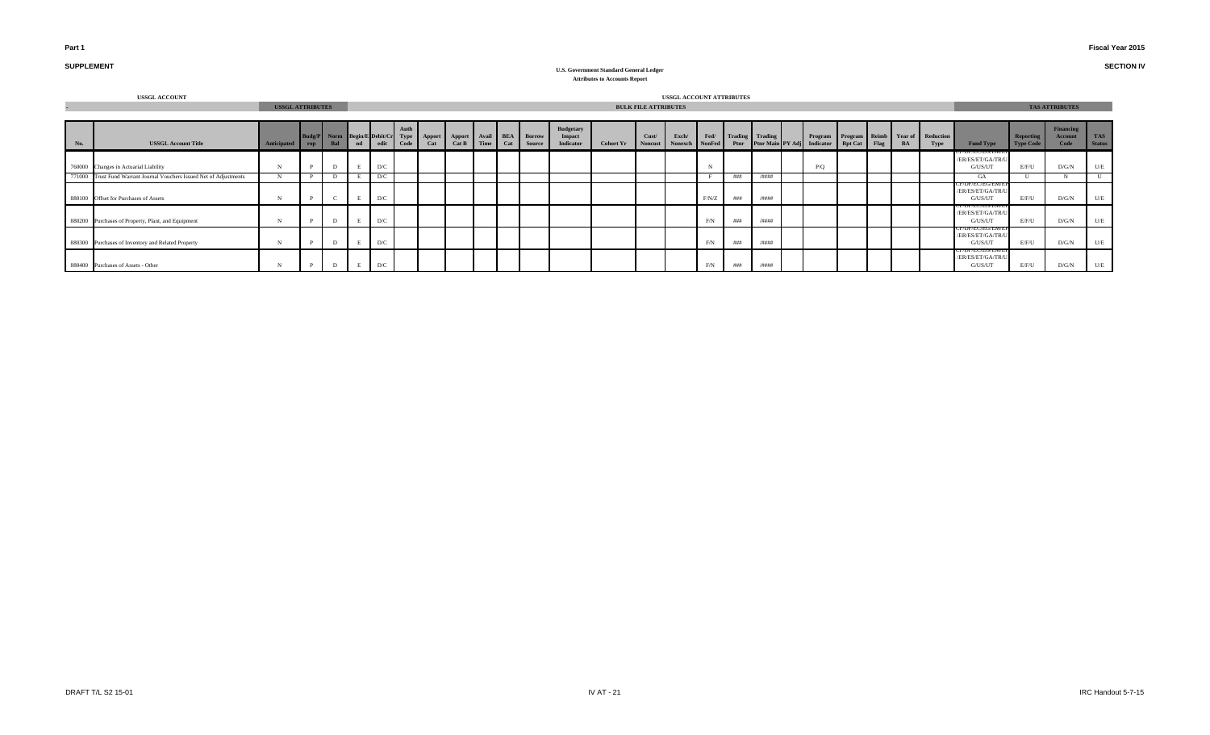Part 1

SUPPLEMENT

Fiscal Year 2015

SECTION IV

**U.S. Government Standard General Ledger**
**Attributes to Accounts Report**

| USSGL ACCOUNT | | USSGL ATTRIBUTES | | | | | BULK FILE ATTRIBUTES | | | | | | | | | | | | | | | | | | | | | TAS ATTRIBUTES | | | |
|---|---|---|---|---|---|---|---|---|---|---|---|---|---|---|---|---|---|---|---|---|---|---|---|---|---|---|---|---|---|---|---|
| No. | USSGL Account Title | Anticipated | Budg/Prop | Norm Bal | Begin/End | Debit/Credit | Auth Type Code | Apport Cat | Apport Cat B | Avail Time | BEA Cat | Borrow Source | Budgetary Impact Indicator | Cohort Yr | Cust/Noncust | Exch/Nonexch | Fed/NonFed | Trading Ptnr | Trading Ptnr Main | PY Adj | Program Indicator | Program Rpt Cat | Reimb Flag | Year of BA | Reduction Type | Fund Type | Reporting Type Code | Financing Account Code | TAS Status |
| 760000 | Changes in Actuarial Liability | N | P | D | E | D/C | | | | | | | | | | | N | | | | P/Q | | | | | CF/DF/EC/ES/EM/EP/ER/ES/ET/GA/TR/UG/US/UT | E/F/U | D/G/N | U/E |
| 771000 | Trust Fund Warrant Journal Vouchers Issued Net of Adjustments | N | P | D | E | D/C | | | | | | | | | | | F | ### | #### | | | | | | | GA | U | N | U |
| 880100 | Offset for Purchases of Assets | N | P | C | E | D/C | | | | | | | | | | | F/N/Z | ### | #### | | | | | | | CF/DF/EC/ES/EM/EP/ER/ES/ET/GA/TR/UG/US/UT | E/F/U | D/G/N | U/E |
| 880200 | Purchases of Property, Plant, and Equipment | N | P | D | E | D/C | | | | | | | | | | | F/N | ### | #### | | | | | | | CF/DF/EC/ES/EM/EP/ER/ES/ET/GA/TR/UG/US/UT | E/F/U | D/G/N | U/E |
| 880300 | Purchases of Inventory and Related Property | N | P | D | E | D/C | | | | | | | | | | | F/N | ### | #### | | | | | | | CF/DF/EC/ES/EM/EP/ER/ES/ET/GA/TR/UG/US/UT | E/F/U | D/G/N | U/E |
| 880400 | Purchases of Assets - Other | N | P | D | E | D/C | | | | | | | | | | | F/N | ### | #### | | | | | | | CF/DF/EC/ES/EM/EP/ER/ES/ET/GA/TR/UG/US/UT | E/F/U | D/G/N | U/E |

DRAFT T/L S2 15-01

IRC Handout 5-7-15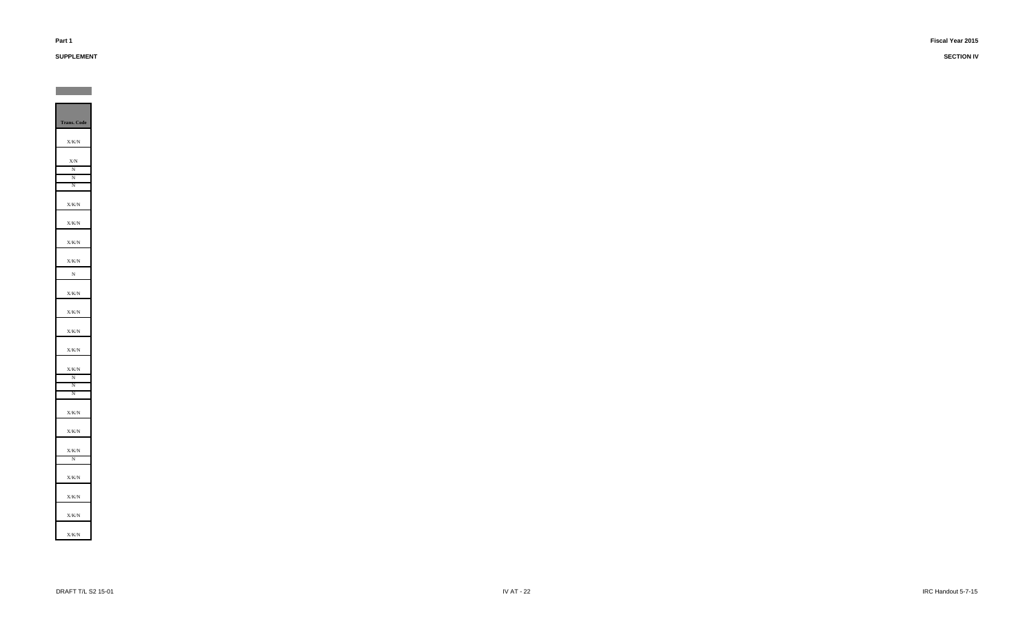**Part 1**

**SUPPLEMENT**

**Fiscal Year 2015**

**SECTION IV**

| Trans. Code |
|---|
| X/K/N |
| X/N |
| N |
| N |
| N |
| X/K/N |
| X/K/N |
| X/K/N |
| X/K/N |
| N |
| X/K/N |
| X/K/N |
| X/K/N |
| X/K/N |
| X/K/N |
| N |
| N |
| N |
| X/K/N |
| X/K/N |
| X/K/N |
| N |
| X/K/N |
| X/K/N |
| X/K/N |
| X/K/N |

DRAFT T/L S2 15-01

IRC Handout 5-7-15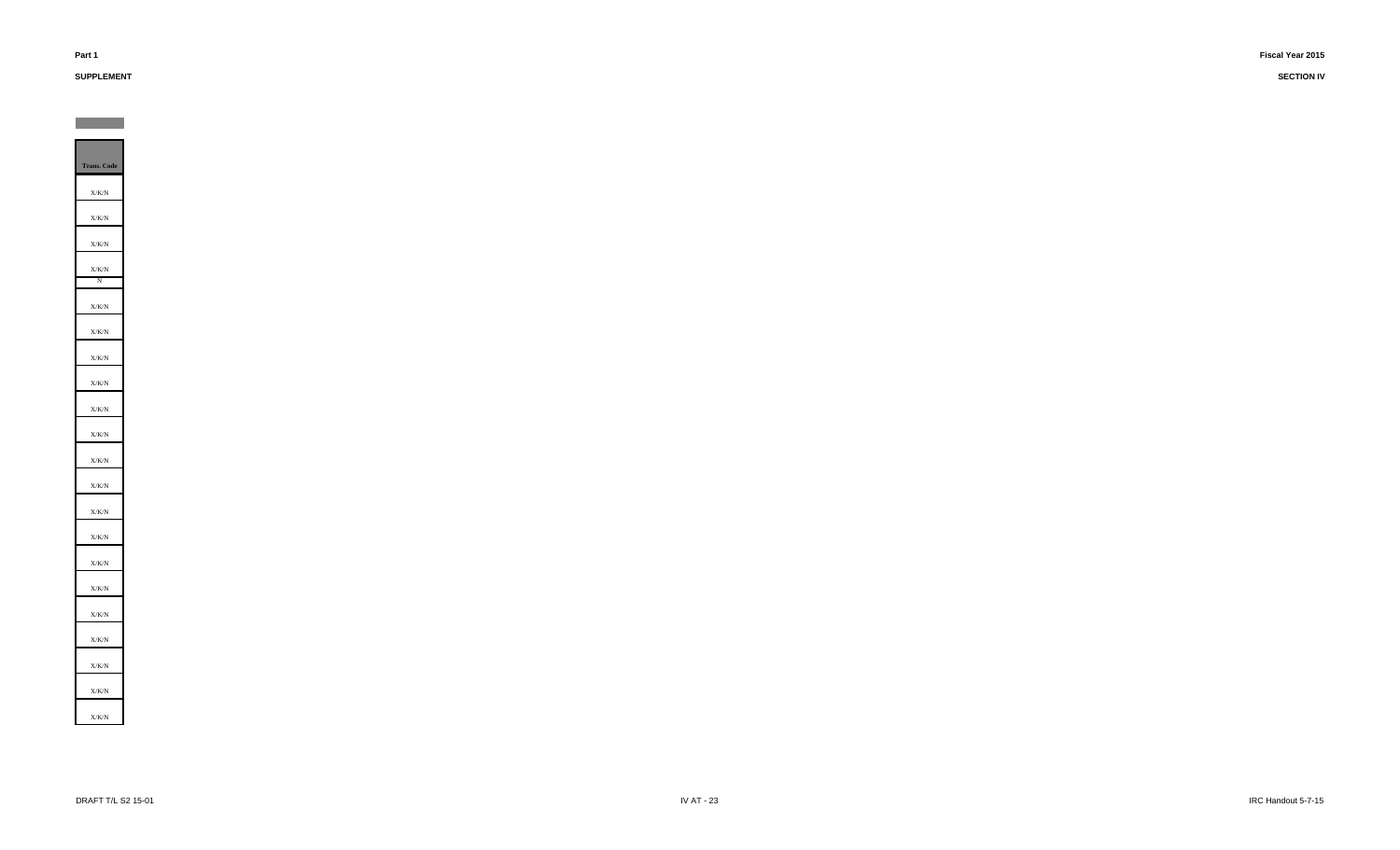| Trans. Code |
|---|
| X/K/N |
| X/K/N |
| X/K/N |
| X/K/N |
| N |
| X/K/N |
| X/K/N |
| X/K/N |
| X/K/N |
| X/K/N |
| X/K/N |
| X/K/N |
| X/K/N |
| X/K/N |
| X/K/N |
| X/K/N |
| X/K/N |
| X/K/N |
| X/K/N |
| X/K/N |
| X/K/N |
| X/K/N |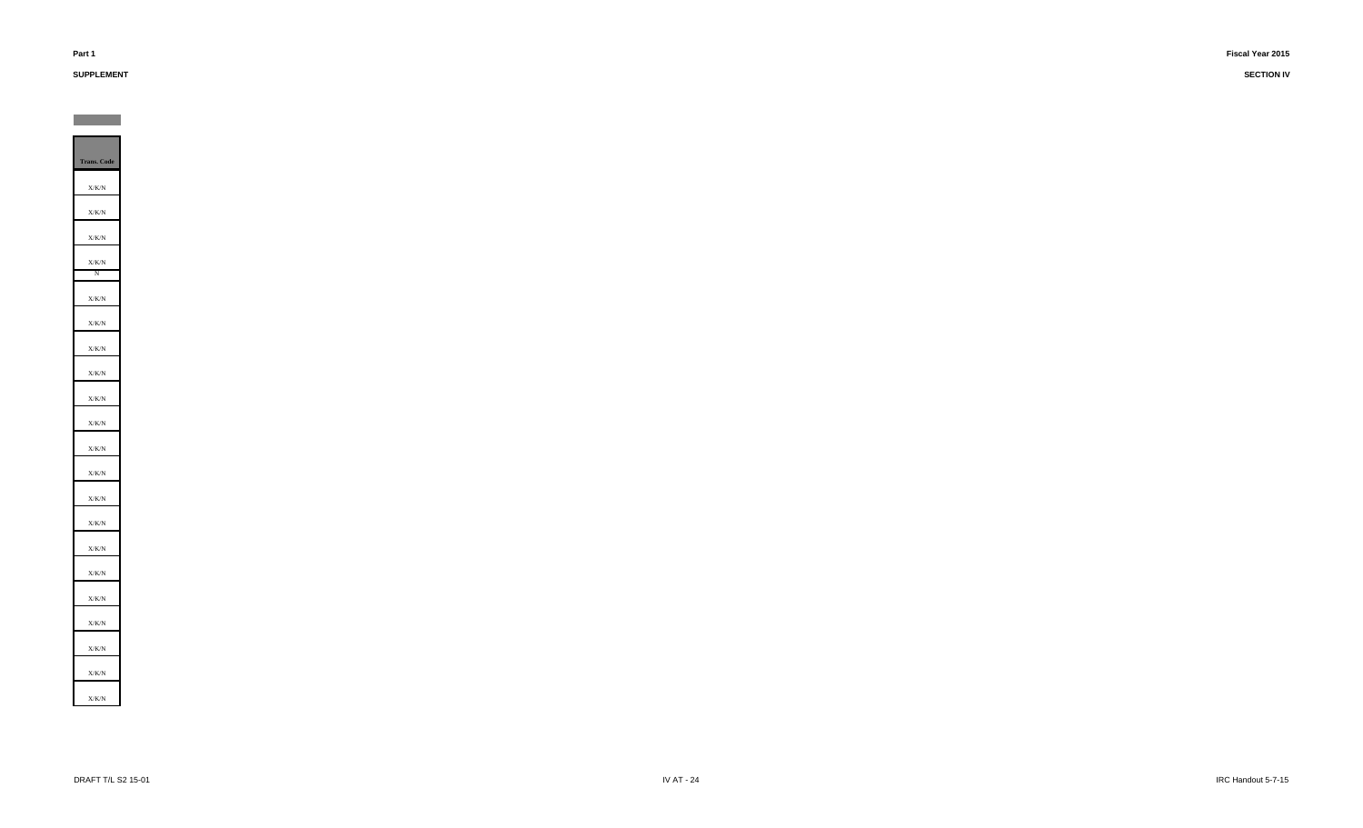| Trans. Code |
| --- |
| X/K/N |
| X/K/N |
| X/K/N |
| X/K/N |
| N |
| X/K/N |
| X/K/N |
| X/K/N |
| X/K/N |
| X/K/N |
| X/K/N |
| X/K/N |
| X/K/N |
| X/K/N |
| X/K/N |
| X/K/N |
| X/K/N |
| X/K/N |
| X/K/N |
| X/K/N |
| X/K/N |
| X/K/N |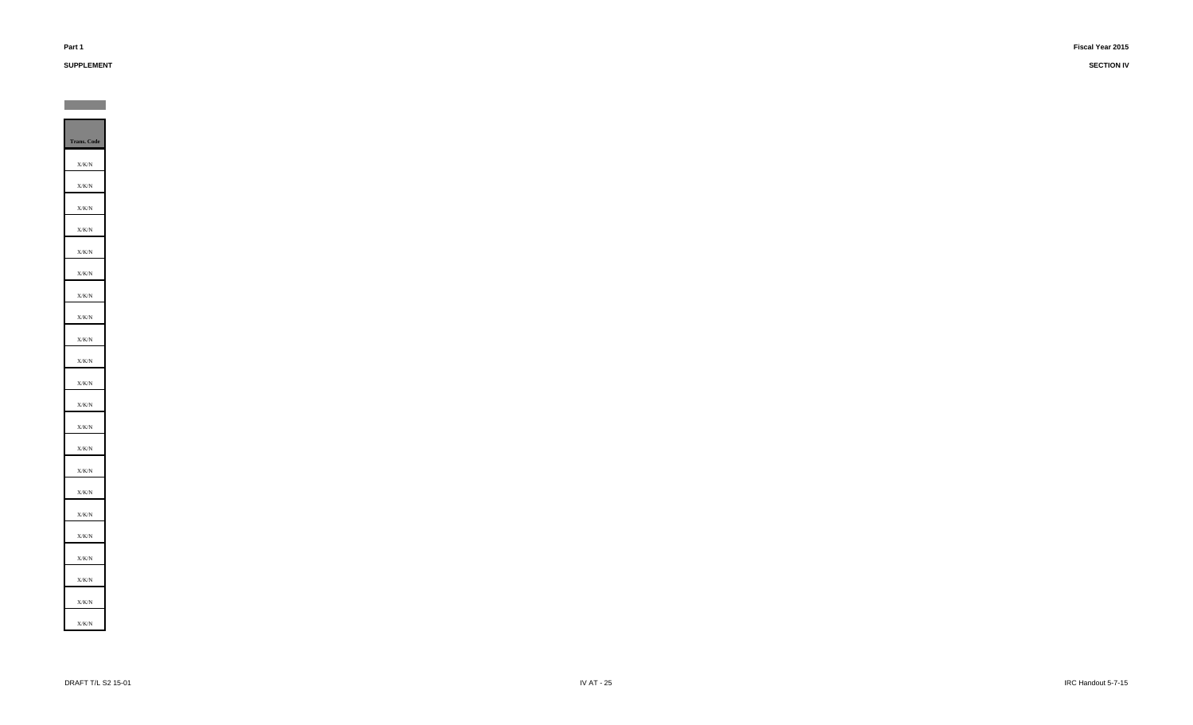| Trans. Code |
| --- |
| X/K/N |
| X/K/N |
| X/K/N |
| X/K/N |
| X/K/N |
| X/K/N |
| X/K/N |
| X/K/N |
| X/K/N |
| X/K/N |
| X/K/N |
| X/K/N |
| X/K/N |
| X/K/N |
| X/K/N |
| X/K/N |
| X/K/N |
| X/K/N |
| X/K/N |
| X/K/N |
| X/K/N |
| X/K/N |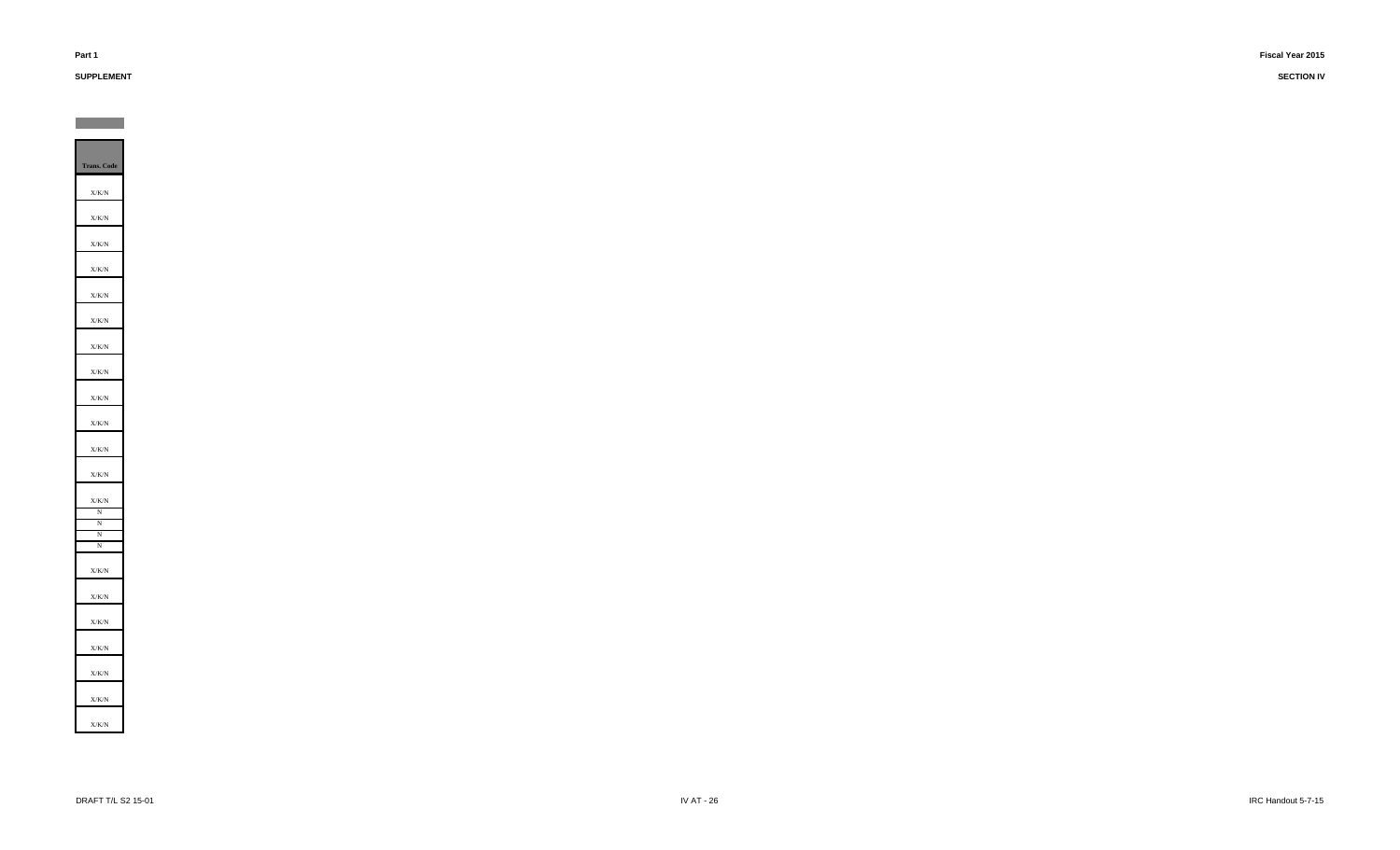| Trans. Code |
| --- |
| X/K/N |
| X/K/N |
| X/K/N |
| X/K/N |
| X/K/N |
| X/K/N |
| X/K/N |
| X/K/N |
| X/K/N |
| X/K/N |
| X/K/N |
| X/K/N |
| X/K/N |
| N |
| N |
| N |
| N |
| X/K/N |
| X/K/N |
| X/K/N |
| X/K/N |
| X/K/N |
| X/K/N |
| X/K/N |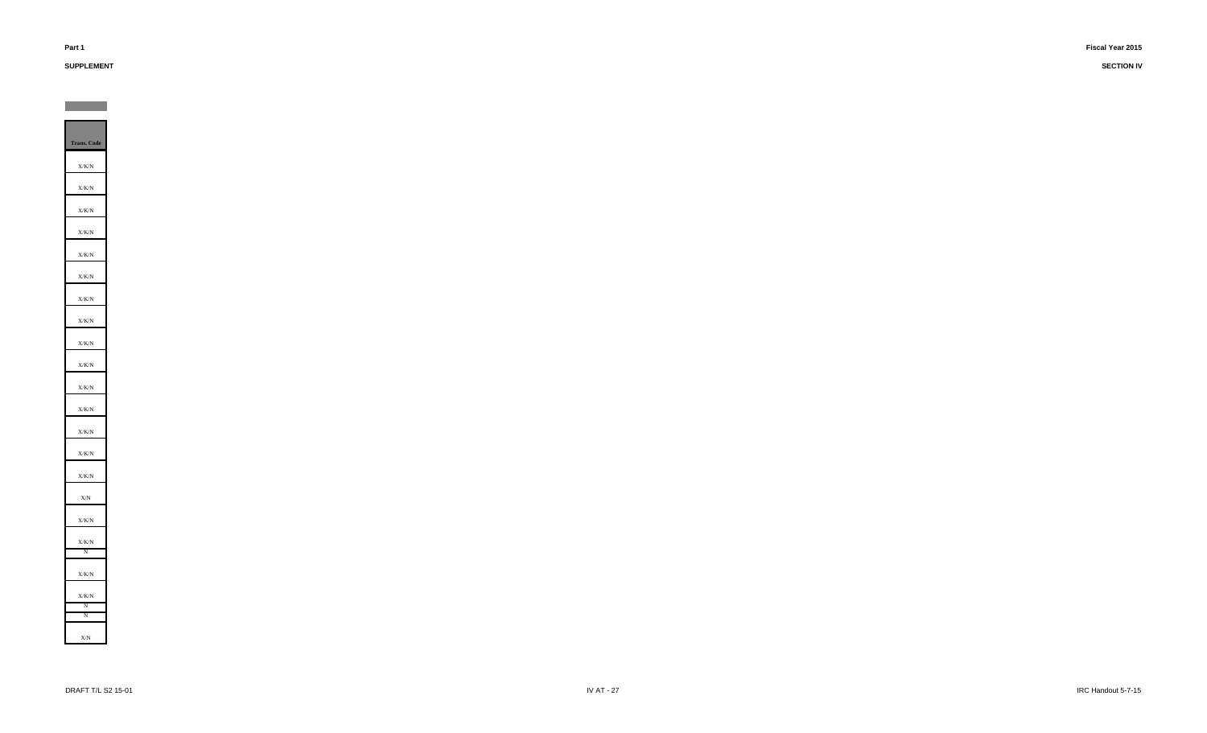| Trans. Code |
| --- |
| X/K/N |
| X/K/N |
| X/K/N |
| X/K/N |
| X/K/N |
| X/K/N |
| X/K/N |
| X/K/N |
| X/K/N |
| X/K/N |
| X/K/N |
| X/K/N |
| X/K/N |
| X/K/N |
| X/K/N |
| X/N |
| X/K/N |
| X/K/N |
| N |
| X/K/N |
| X/K/N |
| N |
| N |
| X/N |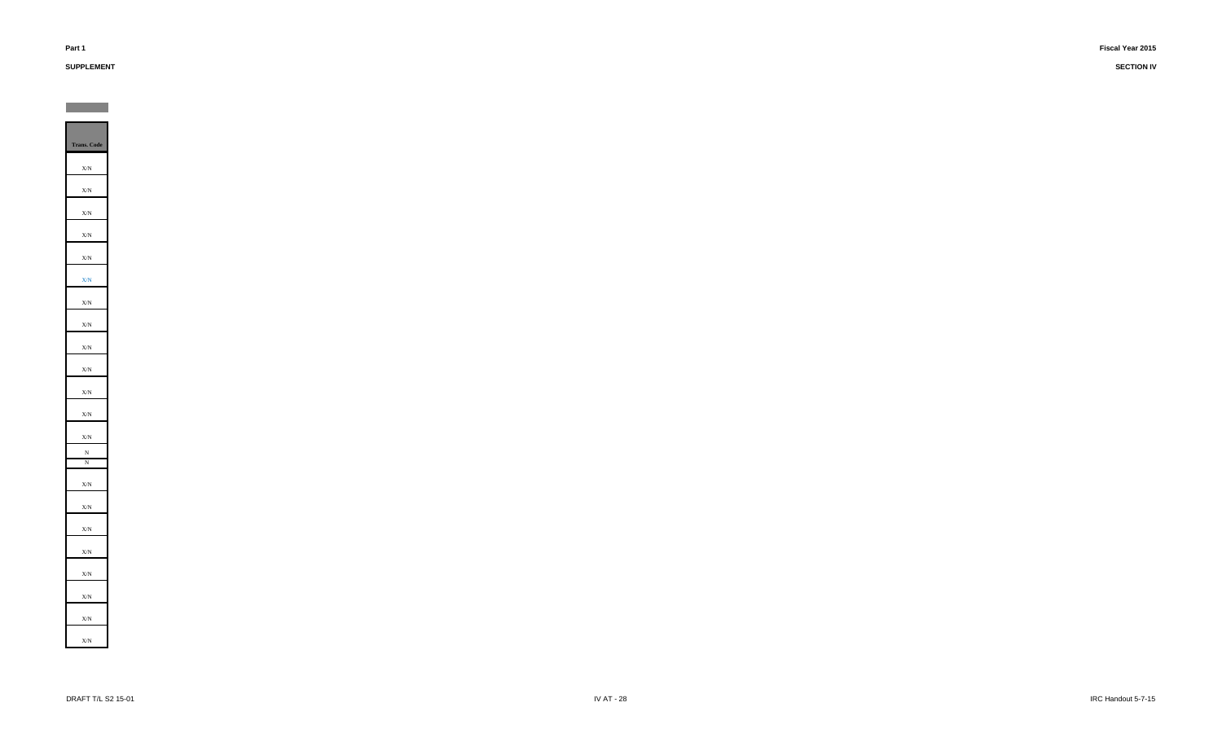| Trans. Code |
| --- |
| X/N |
| X/N |
| X/N |
| X/N |
| X/N |
| X/N |
| X/N |
| X/N |
| X/N |
| X/N |
| X/N |
| X/N |
| X/N |
| N |
| N |
| X/N |
| X/N |
| X/N |
| X/N |
| X/N |
| X/N |
| X/N |
| X/N |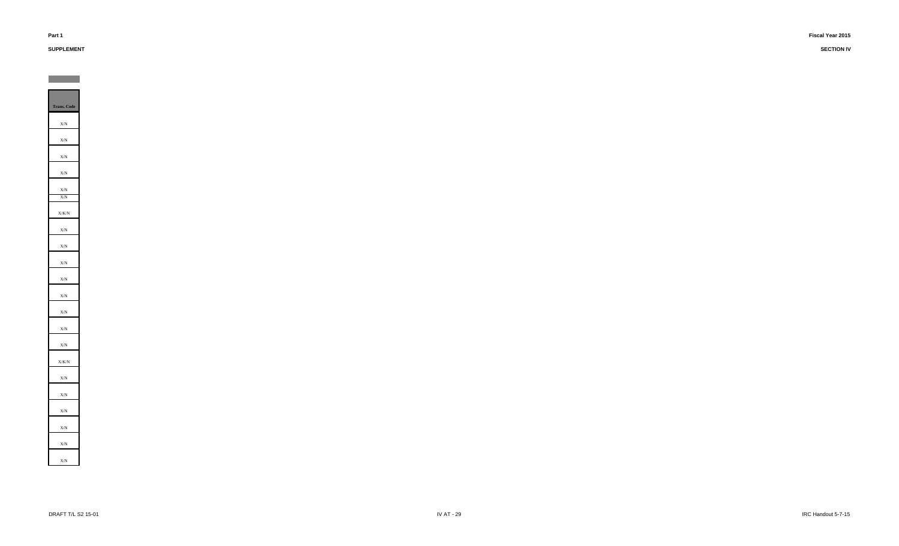| Trans. Code |
|---|
| X/N |
| X/N |
| X/N |
| X/N |
| X/N |
| X/N |
| X/K/N |
| X/N |
| X/N |
| X/N |
| X/N |
| X/N |
| X/N |
| X/N |
| X/N |
| X/K/N |
| X/N |
| X/N |
| X/N |
| X/N |
| X/N |
| X/N |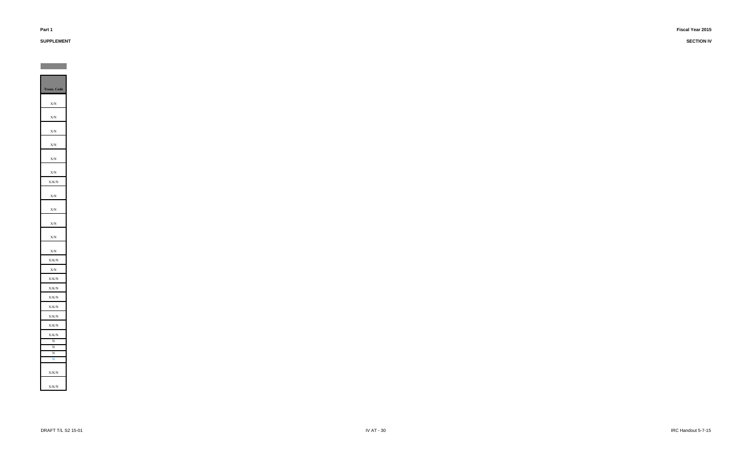| Trans. Code |
|---|
| X/N |
| X/N |
| X/N |
| X/N |
| X/N |
| X/N |
| X/K/N |
| X/N |
| X/N |
| X/N |
| X/N |
| X/N |
| X/K/N |
| X/N |
| X/K/N |
| X/K/N |
| X/K/N |
| X/K/N |
| X/K/N |
| X/K/N |
| X/K/N |
| N |
| N |
| N |
| N |
| X/K/N |
| X/K/N |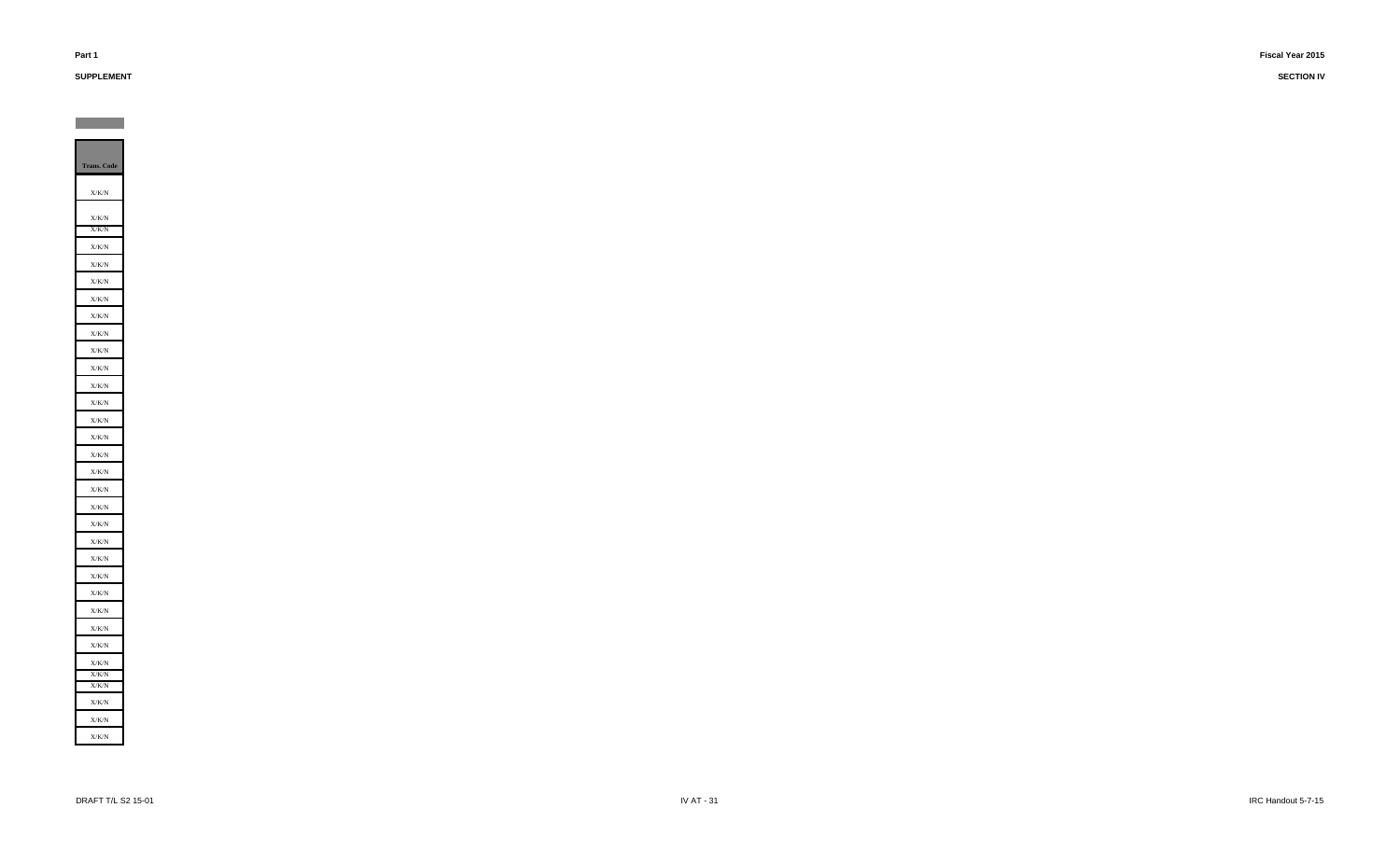| Trans. Code |
| --- |
| X/K/N |
| X/K/N |
| X/K/N |
| X/K/N |
| X/K/N |
| X/K/N |
| X/K/N |
| X/K/N |
| X/K/N |
| X/K/N |
| X/K/N |
| X/K/N |
| X/K/N |
| X/K/N |
| X/K/N |
| X/K/N |
| X/K/N |
| X/K/N |
| X/K/N |
| X/K/N |
| X/K/N |
| X/K/N |
| X/K/N |
| X/K/N |
| X/K/N |
| X/K/N |
| X/K/N |
| X/K/N |
| X/K/N |
| X/K/N |
| X/K/N |
| X/K/N |
| X/K/N |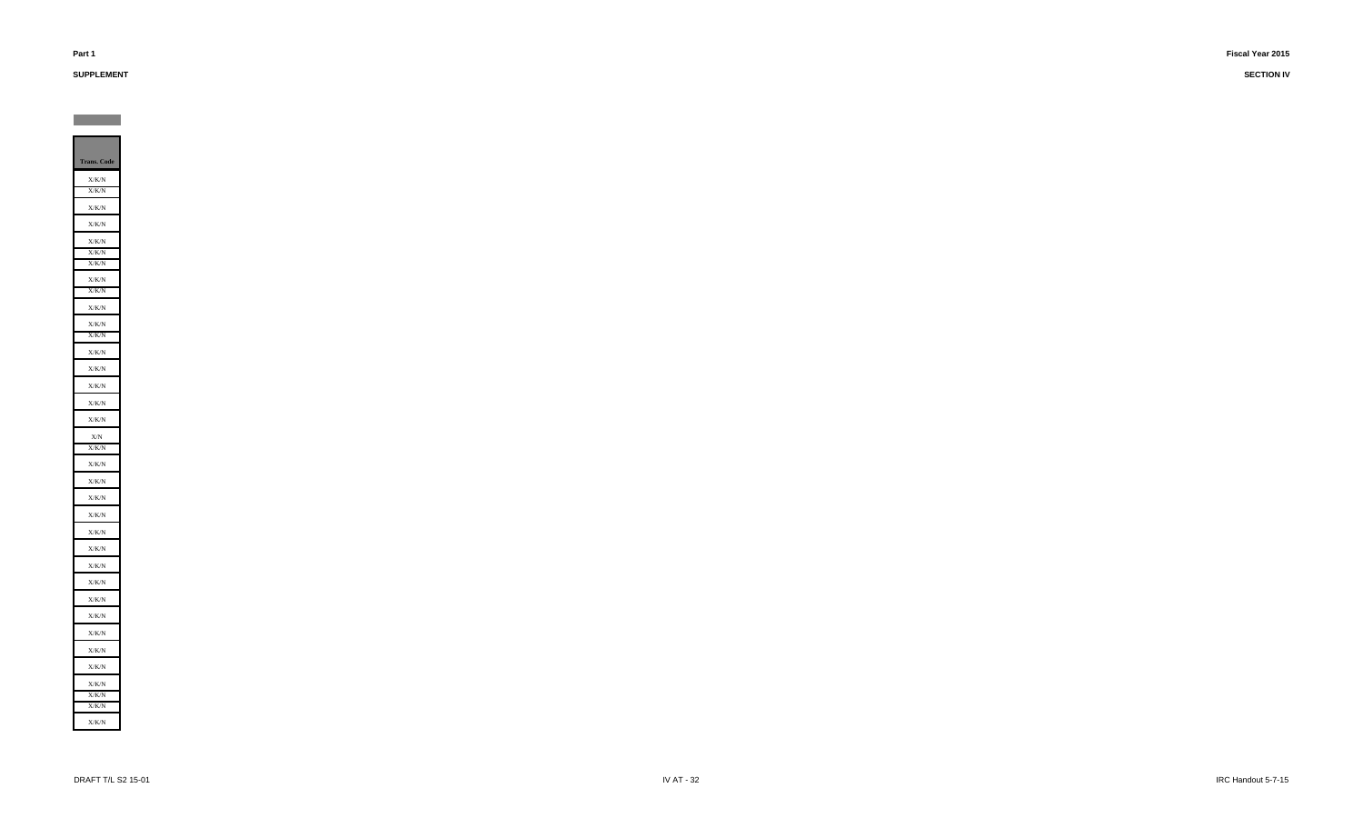| Trans. Code |
|---|
| X/K/N |
| X/K/N |
| X/K/N |
| X/K/N |
| X/K/N |
| X/K/N |
| X/K/N |
| X/K/N |
| X/K/N |
| X/K/N |
| X/K/N |
| X/K/N |
| X/K/N |
| X/K/N |
| X/K/N |
| X/K/N |
| X/K/N |
| X/N |
| X/K/N |
| X/K/N |
| X/K/N |
| X/K/N |
| X/K/N |
| X/K/N |
| X/K/N |
| X/K/N |
| X/K/N |
| X/K/N |
| X/K/N |
| X/K/N |
| X/K/N |
| X/K/N |
| X/K/N |
| X/K/N |
| X/K/N |
| X/K/N |
| X/K/N |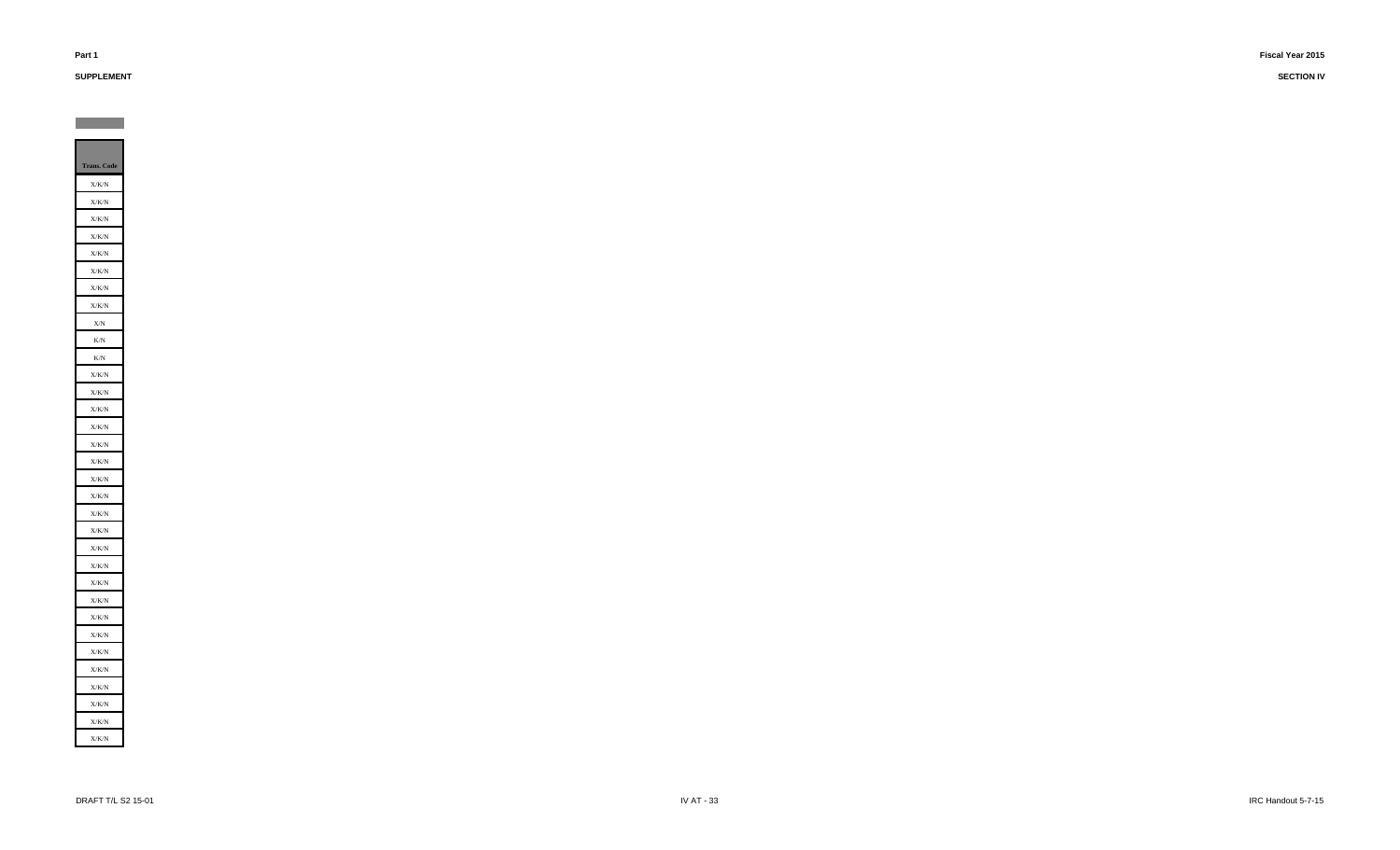| Trans. Code |
|---|
| X/K/N |
| X/K/N |
| X/K/N |
| X/K/N |
| X/K/N |
| X/K/N |
| X/K/N |
| X/K/N |
| X/N |
| K/N |
| K/N |
| X/K/N |
| X/K/N |
| X/K/N |
| X/K/N |
| X/K/N |
| X/K/N |
| X/K/N |
| X/K/N |
| X/K/N |
| X/K/N |
| X/K/N |
| X/K/N |
| X/K/N |
| X/K/N |
| X/K/N |
| X/K/N |
| X/K/N |
| X/K/N |
| X/K/N |
| X/K/N |
| X/K/N |
| X/K/N |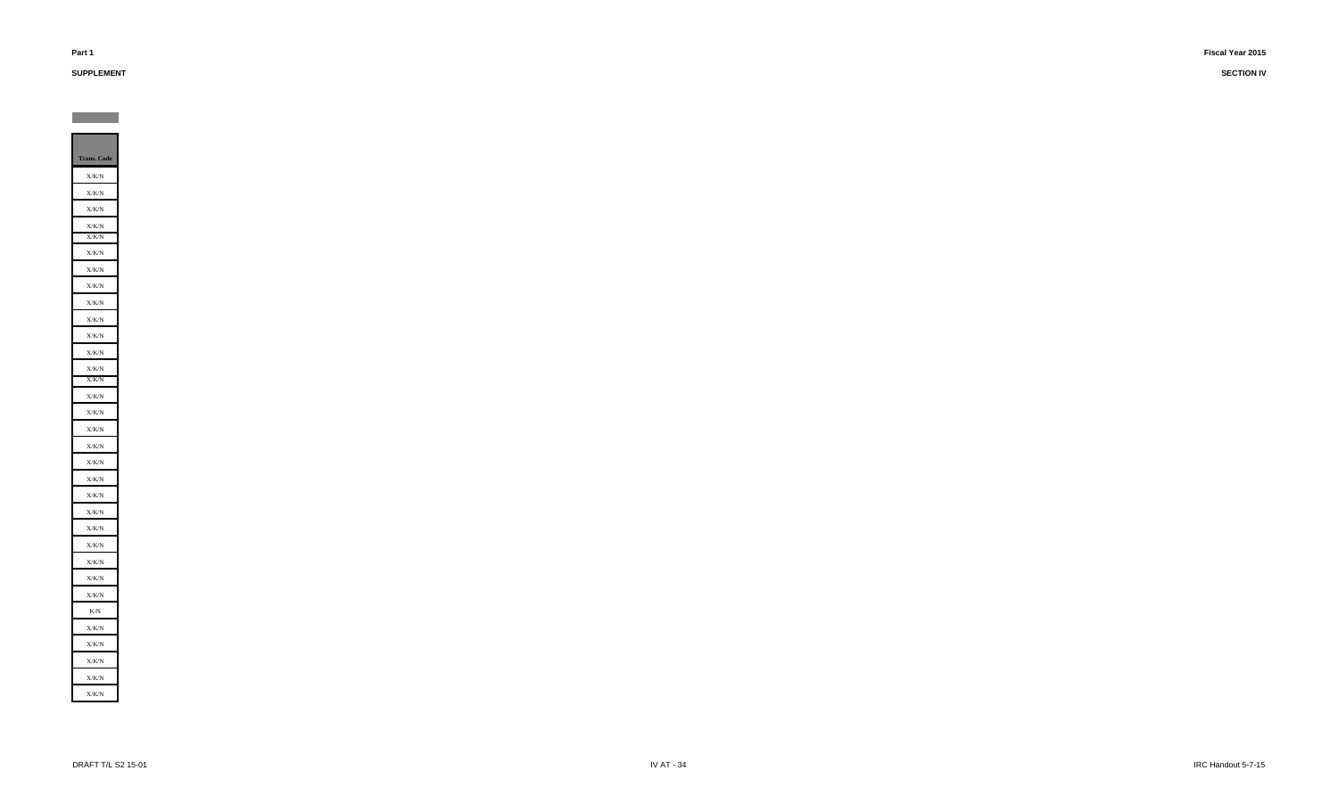| Trans. Code |
|---|
| X/K/N |
| X/K/N |
| X/K/N |
| X/K/N |
| X/K/N |
| X/K/N |
| X/K/N |
| X/K/N |
| X/K/N |
| X/K/N |
| X/K/N |
| X/K/N |
| X/K/N |
| X/K/N |
| X/K/N |
| X/K/N |
| X/K/N |
| X/K/N |
| X/K/N |
| X/K/N |
| X/K/N |
| X/K/N |
| X/K/N |
| X/K/N |
| X/K/N |
| X/K/N |
| X/K/N |
| K/N |
| X/K/N |
| X/K/N |
| X/K/N |
| X/K/N |
| X/K/N |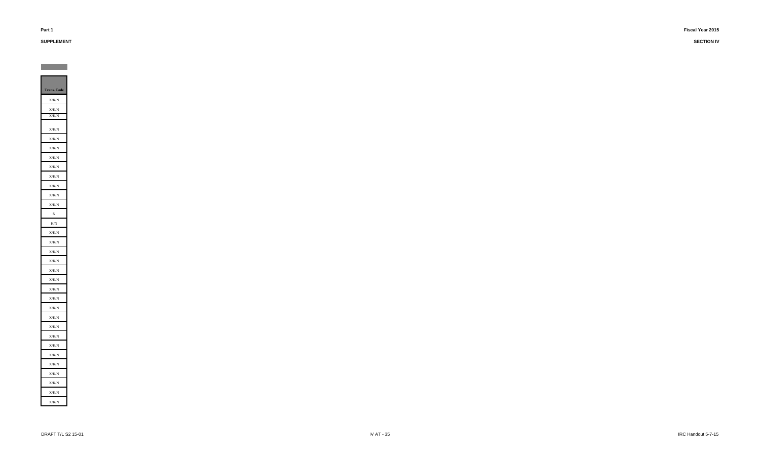| Trans. Code |
| --- |
| X/K/N |
| X/K/N |
| X/K/N |
| X/K/N |
| X/K/N |
| X/K/N |
| X/K/N |
| X/K/N |
| X/K/N |
| X/K/N |
| X/K/N |
| X/K/N |
| N |
| K/N |
| X/K/N |
| X/K/N |
| X/K/N |
| X/K/N |
| X/K/N |
| X/K/N |
| X/K/N |
| X/K/N |
| X/K/N |
| X/K/N |
| X/K/N |
| X/K/N |
| X/K/N |
| X/K/N |
| X/K/N |
| X/K/N |
| X/K/N |
| X/K/N |
| X/K/N |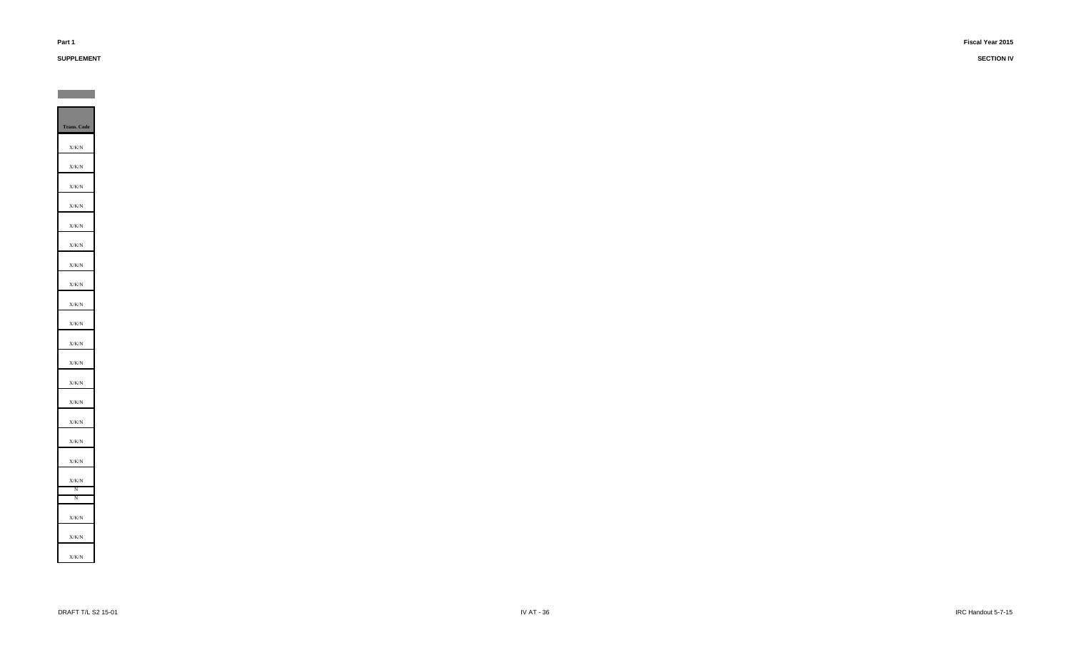| Trans. Code |
| --- |
| X/K/N |
| X/K/N |
| X/K/N |
| X/K/N |
| X/K/N |
| X/K/N |
| X/K/N |
| X/K/N |
| X/K/N |
| X/K/N |
| X/K/N |
| X/K/N |
| X/K/N |
| X/K/N |
| X/K/N |
| X/K/N |
| X/K/N |
| X/K/N |
| N |
| N |
| X/K/N |
| X/K/N |
| X/K/N |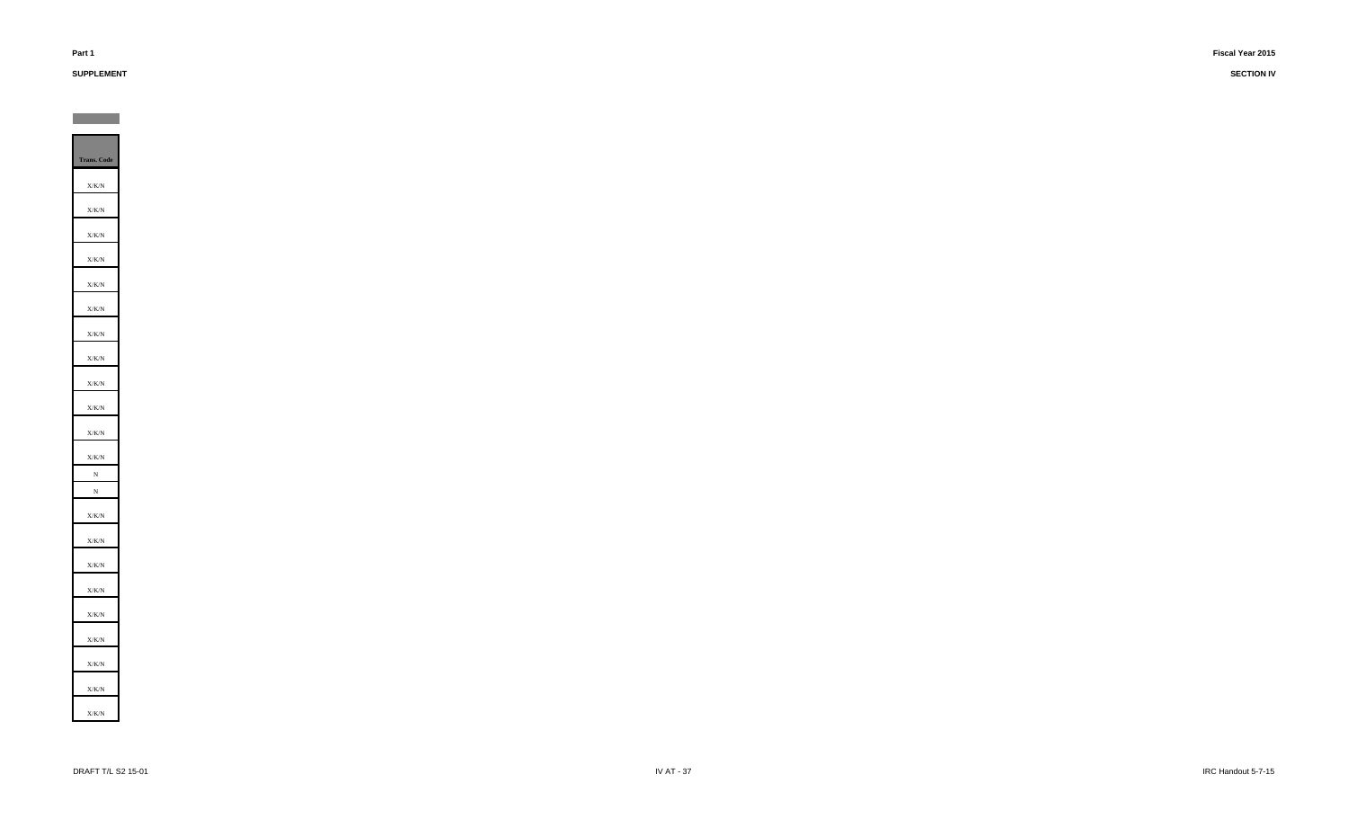| Trans. Code |
| --- |
| X/K/N |
| X/K/N |
| X/K/N |
| X/K/N |
| X/K/N |
| X/K/N |
| X/K/N |
| X/K/N |
| X/K/N |
| X/K/N |
| X/K/N |
| X/K/N |
| N |
| N |
| X/K/N |
| X/K/N |
| X/K/N |
| X/K/N |
| X/K/N |
| X/K/N |
| X/K/N |
| X/K/N |
| X/K/N |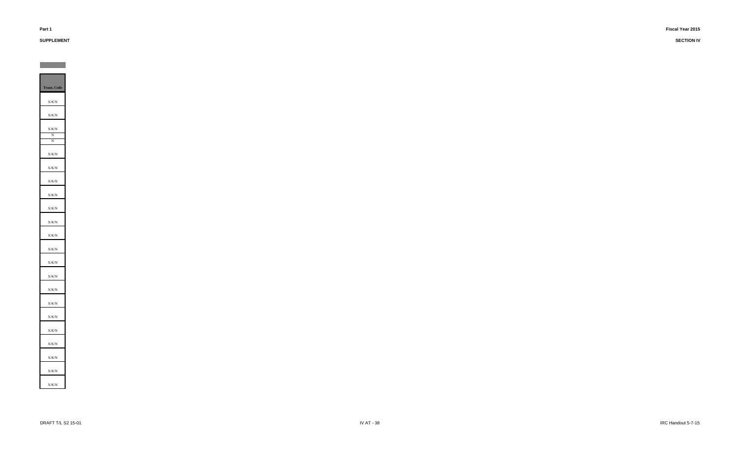| Trans. Code |
|---|
| X/K/N |
| X/K/N |
| X/K/N |
| N |
| N |
| X/K/N |
| X/K/N |
| X/K/N |
| X/K/N |
| X/K/N |
| X/K/N |
| X/K/N |
| X/K/N |
| X/K/N |
| X/K/N |
| X/K/N |
| X/K/N |
| X/K/N |
| X/K/N |
| X/K/N |
| X/K/N |
| X/K/N |
| X/K/N |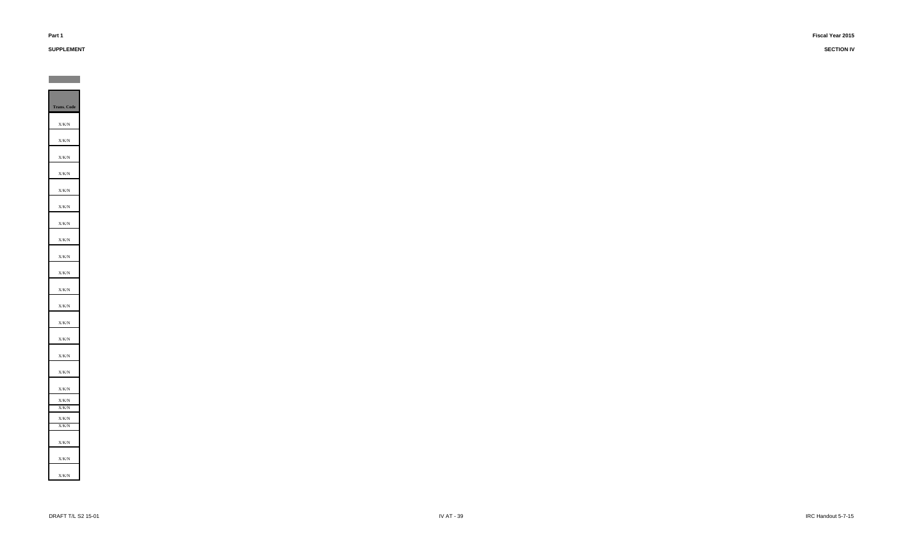| Trans. Code |
|---|
| X/K/N |
| X/K/N |
| X/K/N |
| X/K/N |
| X/K/N |
| X/K/N |
| X/K/N |
| X/K/N |
| X/K/N |
| X/K/N |
| X/K/N |
| X/K/N |
| X/K/N |
| X/K/N |
| X/K/N |
| X/K/N |
| X/K/N |
| X/K/N |
| X/K/N |
| X/K/N |
| X/K/N |
| X/K/N |
| X/K/N |
| X/K/N |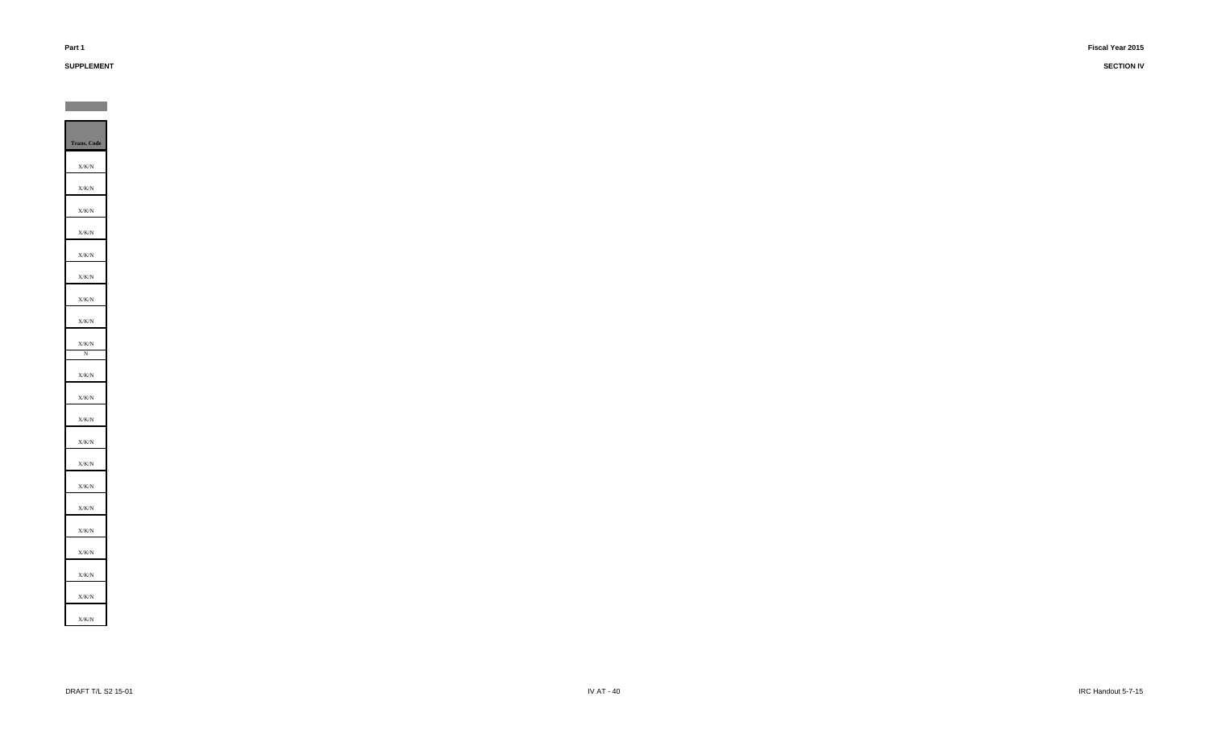| Trans. Code |
| --- |
| X/K/N |
| X/K/N |
| X/K/N |
| X/K/N |
| X/K/N |
| X/K/N |
| X/K/N |
| X/K/N |
| X/K/N |
| N |
| X/K/N |
| X/K/N |
| X/K/N |
| X/K/N |
| X/K/N |
| X/K/N |
| X/K/N |
| X/K/N |
| X/K/N |
| X/K/N |
| X/K/N |
| X/K/N |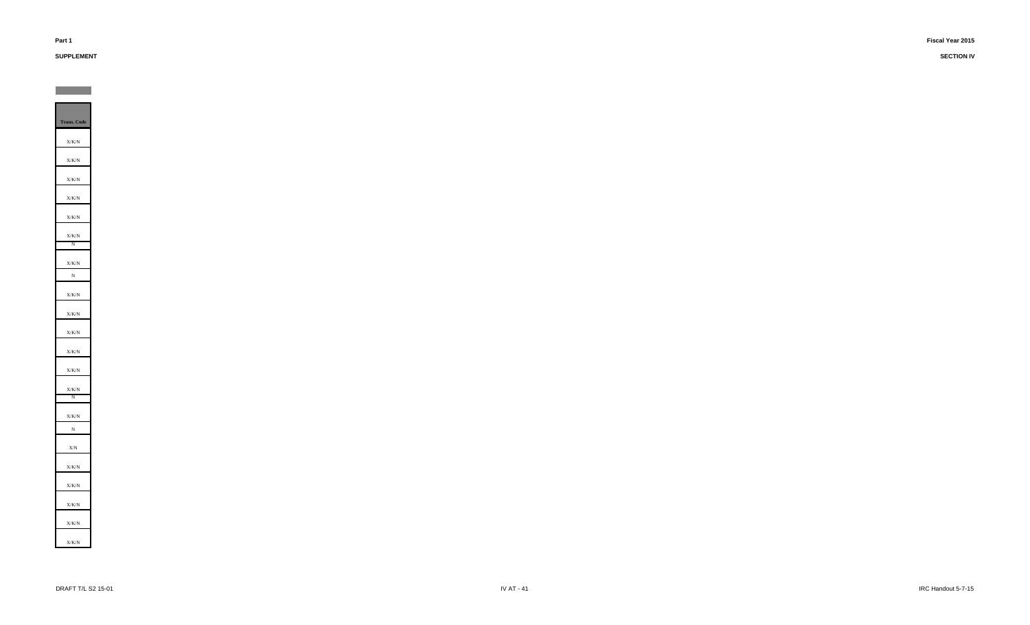| Trans. Code |
| --- |
| X/K/N |
| X/K/N |
| X/K/N |
| X/K/N |
| X/K/N |
| X/K/N |
| N |
| X/K/N |
| N |
| X/K/N |
| X/K/N |
| X/K/N |
| X/K/N |
| X/K/N |
| X/K/N |
| N |
| X/K/N |
| N |
| X/N |
| X/K/N |
| X/K/N |
| X/K/N |
| X/K/N |
| X/K/N |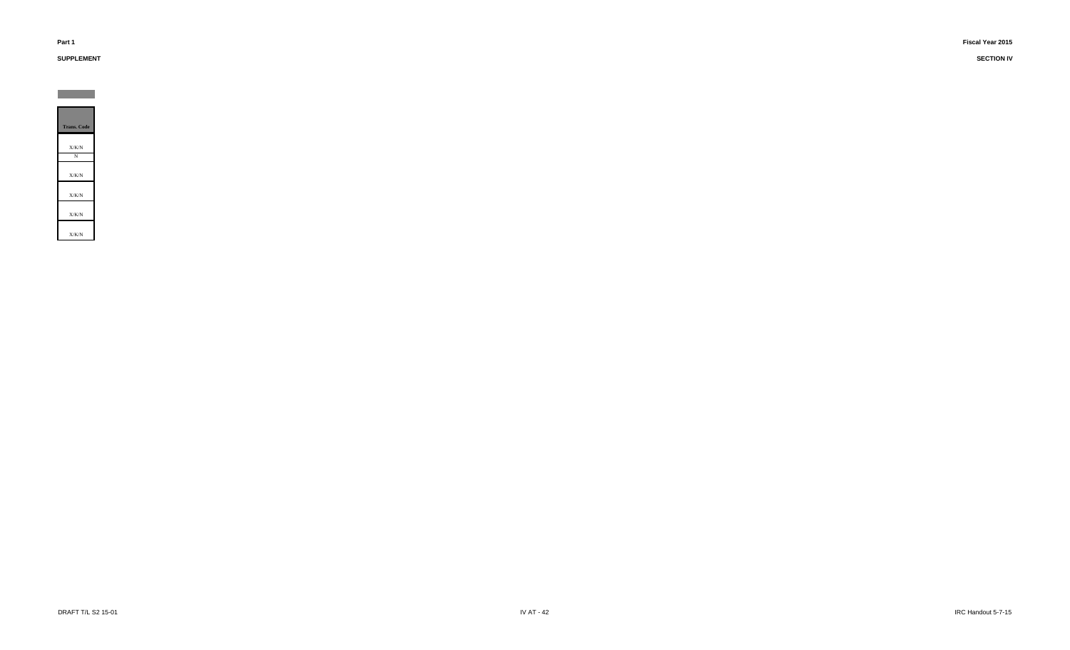| Trans. Code |
|---|
| X/K/N |
| N |
| X/K/N |
| X/K/N |
| X/K/N |
| X/K/N |